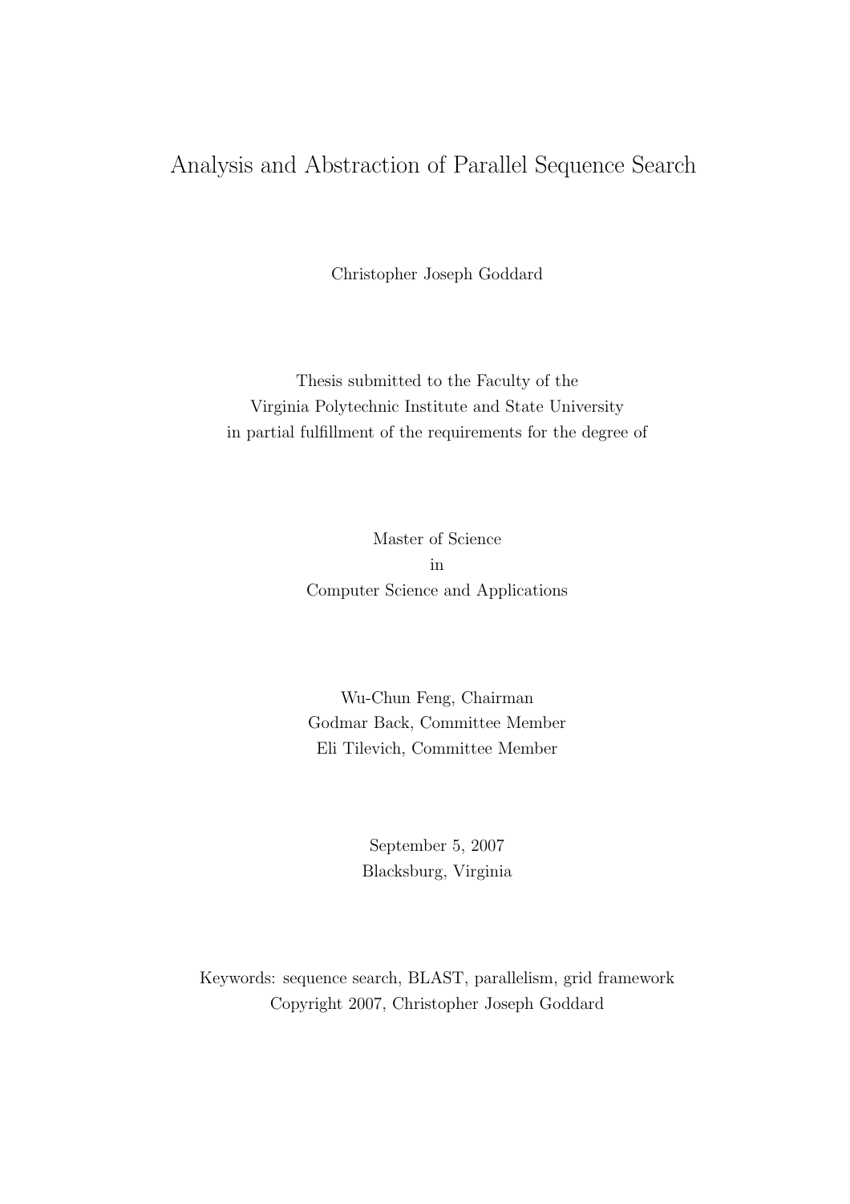# Analysis and Abstraction of Parallel Sequence Search

Christopher Joseph Goddard

Thesis submitted to the Faculty of the
Virginia Polytechnic Institute and State University
in partial fulfillment of the requirements for the degree of

Master of Science
in
Computer Science and Applications

Wu-Chun Feng, Chairman
Godmar Back, Committee Member
Eli Tilevich, Committee Member

September 5, 2007
Blacksburg, Virginia

Keywords: sequence search, BLAST, parallelism, grid framework
Copyright 2007, Christopher Joseph Goddard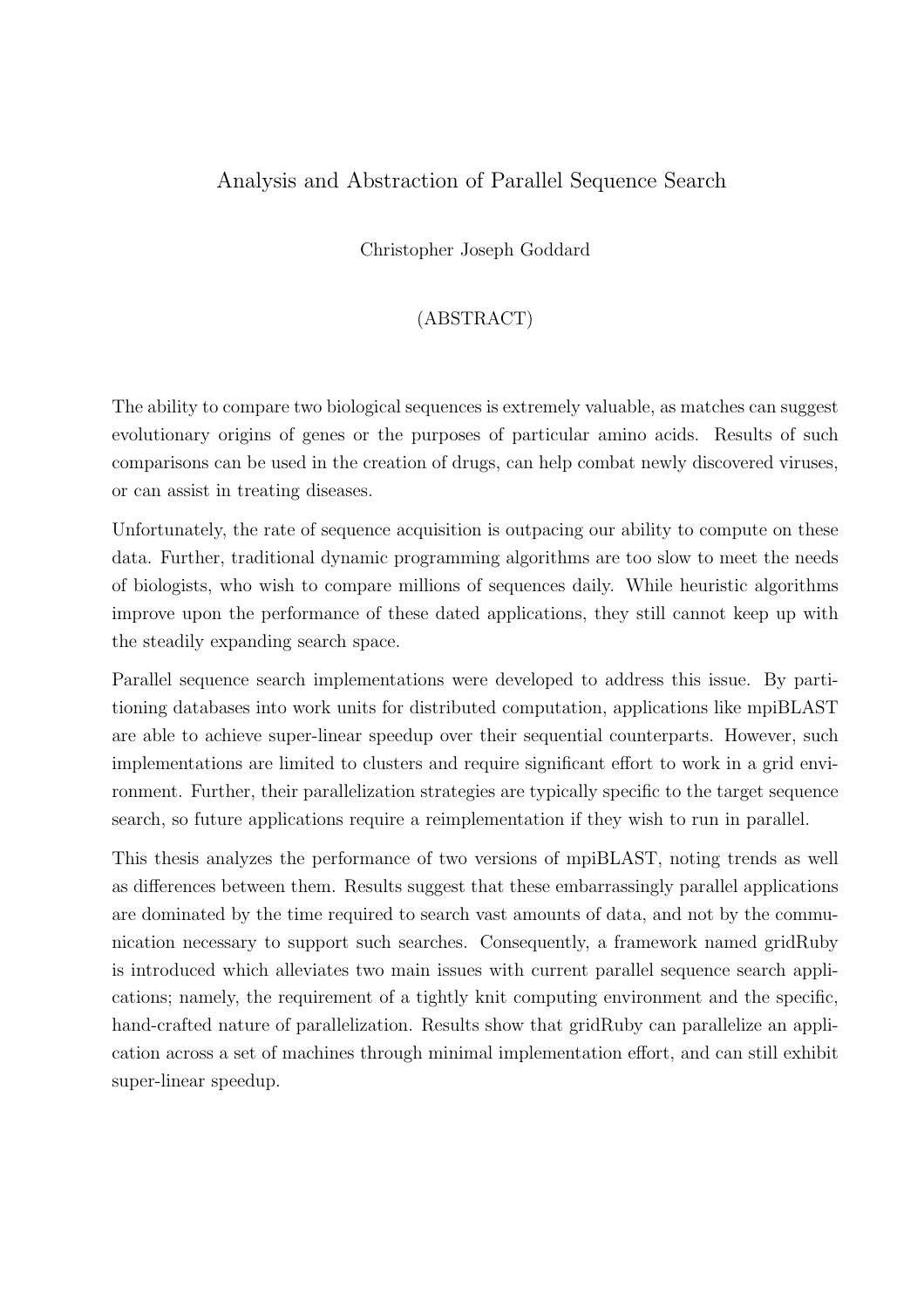# Analysis and Abstraction of Parallel Sequence Search

Christopher Joseph Goddard

(ABSTRACT)

The ability to compare two biological sequences is extremely valuable, as matches can suggest evolutionary origins of genes or the purposes of particular amino acids. Results of such comparisons can be used in the creation of drugs, can help combat newly discovered viruses, or can assist in treating diseases.

Unfortunately, the rate of sequence acquisition is outpacing our ability to compute on these data. Further, traditional dynamic programming algorithms are too slow to meet the needs of biologists, who wish to compare millions of sequences daily. While heuristic algorithms improve upon the performance of these dated applications, they still cannot keep up with the steadily expanding search space.

Parallel sequence search implementations were developed to address this issue. By partitioning databases into work units for distributed computation, applications like mpiBLAST are able to achieve super-linear speedup over their sequential counterparts. However, such implementations are limited to clusters and require significant effort to work in a grid environment. Further, their parallelization strategies are typically specific to the target sequence search, so future applications require a reimplementation if they wish to run in parallel.

This thesis analyzes the performance of two versions of mpiBLAST, noting trends as well as differences between them. Results suggest that these embarrassingly parallel applications are dominated by the time required to search vast amounts of data, and not by the communication necessary to support such searches. Consequently, a framework named gridRuby is introduced which alleviates two main issues with current parallel sequence search applications; namely, the requirement of a tightly knit computing environment and the specific, hand-crafted nature of parallelization. Results show that gridRuby can parallelize an application across a set of machines through minimal implementation effort, and can still exhibit super-linear speedup.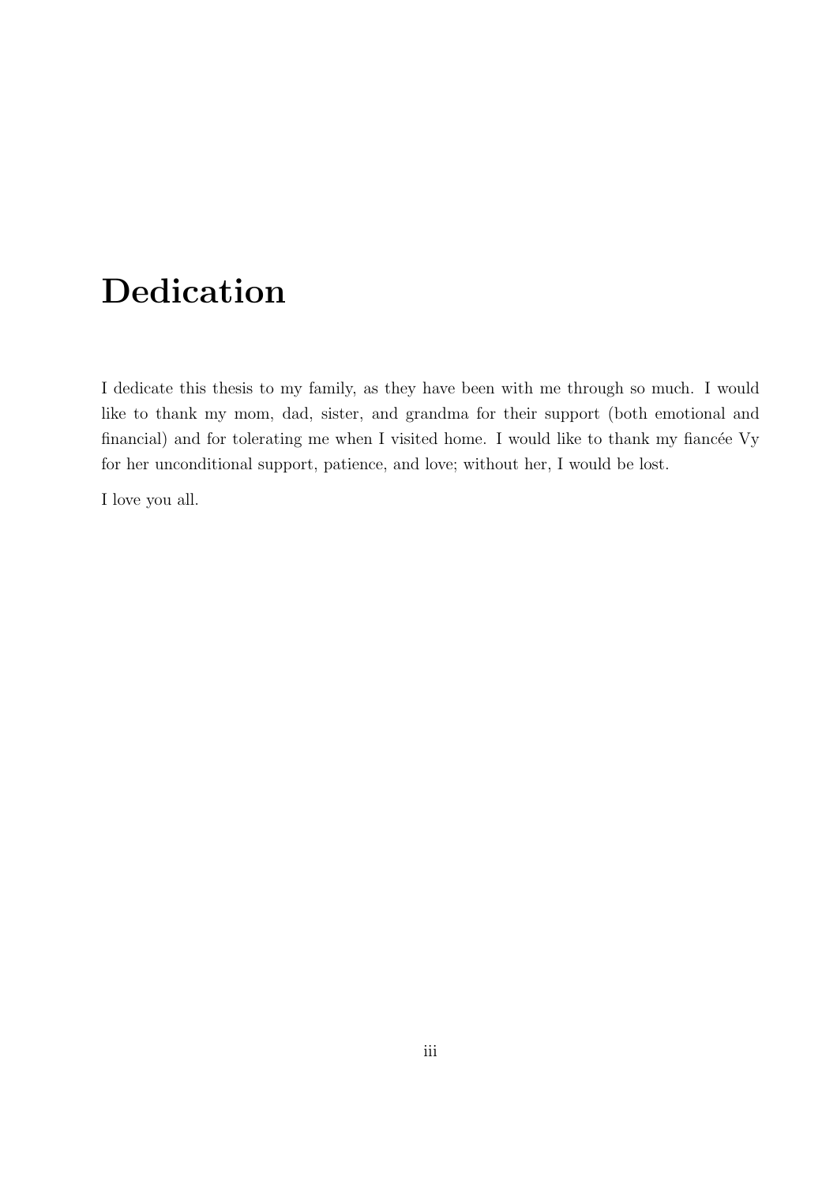# Dedication

I dedicate this thesis to my family, as they have been with me through so much. I would like to thank my mom, dad, sister, and grandma for their support (both emotional and financial) and for tolerating me when I visited home. I would like to thank my fiancée Vy for her unconditional support, patience, and love; without her, I would be lost.

I love you all.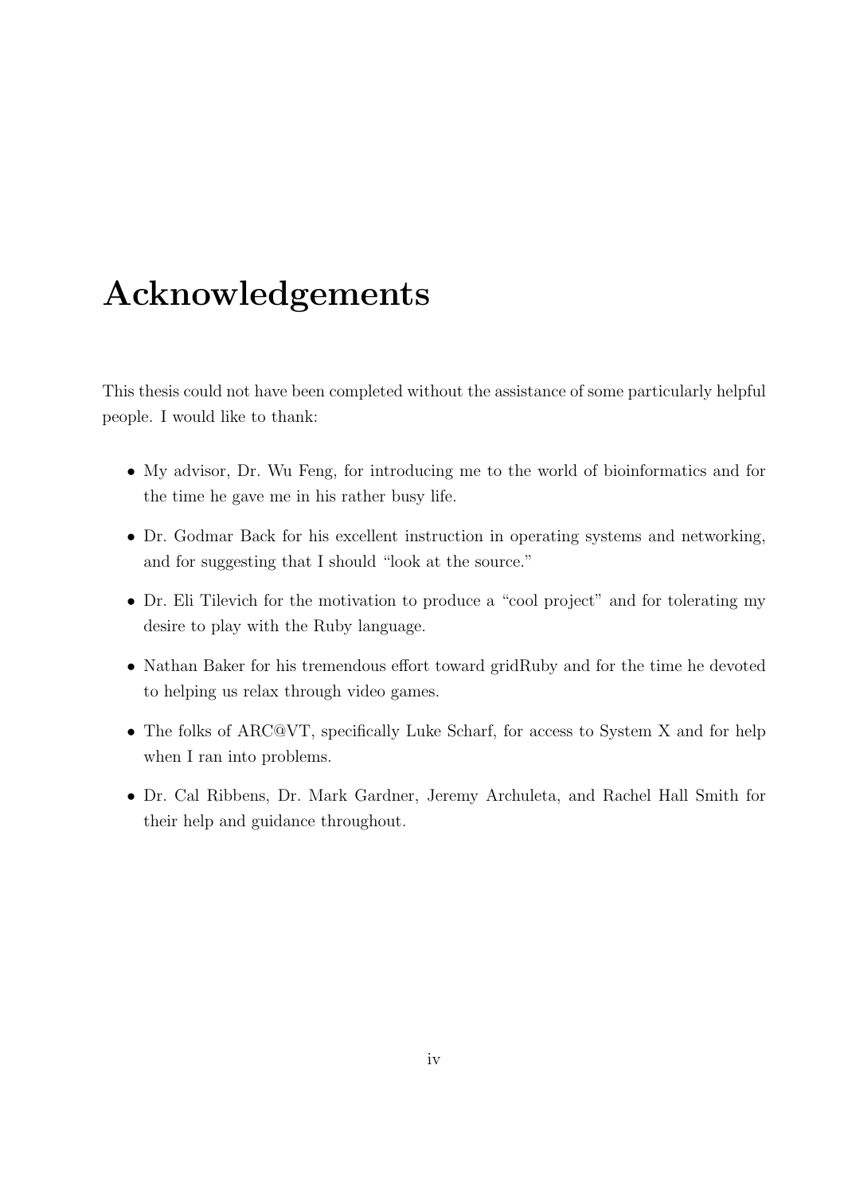# Acknowledgements

This thesis could not have been completed without the assistance of some particularly helpful people. I would like to thank:

- My advisor, Dr. Wu Feng, for introducing me to the world of bioinformatics and for the time he gave me in his rather busy life.
- Dr. Godmar Back for his excellent instruction in operating systems and networking, and for suggesting that I should "look at the source."
- Dr. Eli Tilevich for the motivation to produce a "cool project" and for tolerating my desire to play with the Ruby language.
- Nathan Baker for his tremendous effort toward gridRuby and for the time he devoted to helping us relax through video games.
- The folks of ARC@VT, specifically Luke Scharf, for access to System X and for help when I ran into problems.
- Dr. Cal Ribbens, Dr. Mark Gardner, Jeremy Archuleta, and Rachel Hall Smith for their help and guidance throughout.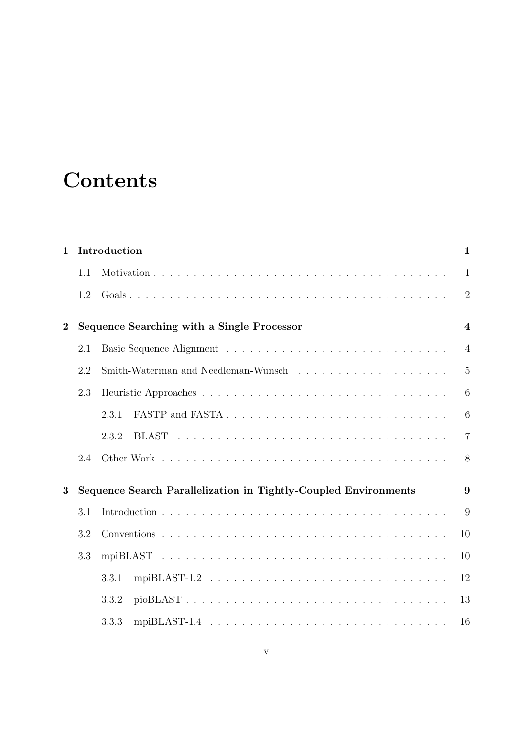# Contents

**1 Introduction** **1**

- 1.1 Motivation . . . . . . . . . . . . . . . . . . . . . . . . . . . . . . . . . . . . . . 1
- 1.2 Goals . . . . . . . . . . . . . . . . . . . . . . . . . . . . . . . . . . . . . . . . . 2

**2 Sequence Searching with a Single Processor** **4**

- 2.1 Basic Sequence Alignment . . . . . . . . . . . . . . . . . . . . . . . . . . . . 4
- 2.2 Smith-Waterman and Needleman-Wunsch . . . . . . . . . . . . . . . . . . . 5
- 2.3 Heuristic Approaches . . . . . . . . . . . . . . . . . . . . . . . . . . . . . . . 6
  - 2.3.1 FASTP and FASTA . . . . . . . . . . . . . . . . . . . . . . . . . . . . 6
  - 2.3.2 BLAST . . . . . . . . . . . . . . . . . . . . . . . . . . . . . . . . . . . 7
- 2.4 Other Work . . . . . . . . . . . . . . . . . . . . . . . . . . . . . . . . . . . . . 8

**3 Sequence Search Parallelization in Tightly-Coupled Environments** **9**

- 3.1 Introduction . . . . . . . . . . . . . . . . . . . . . . . . . . . . . . . . . . . . . 9
- 3.2 Conventions . . . . . . . . . . . . . . . . . . . . . . . . . . . . . . . . . . . . . 10
- 3.3 mpiBLAST . . . . . . . . . . . . . . . . . . . . . . . . . . . . . . . . . . . . . 10
  - 3.3.1 mpiBLAST-1.2 . . . . . . . . . . . . . . . . . . . . . . . . . . . . . . . 12
  - 3.3.2 pioBLAST . . . . . . . . . . . . . . . . . . . . . . . . . . . . . . . . . 13
  - 3.3.3 mpiBLAST-1.4 . . . . . . . . . . . . . . . . . . . . . . . . . . . . . . . 16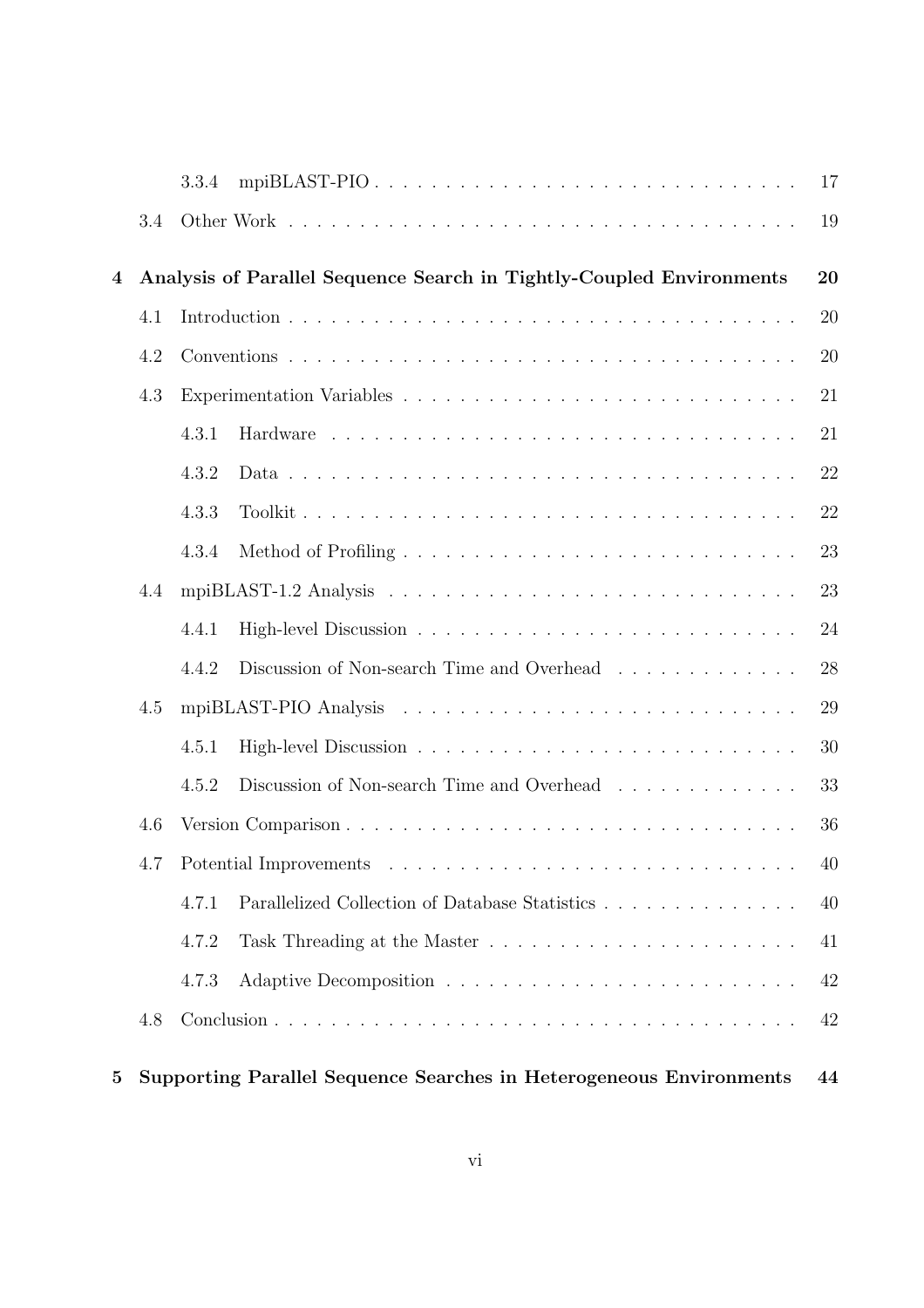3.3.4 mpiBLAST-PIO . . . . . . . . . . . . . . . . . . . . . . . . . . . . . 17

3.4 Other Work . . . . . . . . . . . . . . . . . . . . . . . . . . . . . . . . . . 19

**4 Analysis of Parallel Sequence Search in Tightly-Coupled Environments 20**

4.1 Introduction . . . . . . . . . . . . . . . . . . . . . . . . . . . . . . . . . . 20

4.2 Conventions . . . . . . . . . . . . . . . . . . . . . . . . . . . . . . . . . . 20

4.3 Experimentation Variables . . . . . . . . . . . . . . . . . . . . . . . . . . 21

4.3.1 Hardware . . . . . . . . . . . . . . . . . . . . . . . . . . . . . . . 21

4.3.2 Data . . . . . . . . . . . . . . . . . . . . . . . . . . . . . . . . . . 22

4.3.3 Toolkit . . . . . . . . . . . . . . . . . . . . . . . . . . . . . . . . . 22

4.3.4 Method of Profiling . . . . . . . . . . . . . . . . . . . . . . . . . . 23

4.4 mpiBLAST-1.2 Analysis . . . . . . . . . . . . . . . . . . . . . . . . . . . 23

4.4.1 High-level Discussion . . . . . . . . . . . . . . . . . . . . . . . . . 24

4.4.2 Discussion of Non-search Time and Overhead . . . . . . . . . . . . 28

4.5 mpiBLAST-PIO Analysis . . . . . . . . . . . . . . . . . . . . . . . . . . . 29

4.5.1 High-level Discussion . . . . . . . . . . . . . . . . . . . . . . . . . 30

4.5.2 Discussion of Non-search Time and Overhead . . . . . . . . . . . . 33

4.6 Version Comparison . . . . . . . . . . . . . . . . . . . . . . . . . . . . . . 36

4.7 Potential Improvements . . . . . . . . . . . . . . . . . . . . . . . . . . . . 40

4.7.1 Parallelized Collection of Database Statistics . . . . . . . . . . . . 40

4.7.2 Task Threading at the Master . . . . . . . . . . . . . . . . . . . . 41

4.7.3 Adaptive Decomposition . . . . . . . . . . . . . . . . . . . . . . . 42

4.8 Conclusion . . . . . . . . . . . . . . . . . . . . . . . . . . . . . . . . . . . 42

**5 Supporting Parallel Sequence Searches in Heterogeneous Environments 44**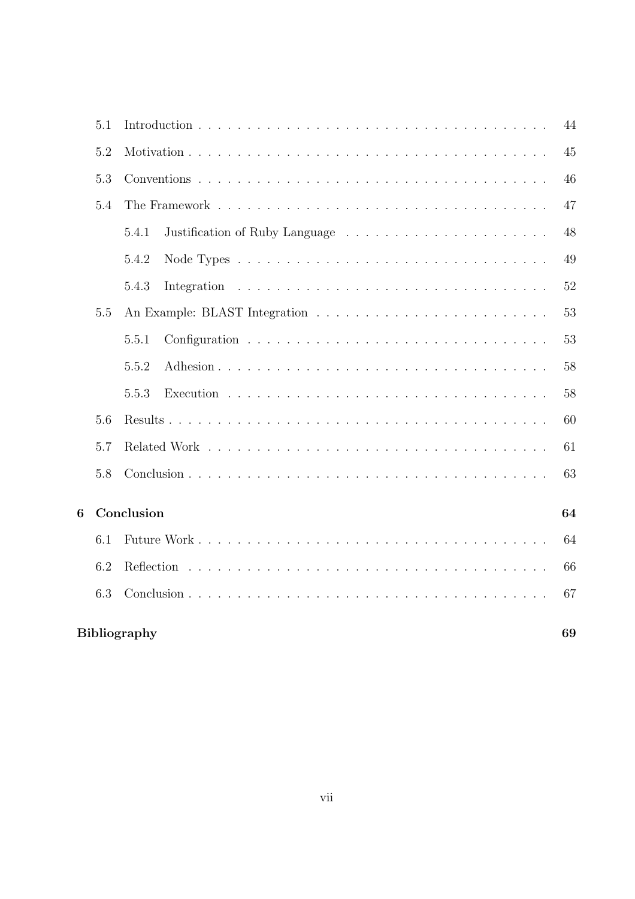5.1 Introduction . . . . . . . . . . . . . . . . . . . . . . . . . . . . . . . . . . . . 44

5.2 Motivation . . . . . . . . . . . . . . . . . . . . . . . . . . . . . . . . . . . . 45

5.3 Conventions . . . . . . . . . . . . . . . . . . . . . . . . . . . . . . . . . . . . 46

5.4 The Framework . . . . . . . . . . . . . . . . . . . . . . . . . . . . . . . . . . 47

5.4.1 Justification of Ruby Language . . . . . . . . . . . . . . . . . . . . . 48

5.4.2 Node Types . . . . . . . . . . . . . . . . . . . . . . . . . . . . . . . . 49

5.4.3 Integration . . . . . . . . . . . . . . . . . . . . . . . . . . . . . . . . 52

5.5 An Example: BLAST Integration . . . . . . . . . . . . . . . . . . . . . . . . 53

5.5.1 Configuration . . . . . . . . . . . . . . . . . . . . . . . . . . . . . . . 53

5.5.2 Adhesion . . . . . . . . . . . . . . . . . . . . . . . . . . . . . . . . . 58

5.5.3 Execution . . . . . . . . . . . . . . . . . . . . . . . . . . . . . . . . . 58

5.6 Results . . . . . . . . . . . . . . . . . . . . . . . . . . . . . . . . . . . . . . 60

5.7 Related Work . . . . . . . . . . . . . . . . . . . . . . . . . . . . . . . . . . . 61

5.8 Conclusion . . . . . . . . . . . . . . . . . . . . . . . . . . . . . . . . . . . . 63

**6 Conclusion** **64**

6.1 Future Work . . . . . . . . . . . . . . . . . . . . . . . . . . . . . . . . . . . 64

6.2 Reflection . . . . . . . . . . . . . . . . . . . . . . . . . . . . . . . . . . . . 66

6.3 Conclusion . . . . . . . . . . . . . . . . . . . . . . . . . . . . . . . . . . . . 67

**Bibliography** **69**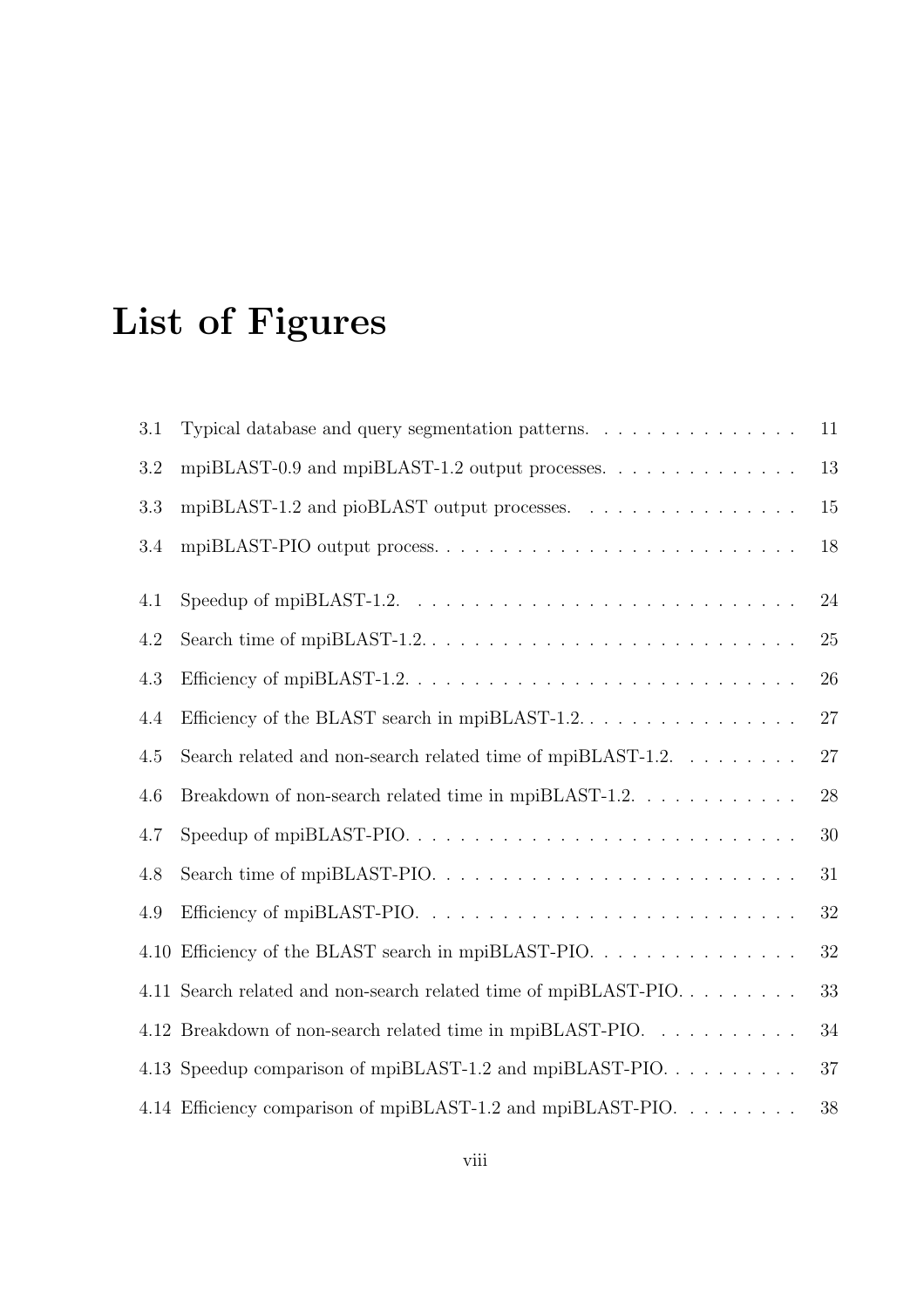# List of Figures

3.1 Typical database and query segmentation patterns. . . . . . . . . . . . . . . 11

3.2 mpiBLAST-0.9 and mpiBLAST-1.2 output processes. . . . . . . . . . . . . . 13

3.3 mpiBLAST-1.2 and pioBLAST output processes. . . . . . . . . . . . . . . . 15

3.4 mpiBLAST-PIO output process. . . . . . . . . . . . . . . . . . . . . . . . . 18

4.1 Speedup of mpiBLAST-1.2. . . . . . . . . . . . . . . . . . . . . . . . . . . 24

4.2 Search time of mpiBLAST-1.2. . . . . . . . . . . . . . . . . . . . . . . . . 25

4.3 Efficiency of mpiBLAST-1.2. . . . . . . . . . . . . . . . . . . . . . . . . . 26

4.4 Efficiency of the BLAST search in mpiBLAST-1.2. . . . . . . . . . . . . . . . 27

4.5 Search related and non-search related time of mpiBLAST-1.2. . . . . . . . . 27

4.6 Breakdown of non-search related time in mpiBLAST-1.2. . . . . . . . . . . . 28

4.7 Speedup of mpiBLAST-PIO. . . . . . . . . . . . . . . . . . . . . . . . . . . 30

4.8 Search time of mpiBLAST-PIO. . . . . . . . . . . . . . . . . . . . . . . . . 31

4.9 Efficiency of mpiBLAST-PIO. . . . . . . . . . . . . . . . . . . . . . . . . . 32

4.10 Efficiency of the BLAST search in mpiBLAST-PIO. . . . . . . . . . . . . . . 32

4.11 Search related and non-search related time of mpiBLAST-PIO. . . . . . . . . 33

4.12 Breakdown of non-search related time in mpiBLAST-PIO. . . . . . . . . . . 34

4.13 Speedup comparison of mpiBLAST-1.2 and mpiBLAST-PIO. . . . . . . . . . 37

4.14 Efficiency comparison of mpiBLAST-1.2 and mpiBLAST-PIO. . . . . . . . . 38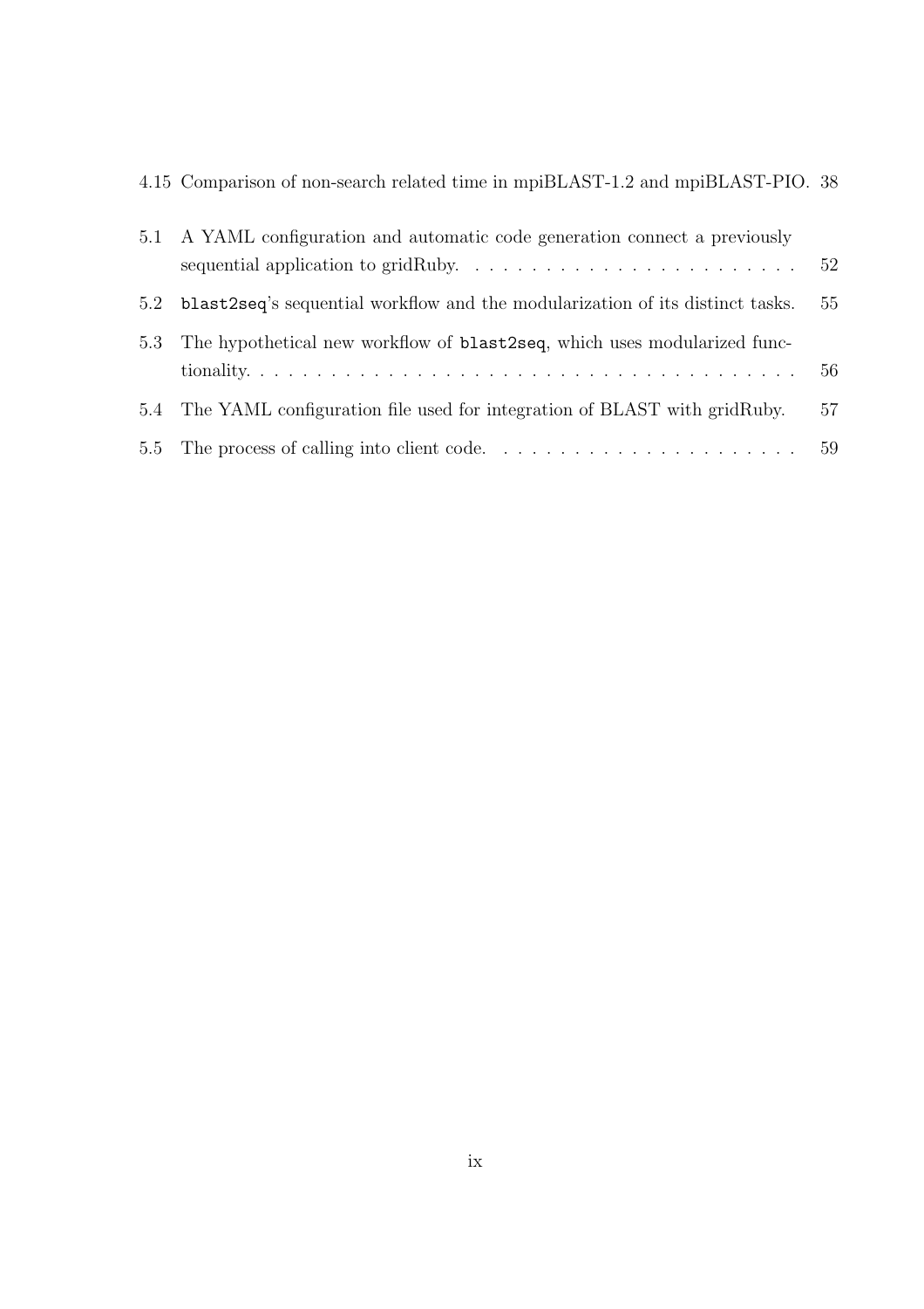4.15 Comparison of non-search related time in mpiBLAST-1.2 and mpiBLAST-PIO. 38

5.1 A YAML configuration and automatic code generation connect a previously sequential application to gridRuby. . . . . . . . . . . . . . . . . . . . . . . . 52

5.2 `blast2seq`'s sequential workflow and the modularization of its distinct tasks. 55

5.3 The hypothetical new workflow of `blast2seq`, which uses modularized functionality. . . . . . . . . . . . . . . . . . . . . . . . . . . . . . . . . . . . . . . . 56

5.4 The YAML configuration file used for integration of BLAST with gridRuby. 57

5.5 The process of calling into client code. . . . . . . . . . . . . . . . . . . . . . . 59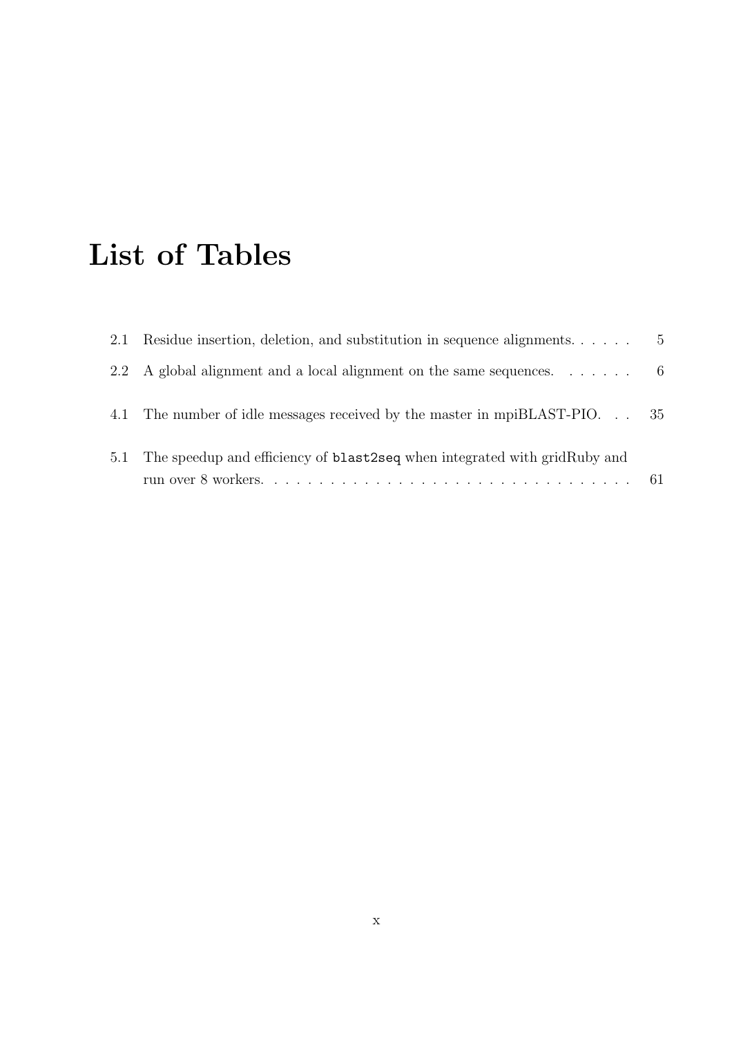# List of Tables

2.1 Residue insertion, deletion, and substitution in sequence alignments. . . . . . 5

2.2 A global alignment and a local alignment on the same sequences. . . . . . . 6

4.1 The number of idle messages received by the master in mpiBLAST-PIO. . . 35

5.1 The speedup and efficiency of `blast2seq` when integrated with gridRuby and run over 8 workers. . . . . . . . . . . . . . . . . . . . . . . . . . . . . . . . . 61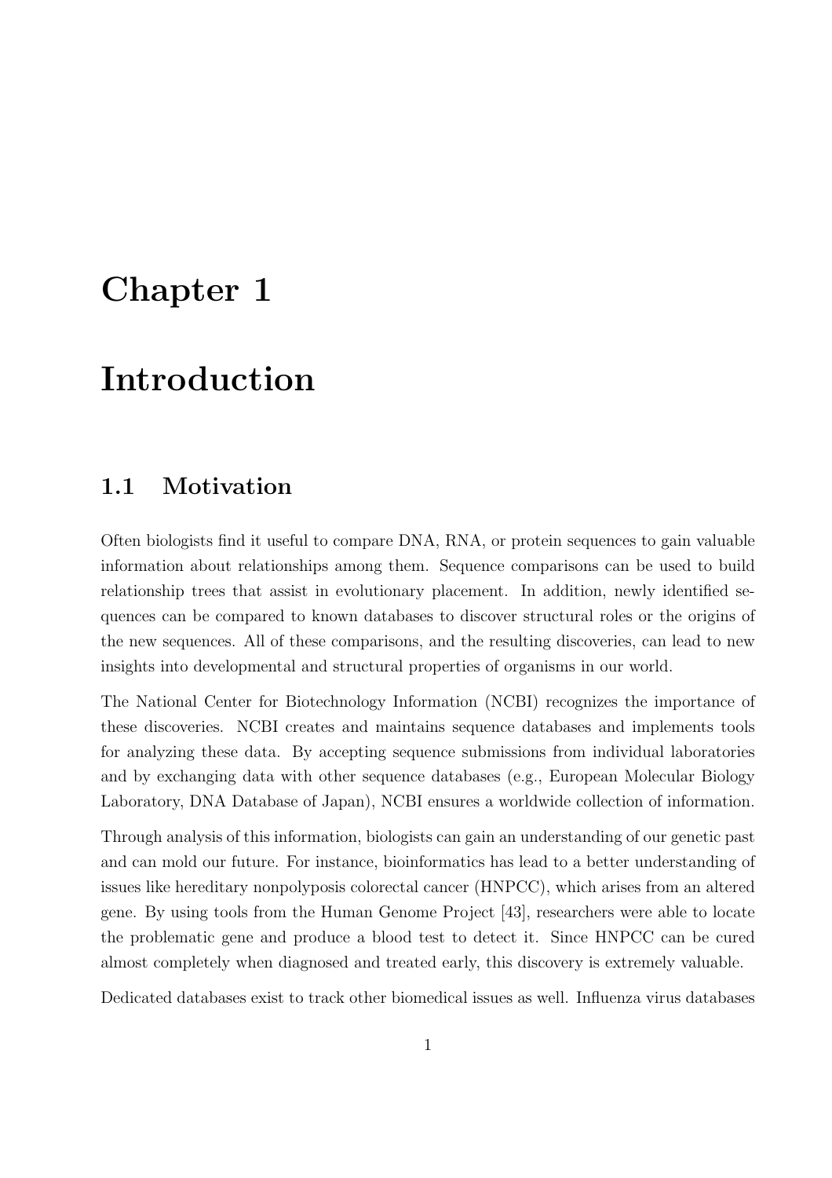# Chapter 1

# Introduction

## 1.1 Motivation

Often biologists find it useful to compare DNA, RNA, or protein sequences to gain valuable information about relationships among them. Sequence comparisons can be used to build relationship trees that assist in evolutionary placement. In addition, newly identified sequences can be compared to known databases to discover structural roles or the origins of the new sequences. All of these comparisons, and the resulting discoveries, can lead to new insights into developmental and structural properties of organisms in our world.

The National Center for Biotechnology Information (NCBI) recognizes the importance of these discoveries. NCBI creates and maintains sequence databases and implements tools for analyzing these data. By accepting sequence submissions from individual laboratories and by exchanging data with other sequence databases (e.g., European Molecular Biology Laboratory, DNA Database of Japan), NCBI ensures a worldwide collection of information.

Through analysis of this information, biologists can gain an understanding of our genetic past and can mold our future. For instance, bioinformatics has lead to a better understanding of issues like hereditary nonpolyposis colorectal cancer (HNPCC), which arises from an altered gene. By using tools from the Human Genome Project [43], researchers were able to locate the problematic gene and produce a blood test to detect it. Since HNPCC can be cured almost completely when diagnosed and treated early, this discovery is extremely valuable.

Dedicated databases exist to track other biomedical issues as well. Influenza virus databases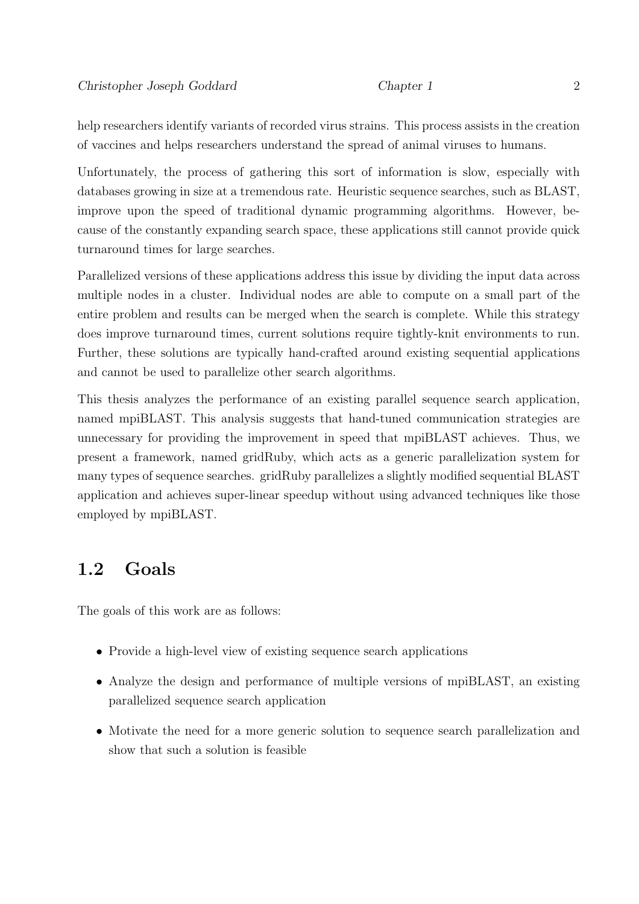help researchers identify variants of recorded virus strains. This process assists in the creation of vaccines and helps researchers understand the spread of animal viruses to humans.

Unfortunately, the process of gathering this sort of information is slow, especially with databases growing in size at a tremendous rate. Heuristic sequence searches, such as BLAST, improve upon the speed of traditional dynamic programming algorithms. However, because of the constantly expanding search space, these applications still cannot provide quick turnaround times for large searches.

Parallelized versions of these applications address this issue by dividing the input data across multiple nodes in a cluster. Individual nodes are able to compute on a small part of the entire problem and results can be merged when the search is complete. While this strategy does improve turnaround times, current solutions require tightly-knit environments to run. Further, these solutions are typically hand-crafted around existing sequential applications and cannot be used to parallelize other search algorithms.

This thesis analyzes the performance of an existing parallel sequence search application, named mpiBLAST. This analysis suggests that hand-tuned communication strategies are unnecessary for providing the improvement in speed that mpiBLAST achieves. Thus, we present a framework, named gridRuby, which acts as a generic parallelization system for many types of sequence searches. gridRuby parallelizes a slightly modified sequential BLAST application and achieves super-linear speedup without using advanced techniques like those employed by mpiBLAST.

## 1.2 Goals

The goals of this work are as follows:

- Provide a high-level view of existing sequence search applications
- Analyze the design and performance of multiple versions of mpiBLAST, an existing parallelized sequence search application
- Motivate the need for a more generic solution to sequence search parallelization and show that such a solution is feasible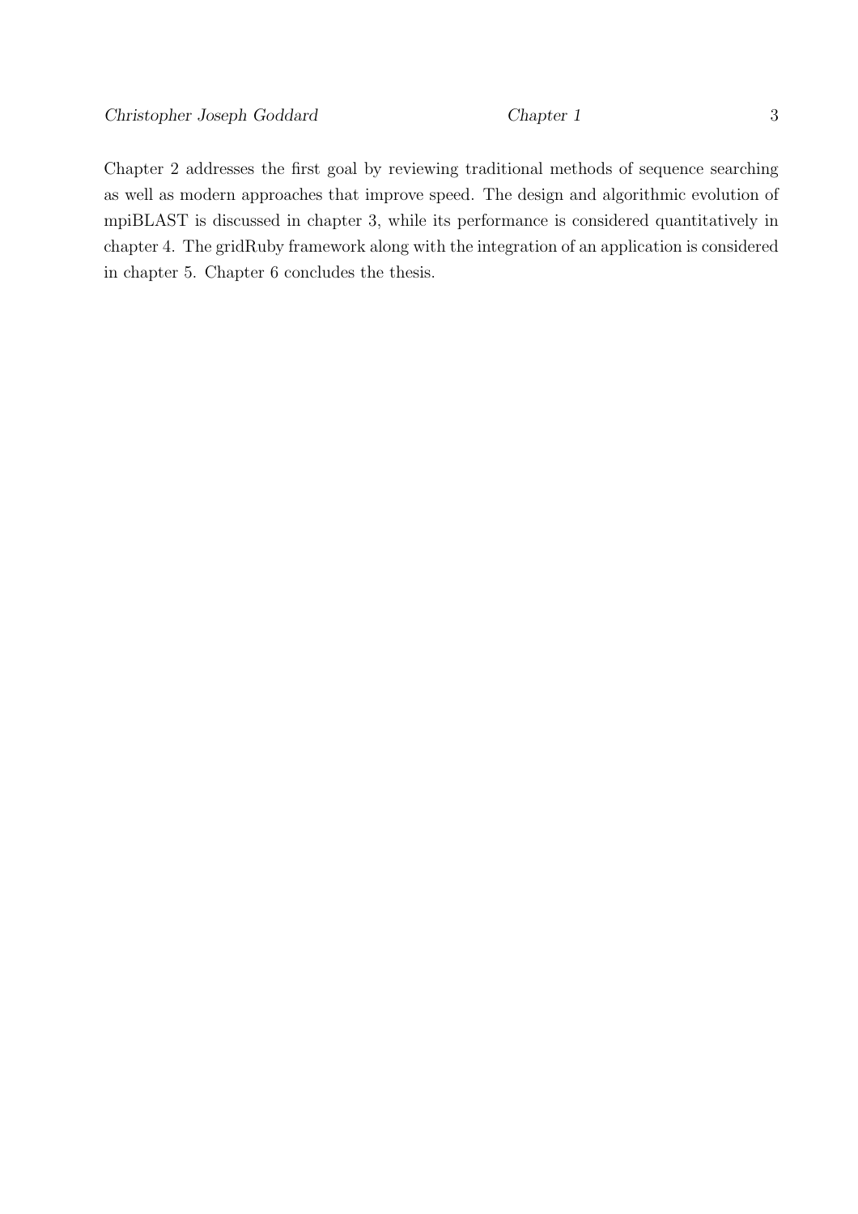Chapter 2 addresses the first goal by reviewing traditional methods of sequence searching as well as modern approaches that improve speed. The design and algorithmic evolution of mpiBLAST is discussed in chapter 3, while its performance is considered quantitatively in chapter 4. The gridRuby framework along with the integration of an application is considered in chapter 5. Chapter 6 concludes the thesis.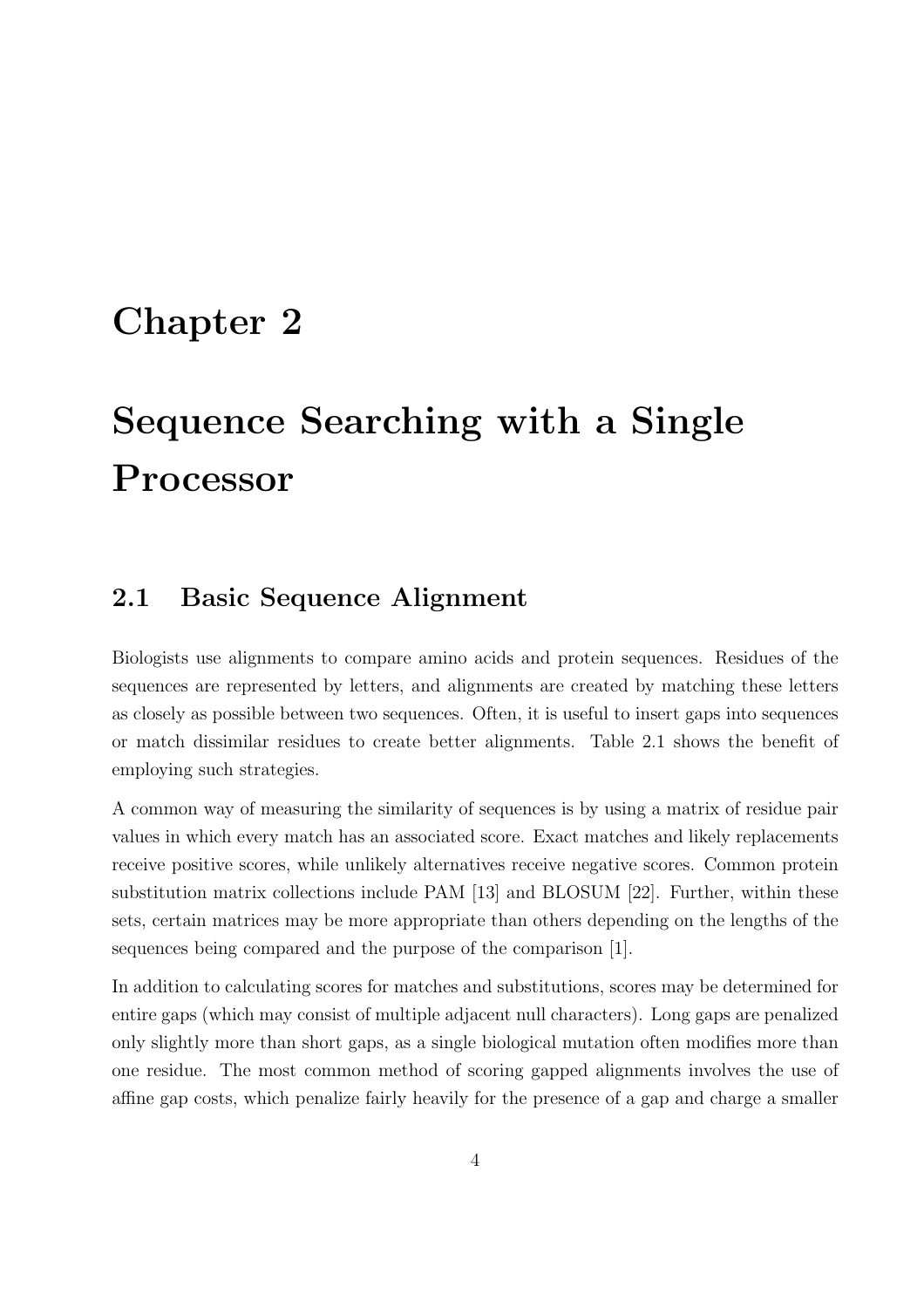# Chapter 2

# Sequence Searching with a Single Processor

## 2.1 Basic Sequence Alignment

Biologists use alignments to compare amino acids and protein sequences. Residues of the sequences are represented by letters, and alignments are created by matching these letters as closely as possible between two sequences. Often, it is useful to insert gaps into sequences or match dissimilar residues to create better alignments. Table 2.1 shows the benefit of employing such strategies.

A common way of measuring the similarity of sequences is by using a matrix of residue pair values in which every match has an associated score. Exact matches and likely replacements receive positive scores, while unlikely alternatives receive negative scores. Common protein substitution matrix collections include PAM [13] and BLOSUM [22]. Further, within these sets, certain matrices may be more appropriate than others depending on the lengths of the sequences being compared and the purpose of the comparison [1].

In addition to calculating scores for matches and substitutions, scores may be determined for entire gaps (which may consist of multiple adjacent null characters). Long gaps are penalized only slightly more than short gaps, as a single biological mutation often modifies more than one residue. The most common method of scoring gapped alignments involves the use of affine gap costs, which penalize fairly heavily for the presence of a gap and charge a smaller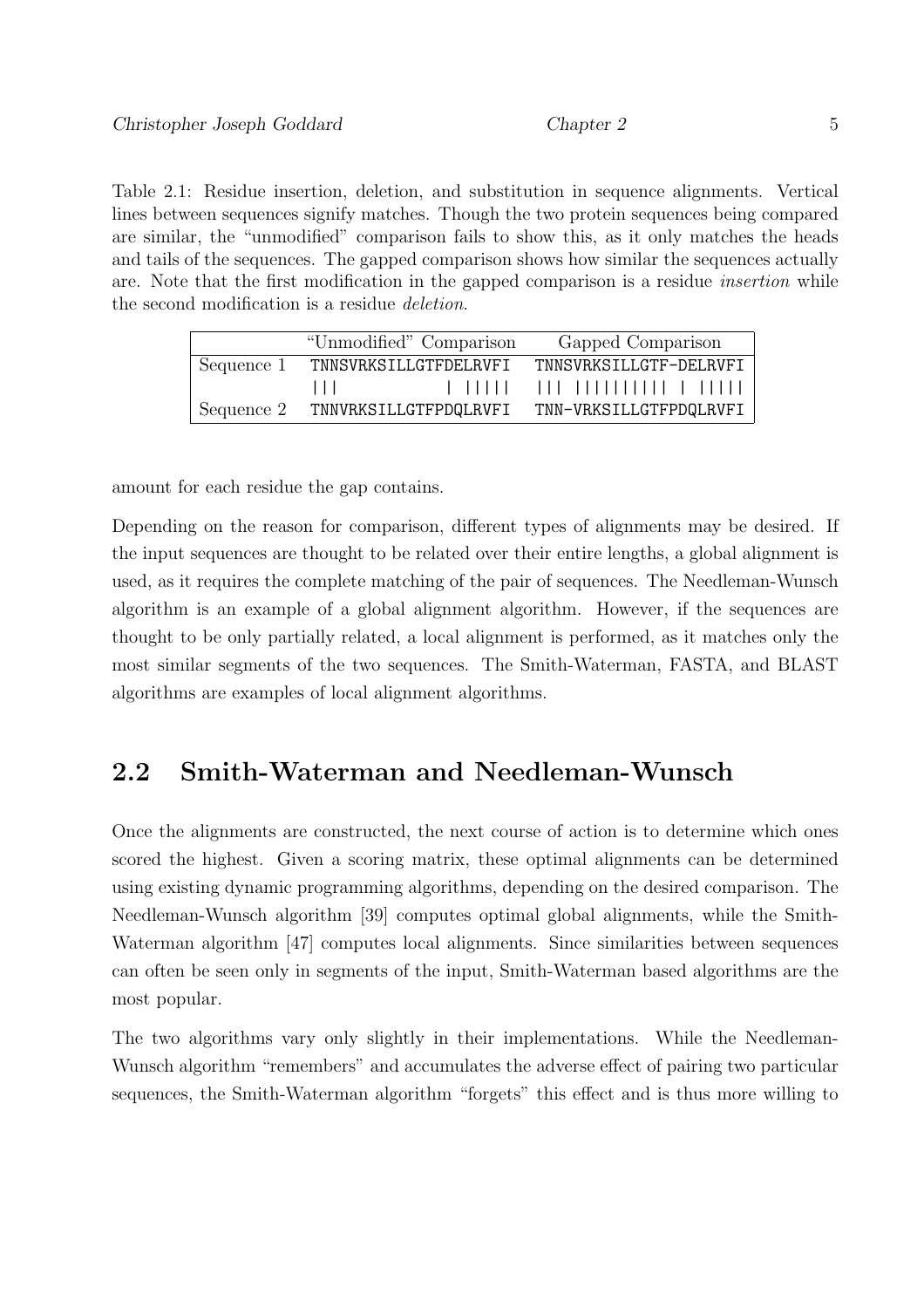Table 2.1: Residue insertion, deletion, and substitution in sequence alignments. Vertical lines between sequences signify matches. Though the two protein sequences being compared are similar, the "unmodified" comparison fails to show this, as it only matches the heads and tails of the sequences. The gapped comparison shows how similar the sequences actually are. Note that the first modification in the gapped comparison is a residue *insertion* while the second modification is a residue *deletion*.

| | "Unmodified" Comparison | Gapped Comparison |
|---|---|---|
| Sequence 1 | `TNNSVRKSILLGTFDELRVFI` | `TNNSVRKSILLGTF-DELRVFI` |
| | `\|\|\|           \| \|\|\|\|\|` | `\|\|\| \|\|\|\|\|\|\|\|\|\|\| \| \|\|\|\|\|` |
| Sequence 2 | `TNNVRKSILLGTFPDQLRVFI` | `TNN-VRKSILLGTFPDQLRVFI` |

amount for each residue the gap contains.

Depending on the reason for comparison, different types of alignments may be desired. If the input sequences are thought to be related over their entire lengths, a global alignment is used, as it requires the complete matching of the pair of sequences. The Needleman-Wunsch algorithm is an example of a global alignment algorithm. However, if the sequences are thought to be only partially related, a local alignment is performed, as it matches only the most similar segments of the two sequences. The Smith-Waterman, FASTA, and BLAST algorithms are examples of local alignment algorithms.

## 2.2 Smith-Waterman and Needleman-Wunsch

Once the alignments are constructed, the next course of action is to determine which ones scored the highest. Given a scoring matrix, these optimal alignments can be determined using existing dynamic programming algorithms, depending on the desired comparison. The Needleman-Wunsch algorithm [39] computes optimal global alignments, while the Smith-Waterman algorithm [47] computes local alignments. Since similarities between sequences can often be seen only in segments of the input, Smith-Waterman based algorithms are the most popular.

The two algorithms vary only slightly in their implementations. While the Needleman-Wunsch algorithm "remembers" and accumulates the adverse effect of pairing two particular sequences, the Smith-Waterman algorithm "forgets" this effect and is thus more willing to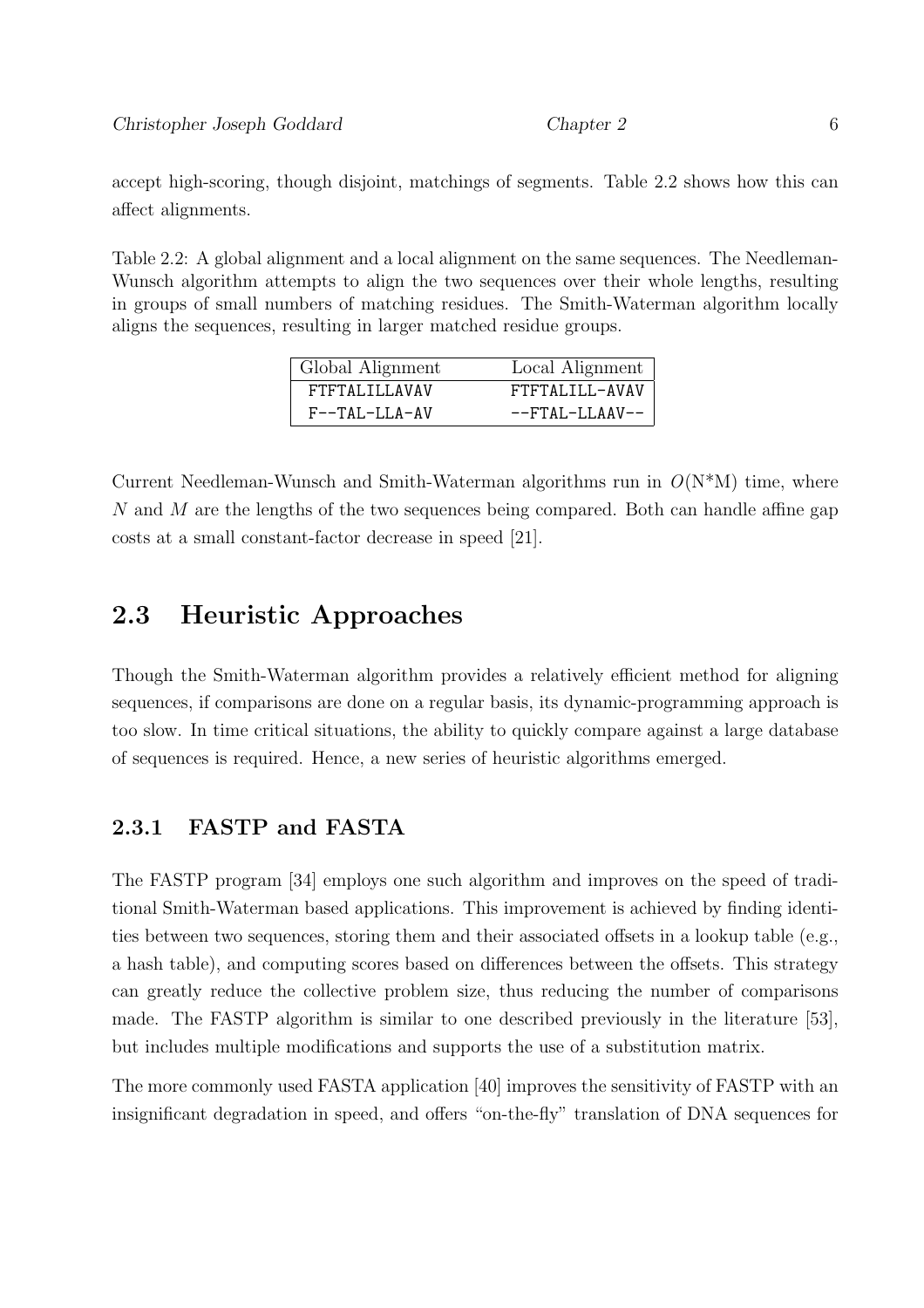accept high-scoring, though disjoint, matchings of segments. Table 2.2 shows how this can affect alignments.

Table 2.2: A global alignment and a local alignment on the same sequences. The Needleman-Wunsch algorithm attempts to align the two sequences over their whole lengths, resulting in groups of small numbers of matching residues. The Smith-Waterman algorithm locally aligns the sequences, resulting in larger matched residue groups.

| Global Alignment | Local Alignment |
|---|---|
| FTFTALILLAVAV | FTFTALILL-AVAV |
| F--TAL-LLA-AV | --FTAL-LLAAV-- |

Current Needleman-Wunsch and Smith-Waterman algorithms run in $O(\text{N*M})$ time, where $N$ and $M$ are the lengths of the two sequences being compared. Both can handle affine gap costs at a small constant-factor decrease in speed [21].

## 2.3 Heuristic Approaches

Though the Smith-Waterman algorithm provides a relatively efficient method for aligning sequences, if comparisons are done on a regular basis, its dynamic-programming approach is too slow. In time critical situations, the ability to quickly compare against a large database of sequences is required. Hence, a new series of heuristic algorithms emerged.

### 2.3.1 FASTP and FASTA

The FASTP program [34] employs one such algorithm and improves on the speed of traditional Smith-Waterman based applications. This improvement is achieved by finding identities between two sequences, storing them and their associated offsets in a lookup table (e.g., a hash table), and computing scores based on differences between the offsets. This strategy can greatly reduce the collective problem size, thus reducing the number of comparisons made. The FASTP algorithm is similar to one described previously in the literature [53], but includes multiple modifications and supports the use of a substitution matrix.

The more commonly used FASTA application [40] improves the sensitivity of FASTP with an insignificant degradation in speed, and offers "on-the-fly" translation of DNA sequences for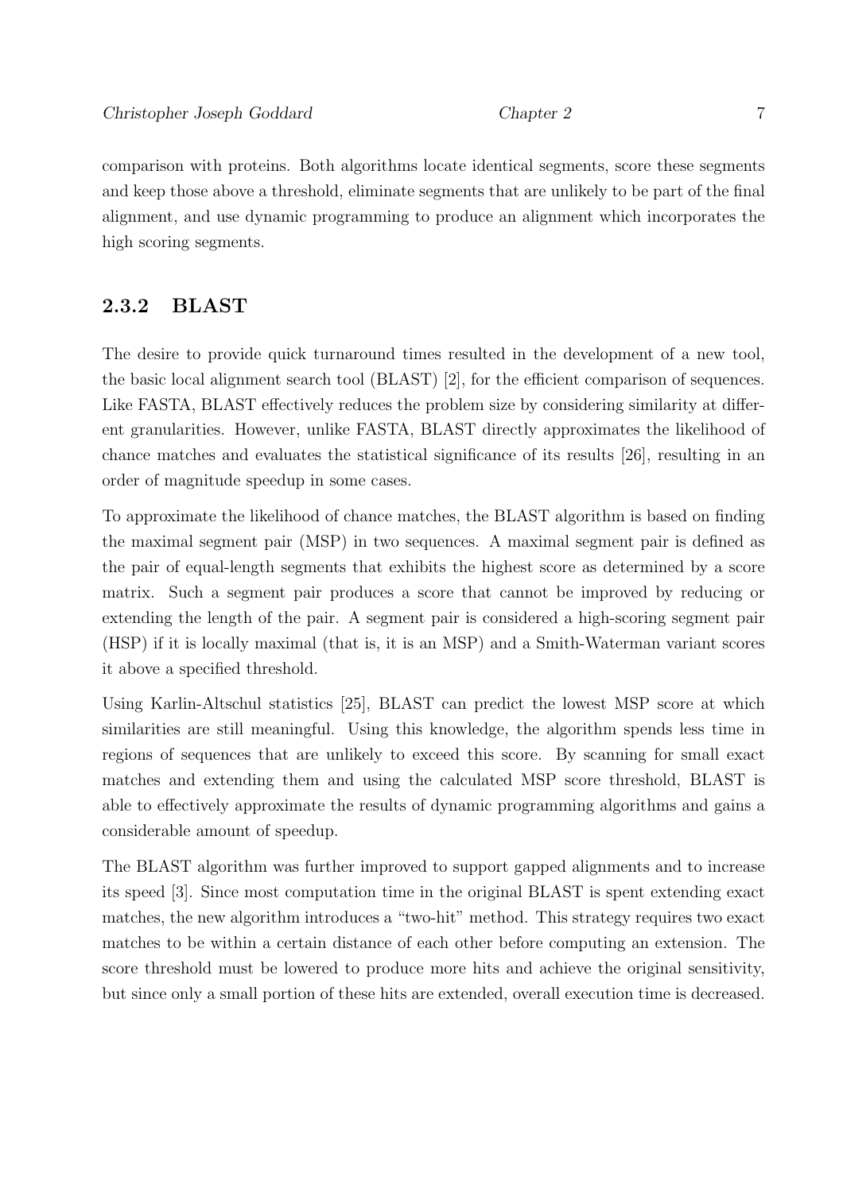comparison with proteins. Both algorithms locate identical segments, score these segments and keep those above a threshold, eliminate segments that are unlikely to be part of the final alignment, and use dynamic programming to produce an alignment which incorporates the high scoring segments.

### 2.3.2 BLAST

The desire to provide quick turnaround times resulted in the development of a new tool, the basic local alignment search tool (BLAST) [2], for the efficient comparison of sequences. Like FASTA, BLAST effectively reduces the problem size by considering similarity at different granularities. However, unlike FASTA, BLAST directly approximates the likelihood of chance matches and evaluates the statistical significance of its results [26], resulting in an order of magnitude speedup in some cases.

To approximate the likelihood of chance matches, the BLAST algorithm is based on finding the maximal segment pair (MSP) in two sequences. A maximal segment pair is defined as the pair of equal-length segments that exhibits the highest score as determined by a score matrix. Such a segment pair produces a score that cannot be improved by reducing or extending the length of the pair. A segment pair is considered a high-scoring segment pair (HSP) if it is locally maximal (that is, it is an MSP) and a Smith-Waterman variant scores it above a specified threshold.

Using Karlin-Altschul statistics [25], BLAST can predict the lowest MSP score at which similarities are still meaningful. Using this knowledge, the algorithm spends less time in regions of sequences that are unlikely to exceed this score. By scanning for small exact matches and extending them and using the calculated MSP score threshold, BLAST is able to effectively approximate the results of dynamic programming algorithms and gains a considerable amount of speedup.

The BLAST algorithm was further improved to support gapped alignments and to increase its speed [3]. Since most computation time in the original BLAST is spent extending exact matches, the new algorithm introduces a "two-hit" method. This strategy requires two exact matches to be within a certain distance of each other before computing an extension. The score threshold must be lowered to produce more hits and achieve the original sensitivity, but since only a small portion of these hits are extended, overall execution time is decreased.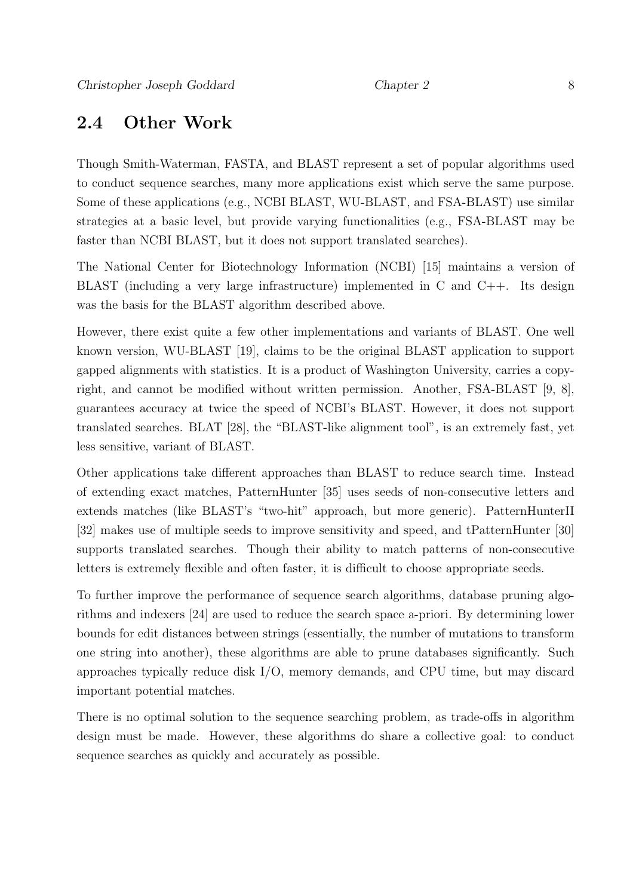## 2.4 Other Work

Though Smith-Waterman, FASTA, and BLAST represent a set of popular algorithms used to conduct sequence searches, many more applications exist which serve the same purpose. Some of these applications (e.g., NCBI BLAST, WU-BLAST, and FSA-BLAST) use similar strategies at a basic level, but provide varying functionalities (e.g., FSA-BLAST may be faster than NCBI BLAST, but it does not support translated searches).

The National Center for Biotechnology Information (NCBI) [15] maintains a version of BLAST (including a very large infrastructure) implemented in C and C++. Its design was the basis for the BLAST algorithm described above.

However, there exist quite a few other implementations and variants of BLAST. One well known version, WU-BLAST [19], claims to be the original BLAST application to support gapped alignments with statistics. It is a product of Washington University, carries a copyright, and cannot be modified without written permission. Another, FSA-BLAST [9, 8], guarantees accuracy at twice the speed of NCBI's BLAST. However, it does not support translated searches. BLAT [28], the "BLAST-like alignment tool", is an extremely fast, yet less sensitive, variant of BLAST.

Other applications take different approaches than BLAST to reduce search time. Instead of extending exact matches, PatternHunter [35] uses seeds of non-consecutive letters and extends matches (like BLAST's "two-hit" approach, but more generic). PatternHunterII [32] makes use of multiple seeds to improve sensitivity and speed, and tPatternHunter [30] supports translated searches. Though their ability to match patterns of non-consecutive letters is extremely flexible and often faster, it is difficult to choose appropriate seeds.

To further improve the performance of sequence search algorithms, database pruning algorithms and indexers [24] are used to reduce the search space a-priori. By determining lower bounds for edit distances between strings (essentially, the number of mutations to transform one string into another), these algorithms are able to prune databases significantly. Such approaches typically reduce disk I/O, memory demands, and CPU time, but may discard important potential matches.

There is no optimal solution to the sequence searching problem, as trade-offs in algorithm design must be made. However, these algorithms do share a collective goal: to conduct sequence searches as quickly and accurately as possible.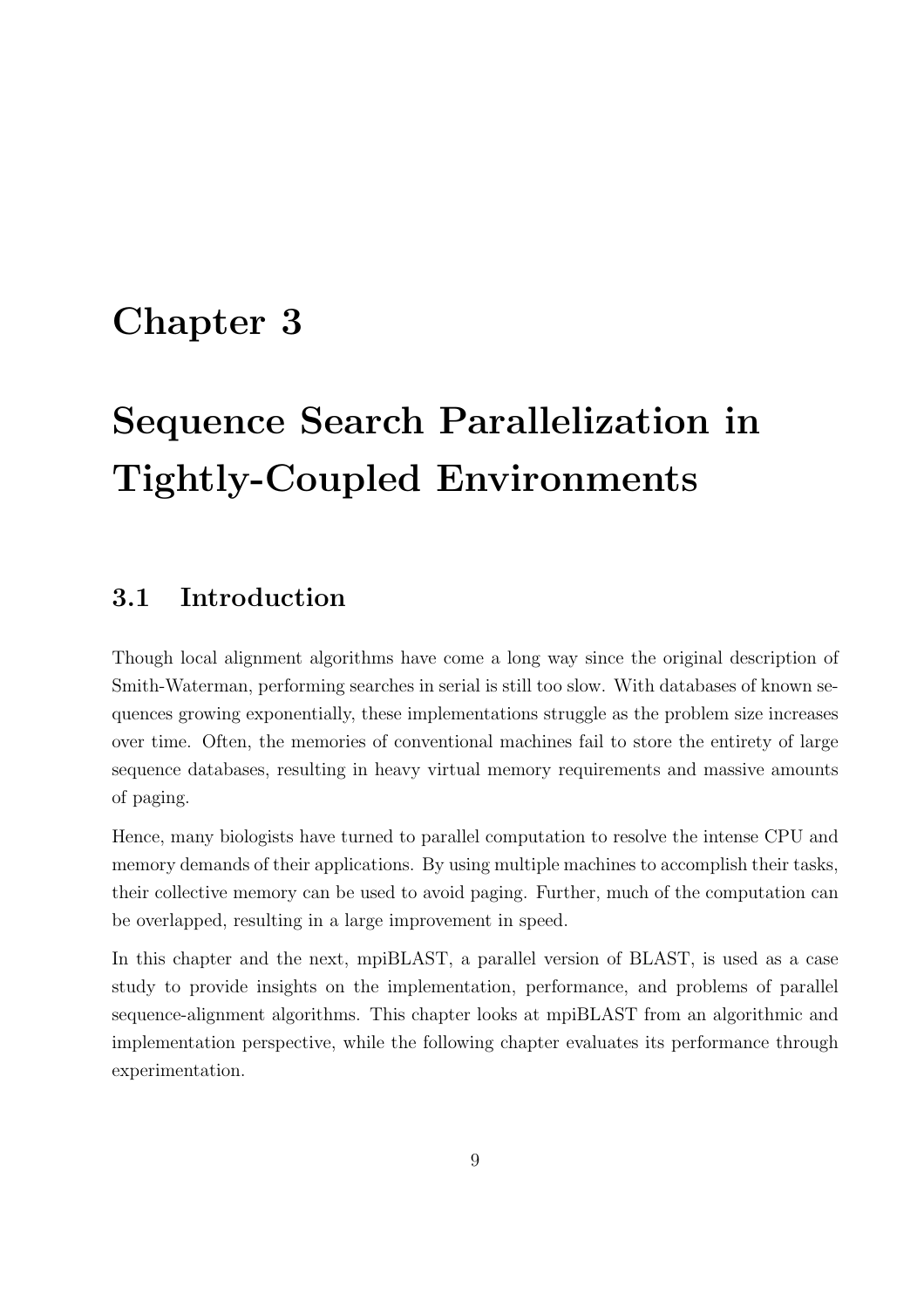# Chapter 3

# Sequence Search Parallelization in Tightly-Coupled Environments

## 3.1 Introduction

Though local alignment algorithms have come a long way since the original description of Smith-Waterman, performing searches in serial is still too slow. With databases of known sequences growing exponentially, these implementations struggle as the problem size increases over time. Often, the memories of conventional machines fail to store the entirety of large sequence databases, resulting in heavy virtual memory requirements and massive amounts of paging.

Hence, many biologists have turned to parallel computation to resolve the intense CPU and memory demands of their applications. By using multiple machines to accomplish their tasks, their collective memory can be used to avoid paging. Further, much of the computation can be overlapped, resulting in a large improvement in speed.

In this chapter and the next, mpiBLAST, a parallel version of BLAST, is used as a case study to provide insights on the implementation, performance, and problems of parallel sequence-alignment algorithms. This chapter looks at mpiBLAST from an algorithmic and implementation perspective, while the following chapter evaluates its performance through experimentation.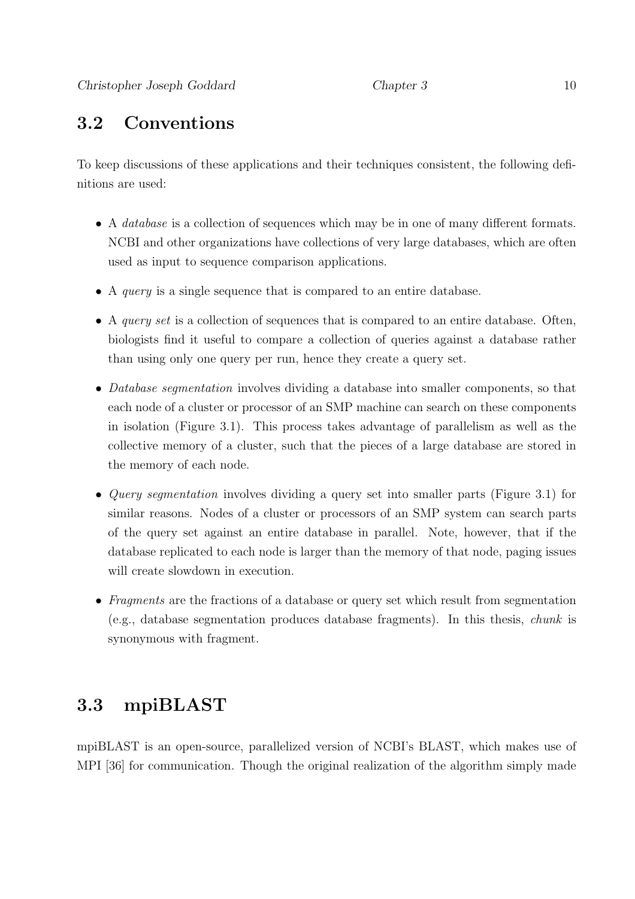## 3.2 Conventions

To keep discussions of these applications and their techniques consistent, the following definitions are used:

- A *database* is a collection of sequences which may be in one of many different formats. NCBI and other organizations have collections of very large databases, which are often used as input to sequence comparison applications.
- A *query* is a single sequence that is compared to an entire database.
- A *query set* is a collection of sequences that is compared to an entire database. Often, biologists find it useful to compare a collection of queries against a database rather than using only one query per run, hence they create a query set.
- *Database segmentation* involves dividing a database into smaller components, so that each node of a cluster or processor of an SMP machine can search on these components in isolation (Figure 3.1). This process takes advantage of parallelism as well as the collective memory of a cluster, such that the pieces of a large database are stored in the memory of each node.
- *Query segmentation* involves dividing a query set into smaller parts (Figure 3.1) for similar reasons. Nodes of a cluster or processors of an SMP system can search parts of the query set against an entire database in parallel. Note, however, that if the database replicated to each node is larger than the memory of that node, paging issues will create slowdown in execution.
- *Fragments* are the fractions of a database or query set which result from segmentation (e.g., database segmentation produces database fragments). In this thesis, *chunk* is synonymous with fragment.

## 3.3 mpiBLAST

mpiBLAST is an open-source, parallelized version of NCBI's BLAST, which makes use of MPI [36] for communication. Though the original realization of the algorithm simply made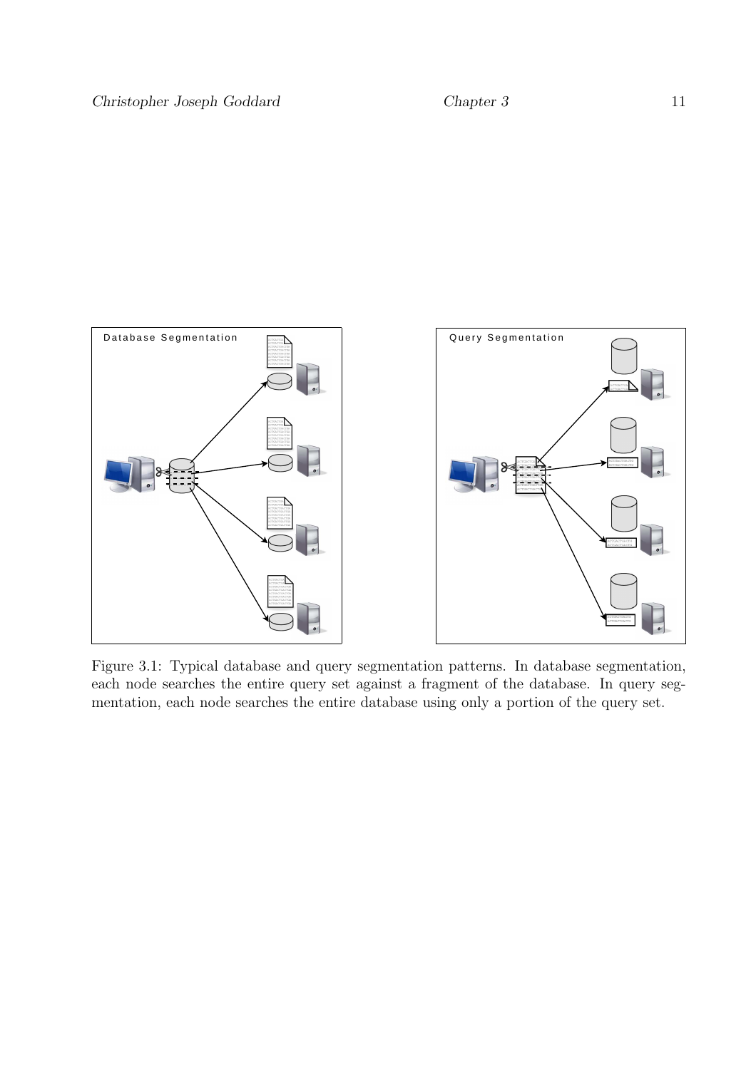Figure 3.1: Typical database and query segmentation patterns. In database segmentation, each node searches the entire query set against a fragment of the database. In query segmentation, each node searches the entire database using only a portion of the query set.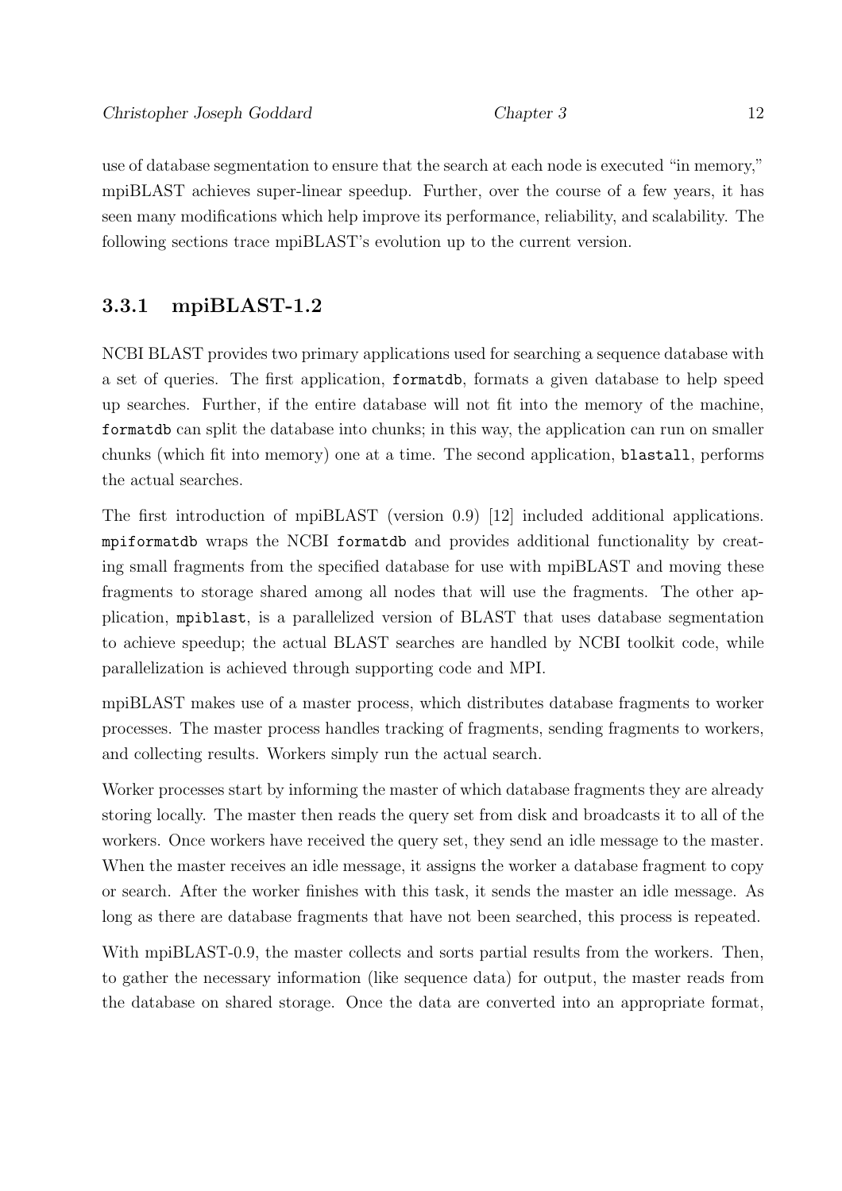use of database segmentation to ensure that the search at each node is executed "in memory," mpiBLAST achieves super-linear speedup. Further, over the course of a few years, it has seen many modifications which help improve its performance, reliability, and scalability. The following sections trace mpiBLAST's evolution up to the current version.

### 3.3.1 mpiBLAST-1.2

NCBI BLAST provides two primary applications used for searching a sequence database with a set of queries. The first application, `formatdb`, formats a given database to help speed up searches. Further, if the entire database will not fit into the memory of the machine, `formatdb` can split the database into chunks; in this way, the application can run on smaller chunks (which fit into memory) one at a time. The second application, `blastall`, performs the actual searches.

The first introduction of mpiBLAST (version 0.9) [12] included additional applications. `mpiformatdb` wraps the NCBI `formatdb` and provides additional functionality by creating small fragments from the specified database for use with mpiBLAST and moving these fragments to storage shared among all nodes that will use the fragments. The other application, `mpiblast`, is a parallelized version of BLAST that uses database segmentation to achieve speedup; the actual BLAST searches are handled by NCBI toolkit code, while parallelization is achieved through supporting code and MPI.

mpiBLAST makes use of a master process, which distributes database fragments to worker processes. The master process handles tracking of fragments, sending fragments to workers, and collecting results. Workers simply run the actual search.

Worker processes start by informing the master of which database fragments they are already storing locally. The master then reads the query set from disk and broadcasts it to all of the workers. Once workers have received the query set, they send an idle message to the master. When the master receives an idle message, it assigns the worker a database fragment to copy or search. After the worker finishes with this task, it sends the master an idle message. As long as there are database fragments that have not been searched, this process is repeated.

With mpiBLAST-0.9, the master collects and sorts partial results from the workers. Then, to gather the necessary information (like sequence data) for output, the master reads from the database on shared storage. Once the data are converted into an appropriate format,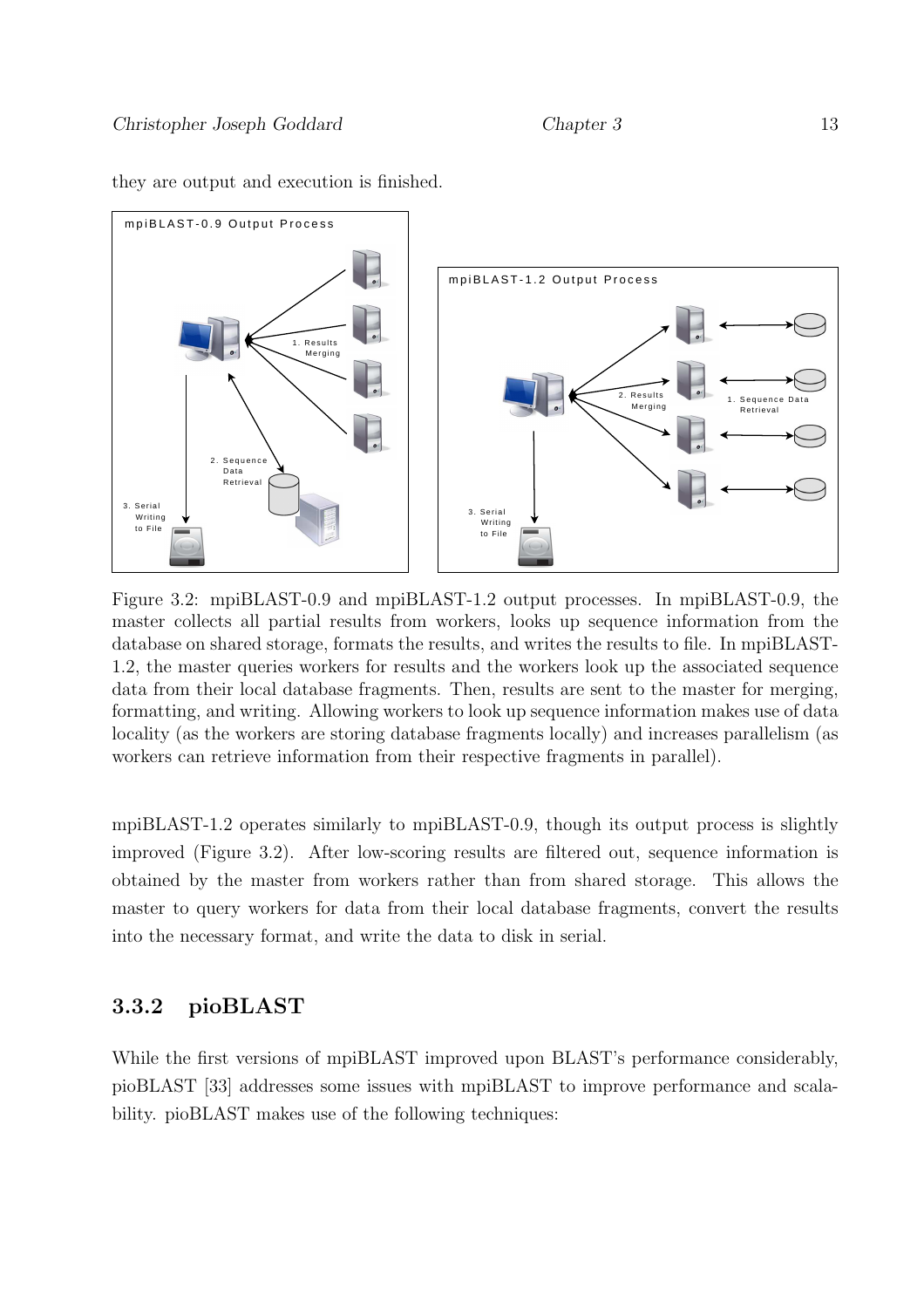they are output and execution is finished.

Figure 3.2: mpiBLAST-0.9 and mpiBLAST-1.2 output processes. In mpiBLAST-0.9, the master collects all partial results from workers, looks up sequence information from the database on shared storage, formats the results, and writes the results to file. In mpiBLAST-1.2, the master queries workers for results and the workers look up the associated sequence data from their local database fragments. Then, results are sent to the master for merging, formatting, and writing. Allowing workers to look up sequence information makes use of data locality (as the workers are storing database fragments locally) and increases parallelism (as workers can retrieve information from their respective fragments in parallel).

mpiBLAST-1.2 operates similarly to mpiBLAST-0.9, though its output process is slightly improved (Figure 3.2). After low-scoring results are filtered out, sequence information is obtained by the master from workers rather than from shared storage. This allows the master to query workers for data from their local database fragments, convert the results into the necessary format, and write the data to disk in serial.

### 3.3.2 pioBLAST

While the first versions of mpiBLAST improved upon BLAST's performance considerably, pioBLAST [33] addresses some issues with mpiBLAST to improve performance and scalability. pioBLAST makes use of the following techniques: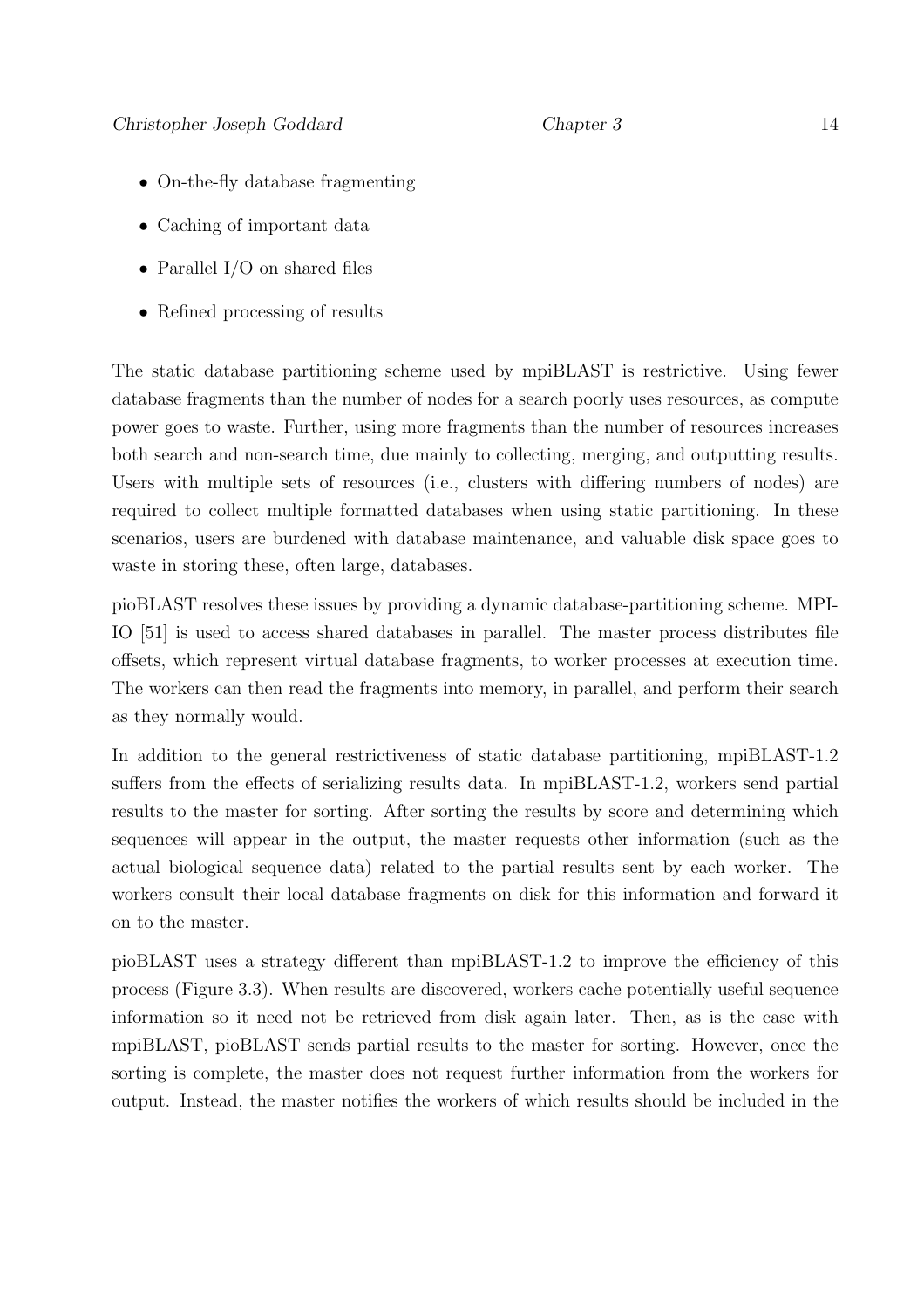- On-the-fly database fragmenting
- Caching of important data
- Parallel I/O on shared files
- Refined processing of results

The static database partitioning scheme used by mpiBLAST is restrictive. Using fewer database fragments than the number of nodes for a search poorly uses resources, as compute power goes to waste. Further, using more fragments than the number of resources increases both search and non-search time, due mainly to collecting, merging, and outputting results. Users with multiple sets of resources (i.e., clusters with differing numbers of nodes) are required to collect multiple formatted databases when using static partitioning. In these scenarios, users are burdened with database maintenance, and valuable disk space goes to waste in storing these, often large, databases.

pioBLAST resolves these issues by providing a dynamic database-partitioning scheme. MPI-IO [51] is used to access shared databases in parallel. The master process distributes file offsets, which represent virtual database fragments, to worker processes at execution time. The workers can then read the fragments into memory, in parallel, and perform their search as they normally would.

In addition to the general restrictiveness of static database partitioning, mpiBLAST-1.2 suffers from the effects of serializing results data. In mpiBLAST-1.2, workers send partial results to the master for sorting. After sorting the results by score and determining which sequences will appear in the output, the master requests other information (such as the actual biological sequence data) related to the partial results sent by each worker. The workers consult their local database fragments on disk for this information and forward it on to the master.

pioBLAST uses a strategy different than mpiBLAST-1.2 to improve the efficiency of this process (Figure 3.3). When results are discovered, workers cache potentially useful sequence information so it need not be retrieved from disk again later. Then, as is the case with mpiBLAST, pioBLAST sends partial results to the master for sorting. However, once the sorting is complete, the master does not request further information from the workers for output. Instead, the master notifies the workers of which results should be included in the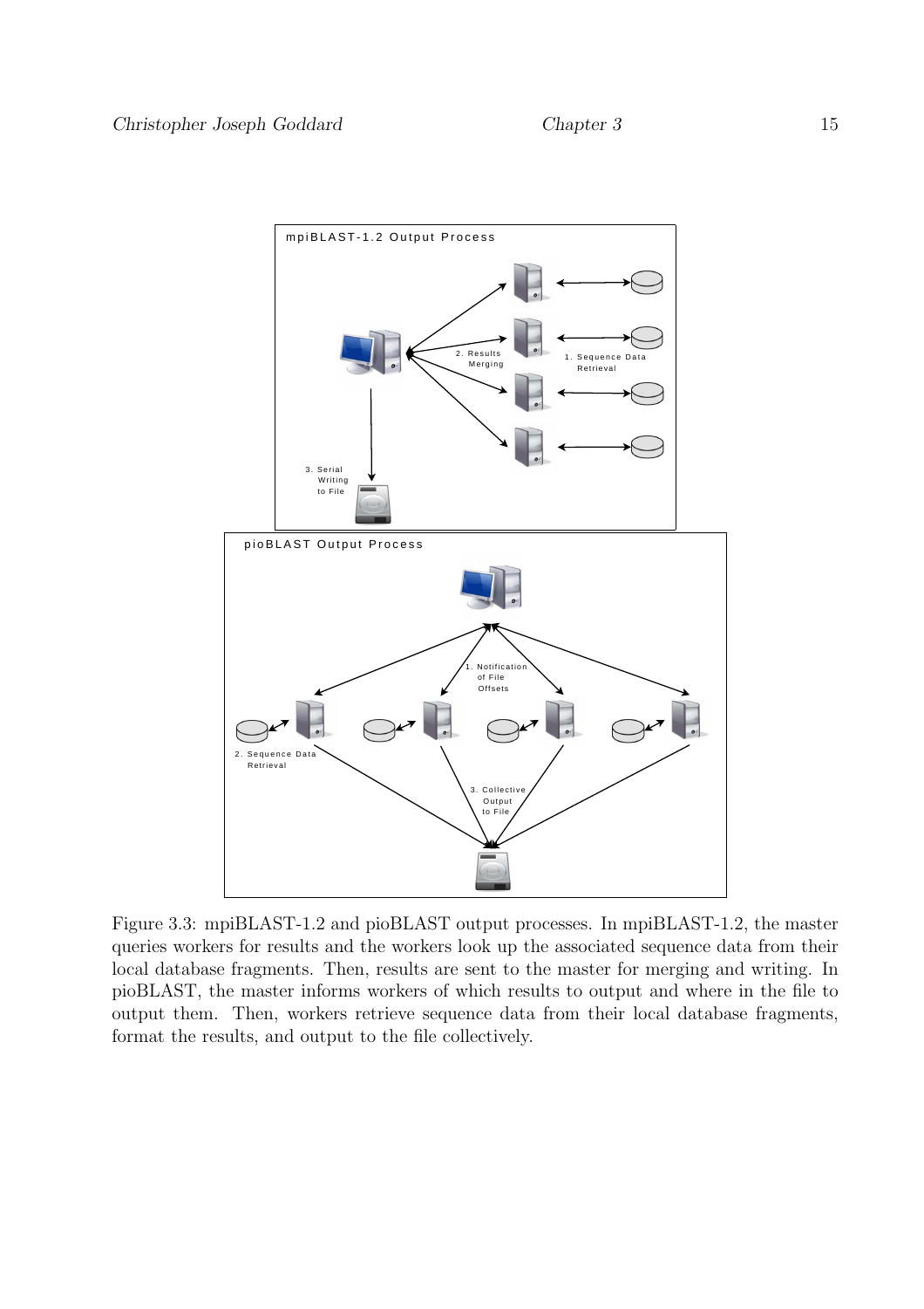Figure 3.3: mpiBLAST-1.2 and pioBLAST output processes. In mpiBLAST-1.2, the master queries workers for results and the workers look up the associated sequence data from their local database fragments. Then, results are sent to the master for merging and writing. In pioBLAST, the master informs workers of which results to output and where in the file to output them. Then, workers retrieve sequence data from their local database fragments, format the results, and output to the file collectively.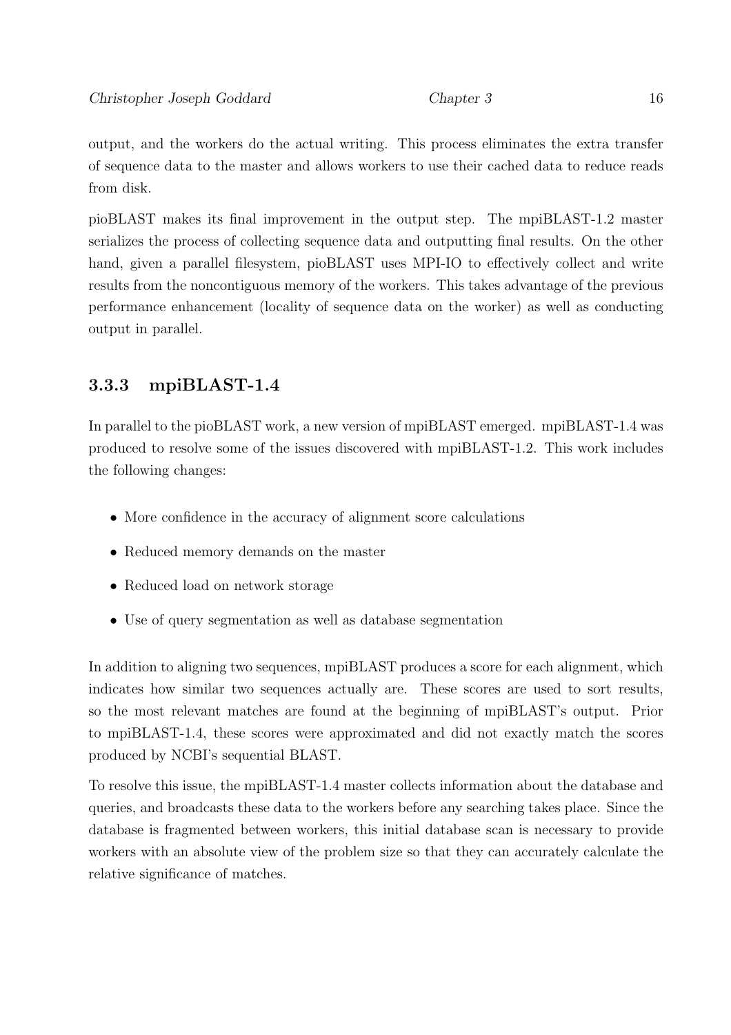output, and the workers do the actual writing. This process eliminates the extra transfer of sequence data to the master and allows workers to use their cached data to reduce reads from disk.

pioBLAST makes its final improvement in the output step. The mpiBLAST-1.2 master serializes the process of collecting sequence data and outputting final results. On the other hand, given a parallel filesystem, pioBLAST uses MPI-IO to effectively collect and write results from the noncontiguous memory of the workers. This takes advantage of the previous performance enhancement (locality of sequence data on the worker) as well as conducting output in parallel.

### 3.3.3 mpiBLAST-1.4

In parallel to the pioBLAST work, a new version of mpiBLAST emerged. mpiBLAST-1.4 was produced to resolve some of the issues discovered with mpiBLAST-1.2. This work includes the following changes:

- More confidence in the accuracy of alignment score calculations
- Reduced memory demands on the master
- Reduced load on network storage
- Use of query segmentation as well as database segmentation

In addition to aligning two sequences, mpiBLAST produces a score for each alignment, which indicates how similar two sequences actually are. These scores are used to sort results, so the most relevant matches are found at the beginning of mpiBLAST's output. Prior to mpiBLAST-1.4, these scores were approximated and did not exactly match the scores produced by NCBI's sequential BLAST.

To resolve this issue, the mpiBLAST-1.4 master collects information about the database and queries, and broadcasts these data to the workers before any searching takes place. Since the database is fragmented between workers, this initial database scan is necessary to provide workers with an absolute view of the problem size so that they can accurately calculate the relative significance of matches.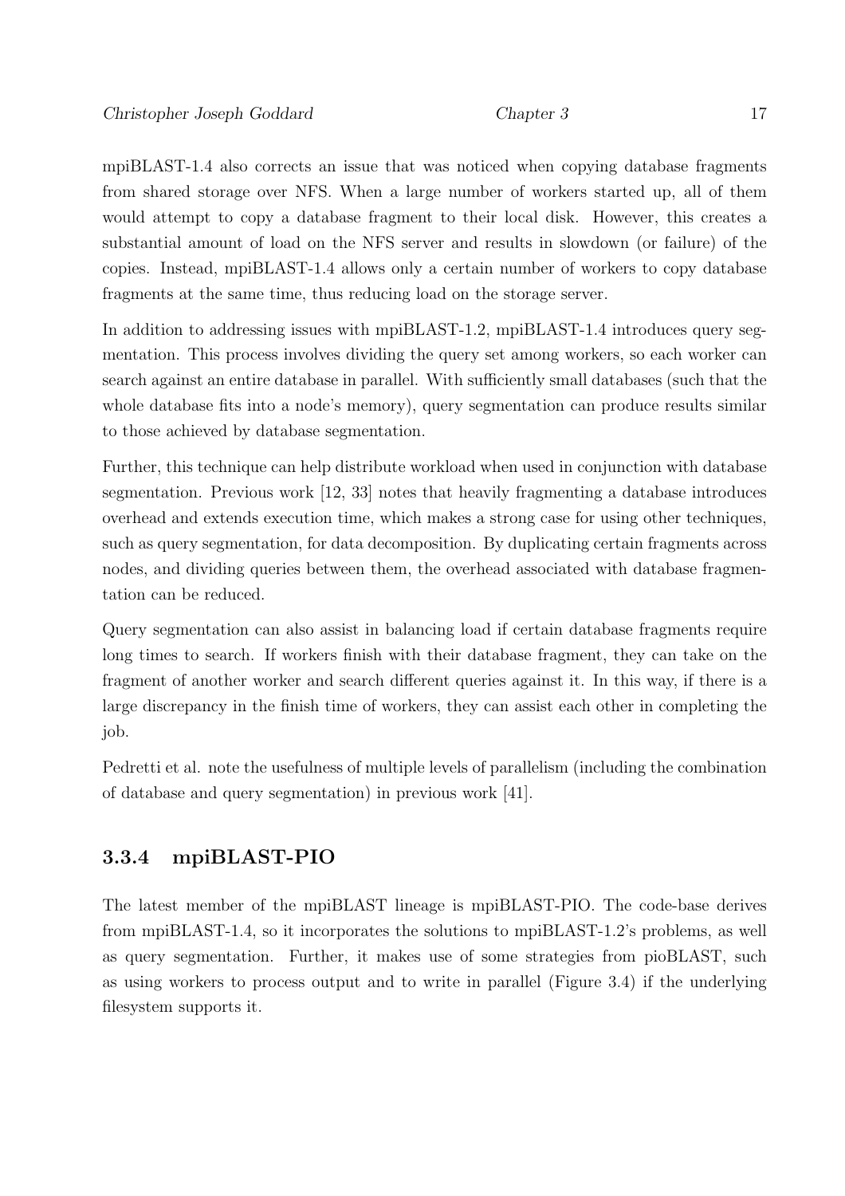mpiBLAST-1.4 also corrects an issue that was noticed when copying database fragments from shared storage over NFS. When a large number of workers started up, all of them would attempt to copy a database fragment to their local disk. However, this creates a substantial amount of load on the NFS server and results in slowdown (or failure) of the copies. Instead, mpiBLAST-1.4 allows only a certain number of workers to copy database fragments at the same time, thus reducing load on the storage server.

In addition to addressing issues with mpiBLAST-1.2, mpiBLAST-1.4 introduces query segmentation. This process involves dividing the query set among workers, so each worker can search against an entire database in parallel. With sufficiently small databases (such that the whole database fits into a node's memory), query segmentation can produce results similar to those achieved by database segmentation.

Further, this technique can help distribute workload when used in conjunction with database segmentation. Previous work [12, 33] notes that heavily fragmenting a database introduces overhead and extends execution time, which makes a strong case for using other techniques, such as query segmentation, for data decomposition. By duplicating certain fragments across nodes, and dividing queries between them, the overhead associated with database fragmentation can be reduced.

Query segmentation can also assist in balancing load if certain database fragments require long times to search. If workers finish with their database fragment, they can take on the fragment of another worker and search different queries against it. In this way, if there is a large discrepancy in the finish time of workers, they can assist each other in completing the job.

Pedretti et al. note the usefulness of multiple levels of parallelism (including the combination of database and query segmentation) in previous work [41].

### 3.3.4 mpiBLAST-PIO

The latest member of the mpiBLAST lineage is mpiBLAST-PIO. The code-base derives from mpiBLAST-1.4, so it incorporates the solutions to mpiBLAST-1.2's problems, as well as query segmentation. Further, it makes use of some strategies from pioBLAST, such as using workers to process output and to write in parallel (Figure 3.4) if the underlying filesystem supports it.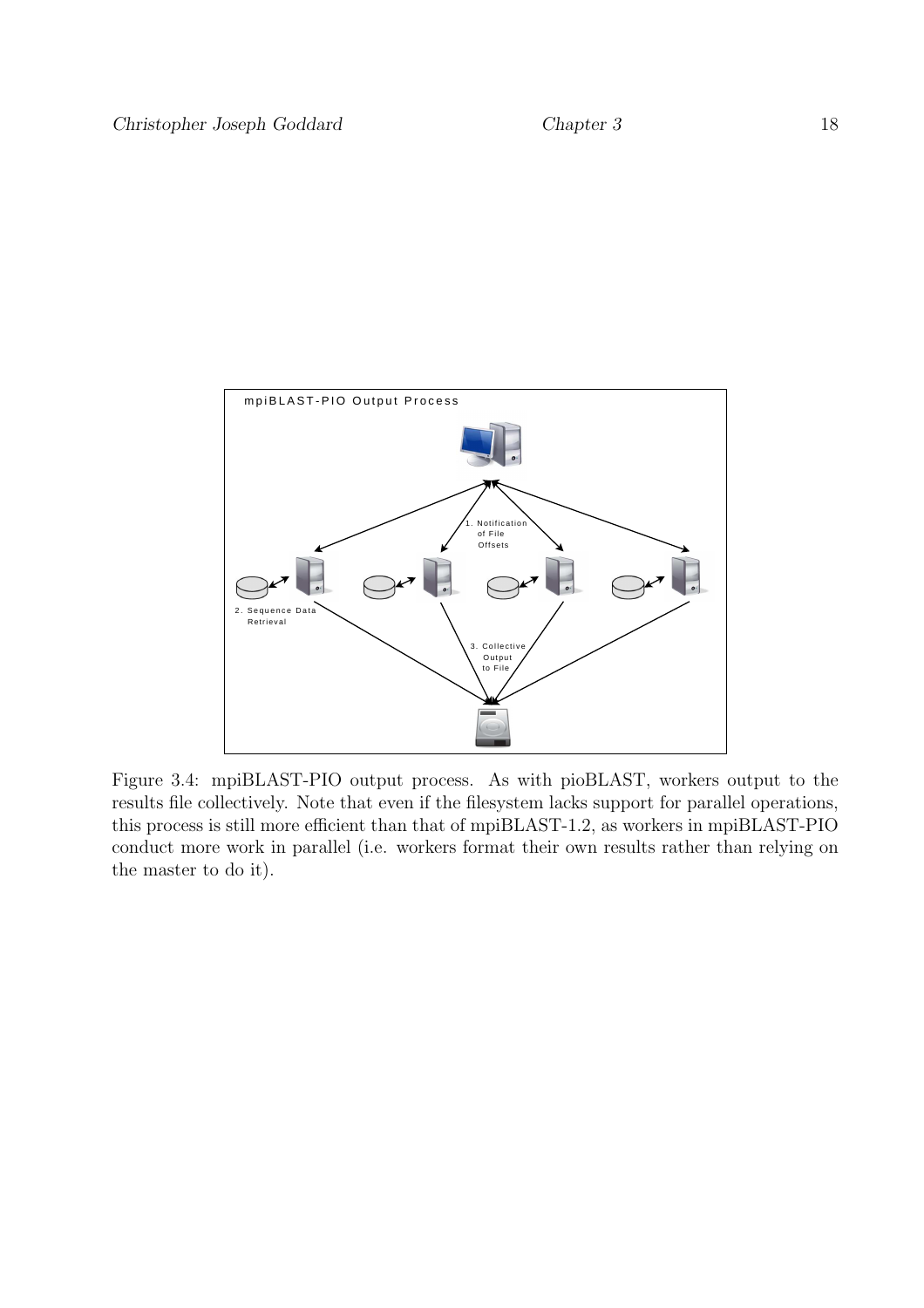Figure 3.4: mpiBLAST-PIO output process. As with pioBLAST, workers output to the results file collectively. Note that even if the filesystem lacks support for parallel operations, this process is still more efficient than that of mpiBLAST-1.2, as workers in mpiBLAST-PIO conduct more work in parallel (i.e. workers format their own results rather than relying on the master to do it).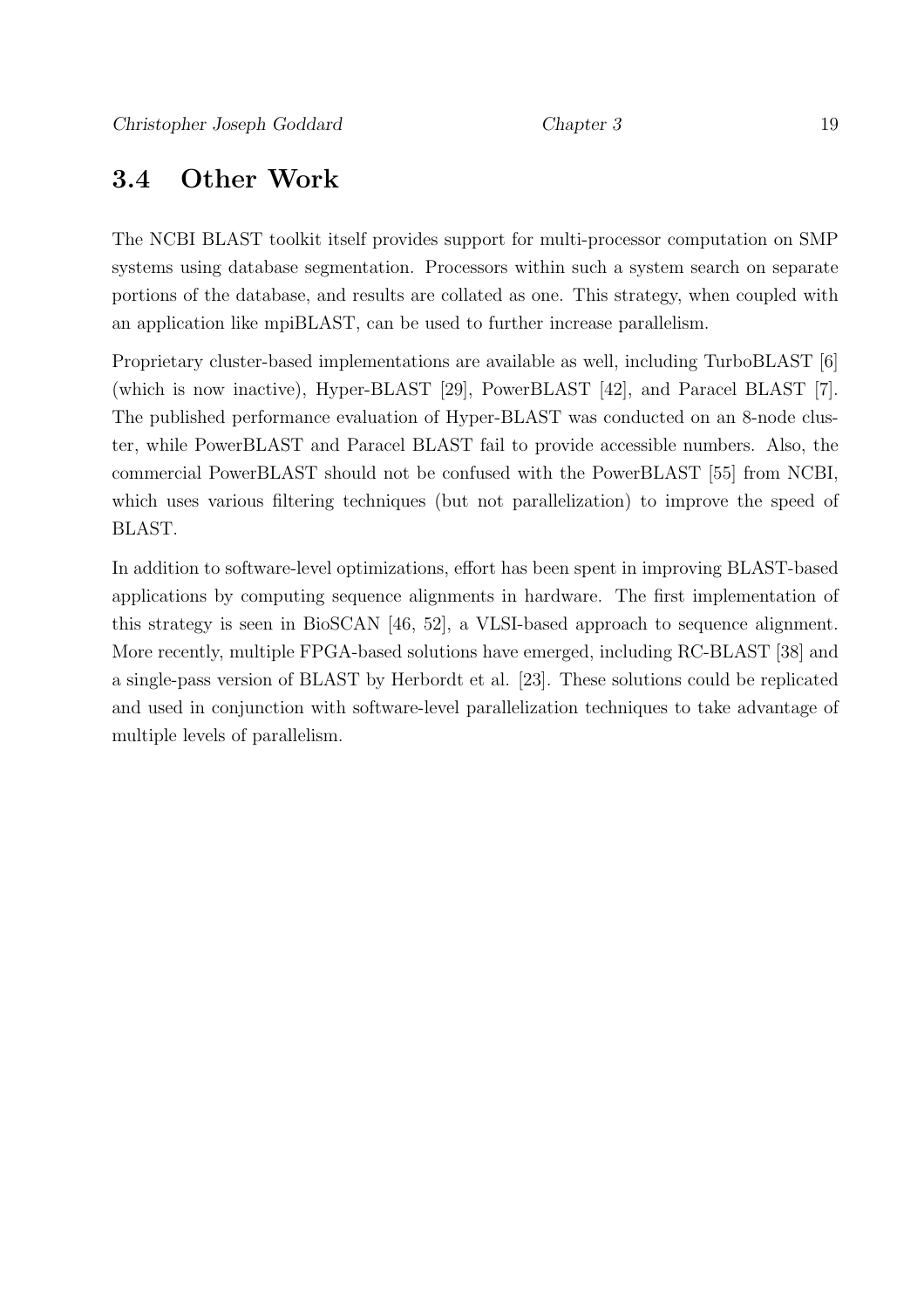## 3.4 Other Work

The NCBI BLAST toolkit itself provides support for multi-processor computation on SMP systems using database segmentation. Processors within such a system search on separate portions of the database, and results are collated as one. This strategy, when coupled with an application like mpiBLAST, can be used to further increase parallelism.

Proprietary cluster-based implementations are available as well, including TurboBLAST [6] (which is now inactive), Hyper-BLAST [29], PowerBLAST [42], and Paracel BLAST [7]. The published performance evaluation of Hyper-BLAST was conducted on an 8-node cluster, while PowerBLAST and Paracel BLAST fail to provide accessible numbers. Also, the commercial PowerBLAST should not be confused with the PowerBLAST [55] from NCBI, which uses various filtering techniques (but not parallelization) to improve the speed of BLAST.

In addition to software-level optimizations, effort has been spent in improving BLAST-based applications by computing sequence alignments in hardware. The first implementation of this strategy is seen in BioSCAN [46, 52], a VLSI-based approach to sequence alignment. More recently, multiple FPGA-based solutions have emerged, including RC-BLAST [38] and a single-pass version of BLAST by Herbordt et al. [23]. These solutions could be replicated and used in conjunction with software-level parallelization techniques to take advantage of multiple levels of parallelism.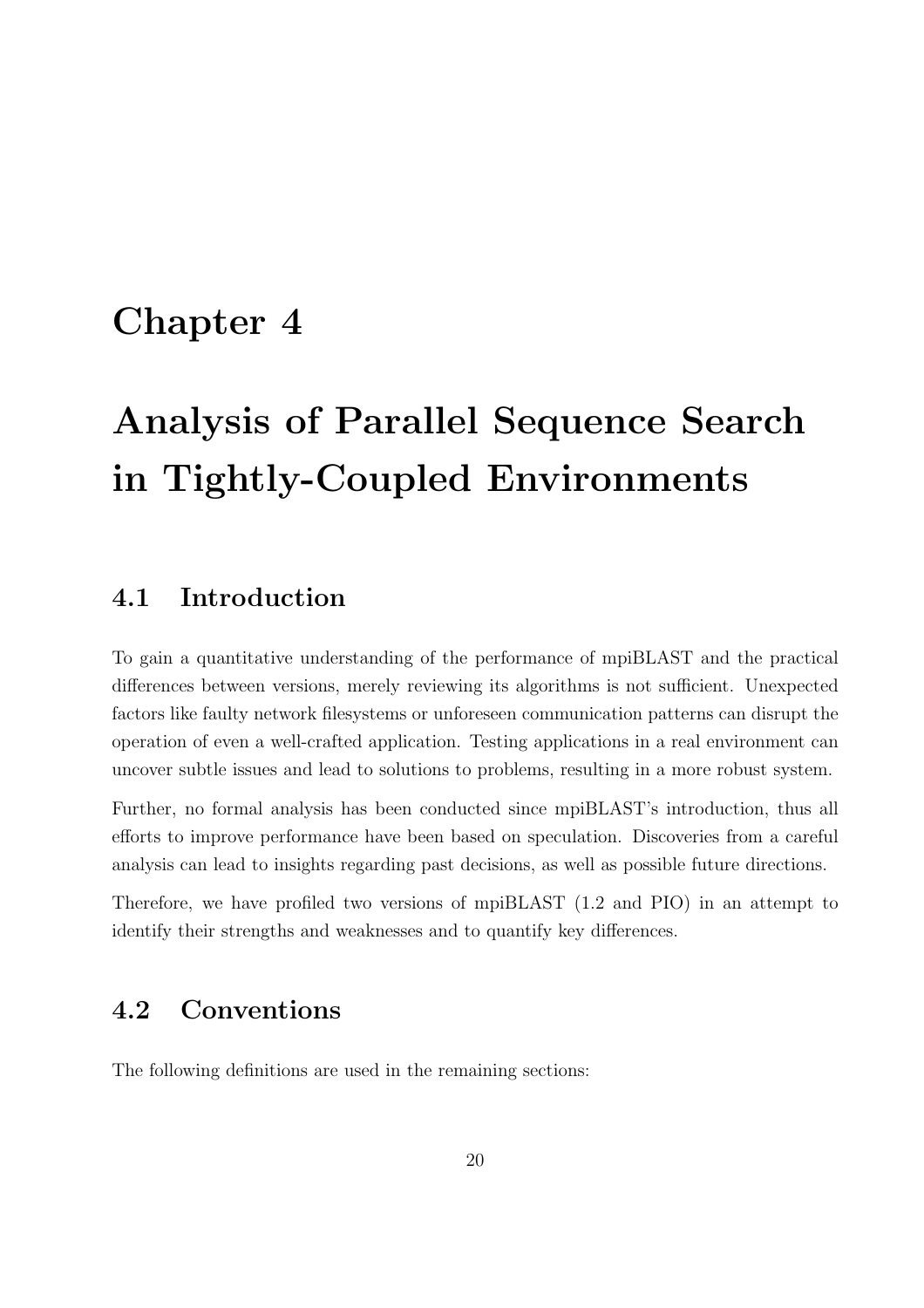# Chapter 4

# Analysis of Parallel Sequence Search in Tightly-Coupled Environments

## 4.1 Introduction

To gain a quantitative understanding of the performance of mpiBLAST and the practical differences between versions, merely reviewing its algorithms is not sufficient. Unexpected factors like faulty network filesystems or unforeseen communication patterns can disrupt the operation of even a well-crafted application. Testing applications in a real environment can uncover subtle issues and lead to solutions to problems, resulting in a more robust system.

Further, no formal analysis has been conducted since mpiBLAST's introduction, thus all efforts to improve performance have been based on speculation. Discoveries from a careful analysis can lead to insights regarding past decisions, as well as possible future directions.

Therefore, we have profiled two versions of mpiBLAST (1.2 and PIO) in an attempt to identify their strengths and weaknesses and to quantify key differences.

## 4.2 Conventions

The following definitions are used in the remaining sections: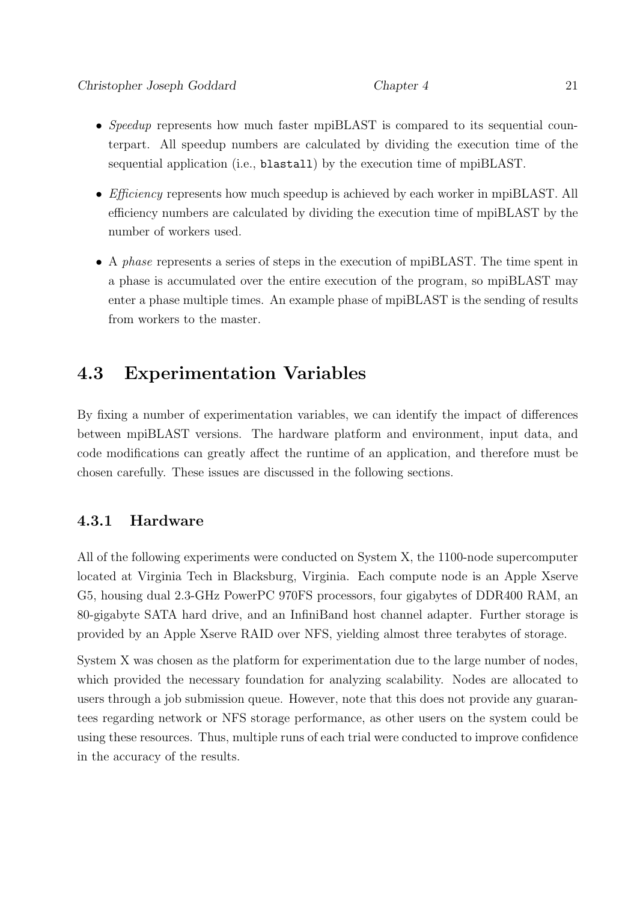- *Speedup* represents how much faster mpiBLAST is compared to its sequential counterpart. All speedup numbers are calculated by dividing the execution time of the sequential application (i.e., `blastall`) by the execution time of mpiBLAST.
- *Efficiency* represents how much speedup is achieved by each worker in mpiBLAST. All efficiency numbers are calculated by dividing the execution time of mpiBLAST by the number of workers used.
- A *phase* represents a series of steps in the execution of mpiBLAST. The time spent in a phase is accumulated over the entire execution of the program, so mpiBLAST may enter a phase multiple times. An example phase of mpiBLAST is the sending of results from workers to the master.

## 4.3 Experimentation Variables

By fixing a number of experimentation variables, we can identify the impact of differences between mpiBLAST versions. The hardware platform and environment, input data, and code modifications can greatly affect the runtime of an application, and therefore must be chosen carefully. These issues are discussed in the following sections.

### 4.3.1 Hardware

All of the following experiments were conducted on System X, the 1100-node supercomputer located at Virginia Tech in Blacksburg, Virginia. Each compute node is an Apple Xserve G5, housing dual 2.3-GHz PowerPC 970FS processors, four gigabytes of DDR400 RAM, an 80-gigabyte SATA hard drive, and an InfiniBand host channel adapter. Further storage is provided by an Apple Xserve RAID over NFS, yielding almost three terabytes of storage.

System X was chosen as the platform for experimentation due to the large number of nodes, which provided the necessary foundation for analyzing scalability. Nodes are allocated to users through a job submission queue. However, note that this does not provide any guarantees regarding network or NFS storage performance, as other users on the system could be using these resources. Thus, multiple runs of each trial were conducted to improve confidence in the accuracy of the results.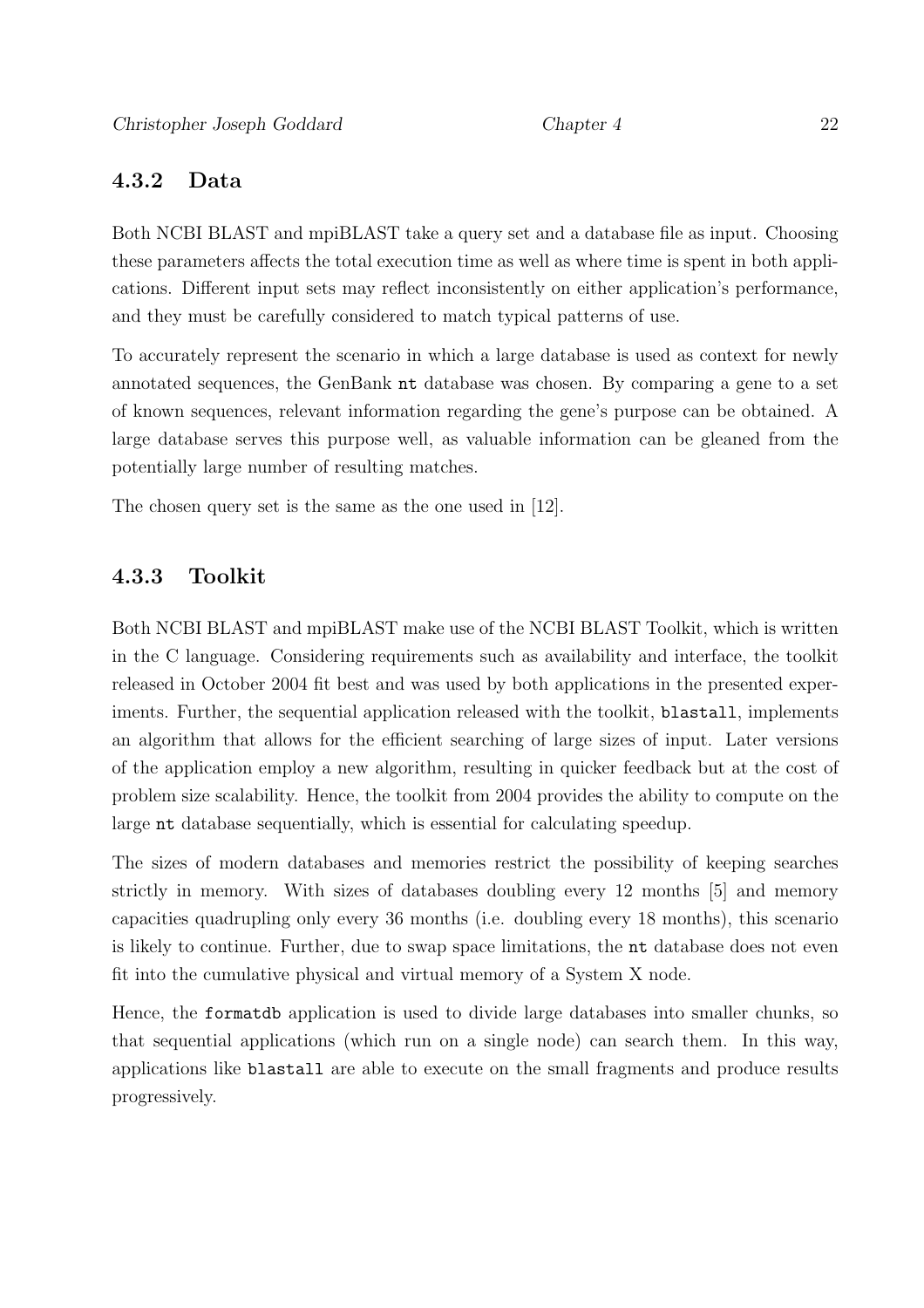### 4.3.2 Data

Both NCBI BLAST and mpiBLAST take a query set and a database file as input. Choosing these parameters affects the total execution time as well as where time is spent in both applications. Different input sets may reflect inconsistently on either application's performance, and they must be carefully considered to match typical patterns of use.

To accurately represent the scenario in which a large database is used as context for newly annotated sequences, the GenBank `nt` database was chosen. By comparing a gene to a set of known sequences, relevant information regarding the gene's purpose can be obtained. A large database serves this purpose well, as valuable information can be gleaned from the potentially large number of resulting matches.

The chosen query set is the same as the one used in [12].

### 4.3.3 Toolkit

Both NCBI BLAST and mpiBLAST make use of the NCBI BLAST Toolkit, which is written in the C language. Considering requirements such as availability and interface, the toolkit released in October 2004 fit best and was used by both applications in the presented experiments. Further, the sequential application released with the toolkit, `blastall`, implements an algorithm that allows for the efficient searching of large sizes of input. Later versions of the application employ a new algorithm, resulting in quicker feedback but at the cost of problem size scalability. Hence, the toolkit from 2004 provides the ability to compute on the large `nt` database sequentially, which is essential for calculating speedup.

The sizes of modern databases and memories restrict the possibility of keeping searches strictly in memory. With sizes of databases doubling every 12 months [5] and memory capacities quadrupling only every 36 months (i.e. doubling every 18 months), this scenario is likely to continue. Further, due to swap space limitations, the `nt` database does not even fit into the cumulative physical and virtual memory of a System X node.

Hence, the `formatdb` application is used to divide large databases into smaller chunks, so that sequential applications (which run on a single node) can search them. In this way, applications like `blastall` are able to execute on the small fragments and produce results progressively.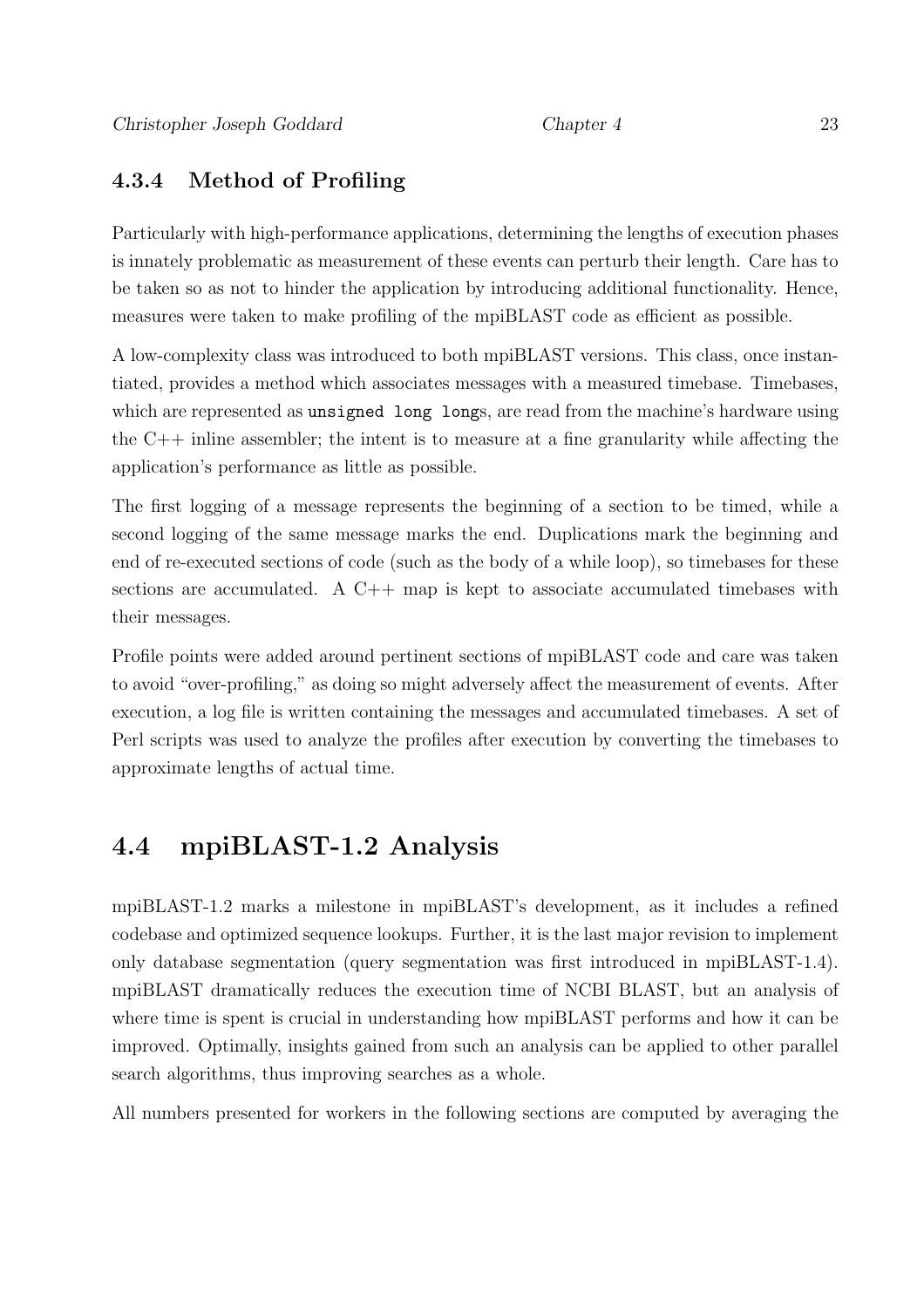### 4.3.4 Method of Profiling

Particularly with high-performance applications, determining the lengths of execution phases is innately problematic as measurement of these events can perturb their length. Care has to be taken so as not to hinder the application by introducing additional functionality. Hence, measures were taken to make profiling of the mpiBLAST code as efficient as possible.

A low-complexity class was introduced to both mpiBLAST versions. This class, once instantiated, provides a method which associates messages with a measured timebase. Timebases, which are represented as `unsigned long long`s, are read from the machine's hardware using the C++ inline assembler; the intent is to measure at a fine granularity while affecting the application's performance as little as possible.

The first logging of a message represents the beginning of a section to be timed, while a second logging of the same message marks the end. Duplications mark the beginning and end of re-executed sections of code (such as the body of a while loop), so timebases for these sections are accumulated. A C++ map is kept to associate accumulated timebases with their messages.

Profile points were added around pertinent sections of mpiBLAST code and care was taken to avoid "over-profiling," as doing so might adversely affect the measurement of events. After execution, a log file is written containing the messages and accumulated timebases. A set of Perl scripts was used to analyze the profiles after execution by converting the timebases to approximate lengths of actual time.

## 4.4 mpiBLAST-1.2 Analysis

mpiBLAST-1.2 marks a milestone in mpiBLAST's development, as it includes a refined codebase and optimized sequence lookups. Further, it is the last major revision to implement only database segmentation (query segmentation was first introduced in mpiBLAST-1.4). mpiBLAST dramatically reduces the execution time of NCBI BLAST, but an analysis of where time is spent is crucial in understanding how mpiBLAST performs and how it can be improved. Optimally, insights gained from such an analysis can be applied to other parallel search algorithms, thus improving searches as a whole.

All numbers presented for workers in the following sections are computed by averaging the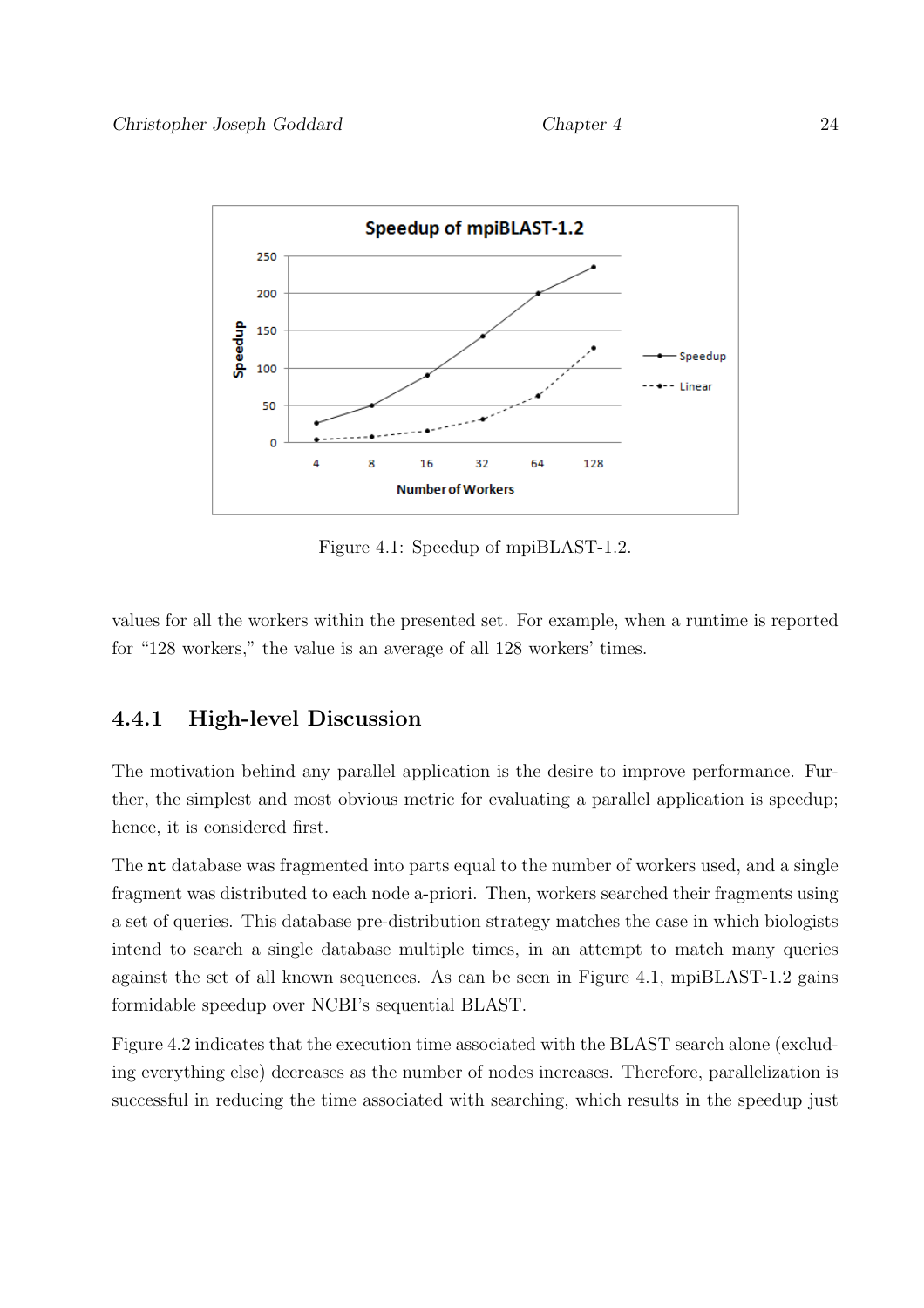Figure 4.1: Speedup of mpiBLAST-1.2.

values for all the workers within the presented set. For example, when a runtime is reported for "128 workers," the value is an average of all 128 workers' times.

### 4.4.1 High-level Discussion

The motivation behind any parallel application is the desire to improve performance. Further, the simplest and most obvious metric for evaluating a parallel application is speedup; hence, it is considered first.

The `nt` database was fragmented into parts equal to the number of workers used, and a single fragment was distributed to each node a-priori. Then, workers searched their fragments using a set of queries. This database pre-distribution strategy matches the case in which biologists intend to search a single database multiple times, in an attempt to match many queries against the set of all known sequences. As can be seen in Figure 4.1, mpiBLAST-1.2 gains formidable speedup over NCBI's sequential BLAST.

Figure 4.2 indicates that the execution time associated with the BLAST search alone (excluding everything else) decreases as the number of nodes increases. Therefore, parallelization is successful in reducing the time associated with searching, which results in the speedup just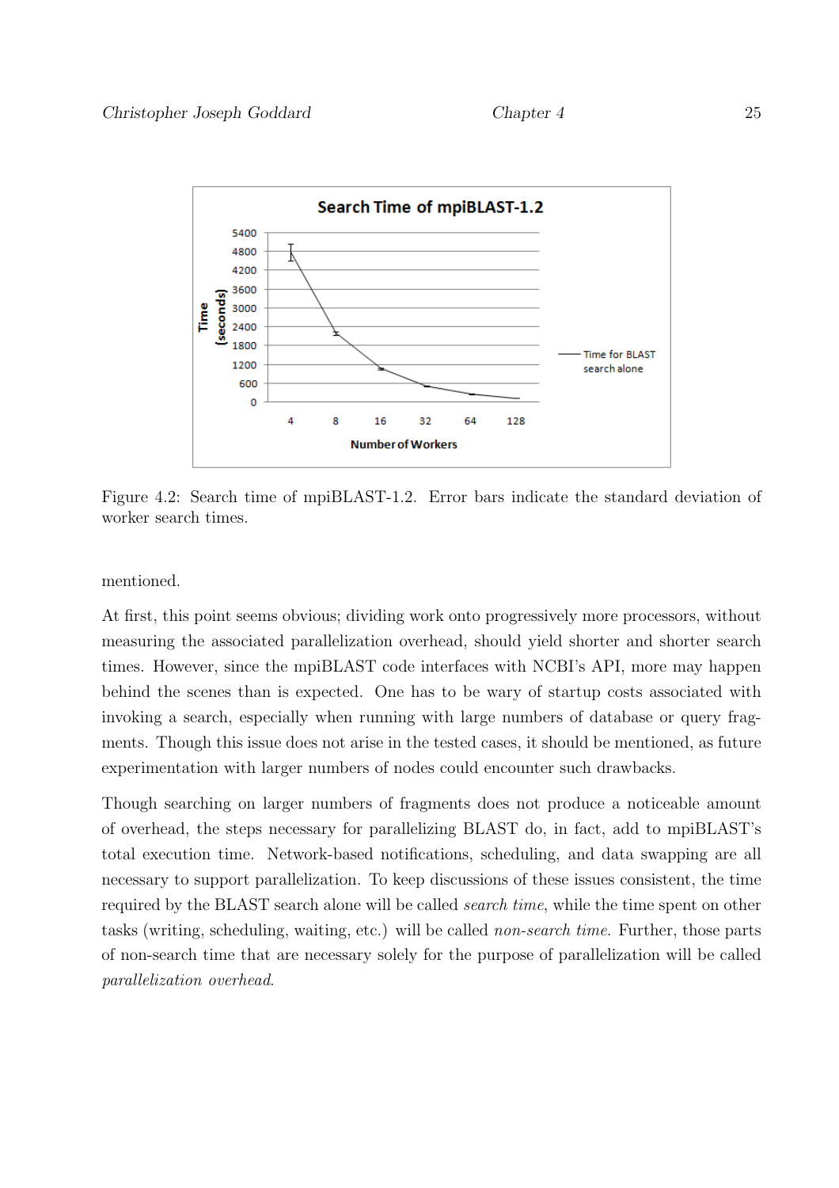Figure 4.2: Search time of mpiBLAST-1.2. Error bars indicate the standard deviation of worker search times.

mentioned.

At first, this point seems obvious; dividing work onto progressively more processors, without measuring the associated parallelization overhead, should yield shorter and shorter search times. However, since the mpiBLAST code interfaces with NCBI's API, more may happen behind the scenes than is expected. One has to be wary of startup costs associated with invoking a search, especially when running with large numbers of database or query fragments. Though this issue does not arise in the tested cases, it should be mentioned, as future experimentation with larger numbers of nodes could encounter such drawbacks.

Though searching on larger numbers of fragments does not produce a noticeable amount of overhead, the steps necessary for parallelizing BLAST do, in fact, add to mpiBLAST's total execution time. Network-based notifications, scheduling, and data swapping are all necessary to support parallelization. To keep discussions of these issues consistent, the time required by the BLAST search alone will be called *search time*, while the time spent on other tasks (writing, scheduling, waiting, etc.) will be called *non-search time*. Further, those parts of non-search time that are necessary solely for the purpose of parallelization will be called *parallelization overhead*.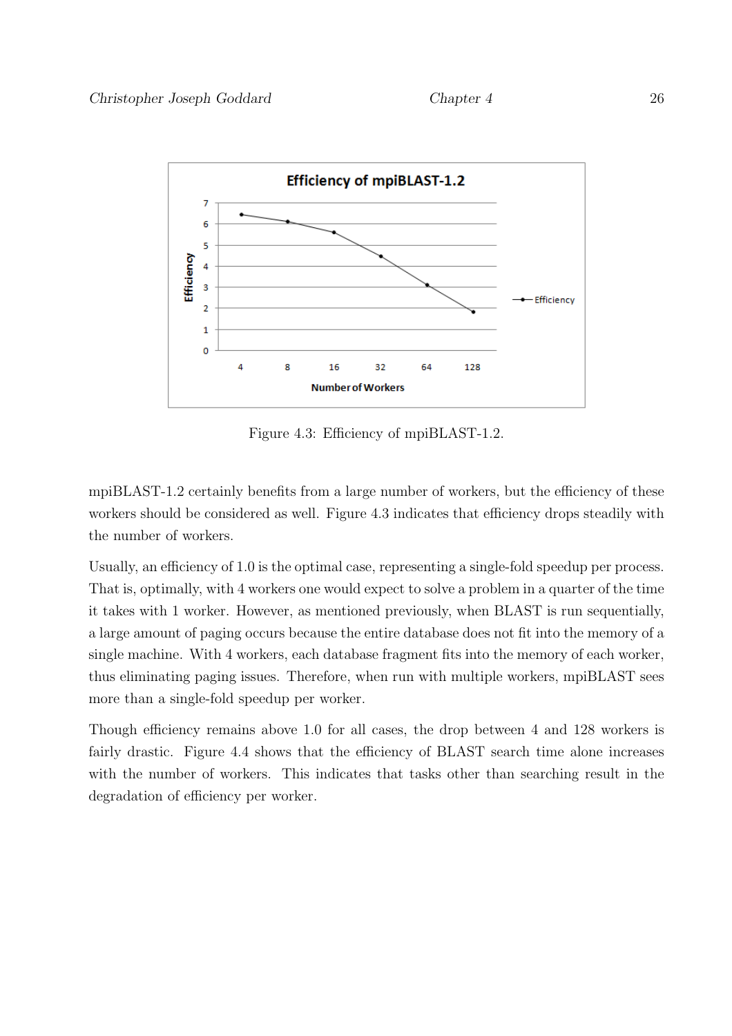Figure 4.3: Efficiency of mpiBLAST-1.2.

mpiBLAST-1.2 certainly benefits from a large number of workers, but the efficiency of these workers should be considered as well. Figure 4.3 indicates that efficiency drops steadily with the number of workers.

Usually, an efficiency of 1.0 is the optimal case, representing a single-fold speedup per process. That is, optimally, with 4 workers one would expect to solve a problem in a quarter of the time it takes with 1 worker. However, as mentioned previously, when BLAST is run sequentially, a large amount of paging occurs because the entire database does not fit into the memory of a single machine. With 4 workers, each database fragment fits into the memory of each worker, thus eliminating paging issues. Therefore, when run with multiple workers, mpiBLAST sees more than a single-fold speedup per worker.

Though efficiency remains above 1.0 for all cases, the drop between 4 and 128 workers is fairly drastic. Figure 4.4 shows that the efficiency of BLAST search time alone increases with the number of workers. This indicates that tasks other than searching result in the degradation of efficiency per worker.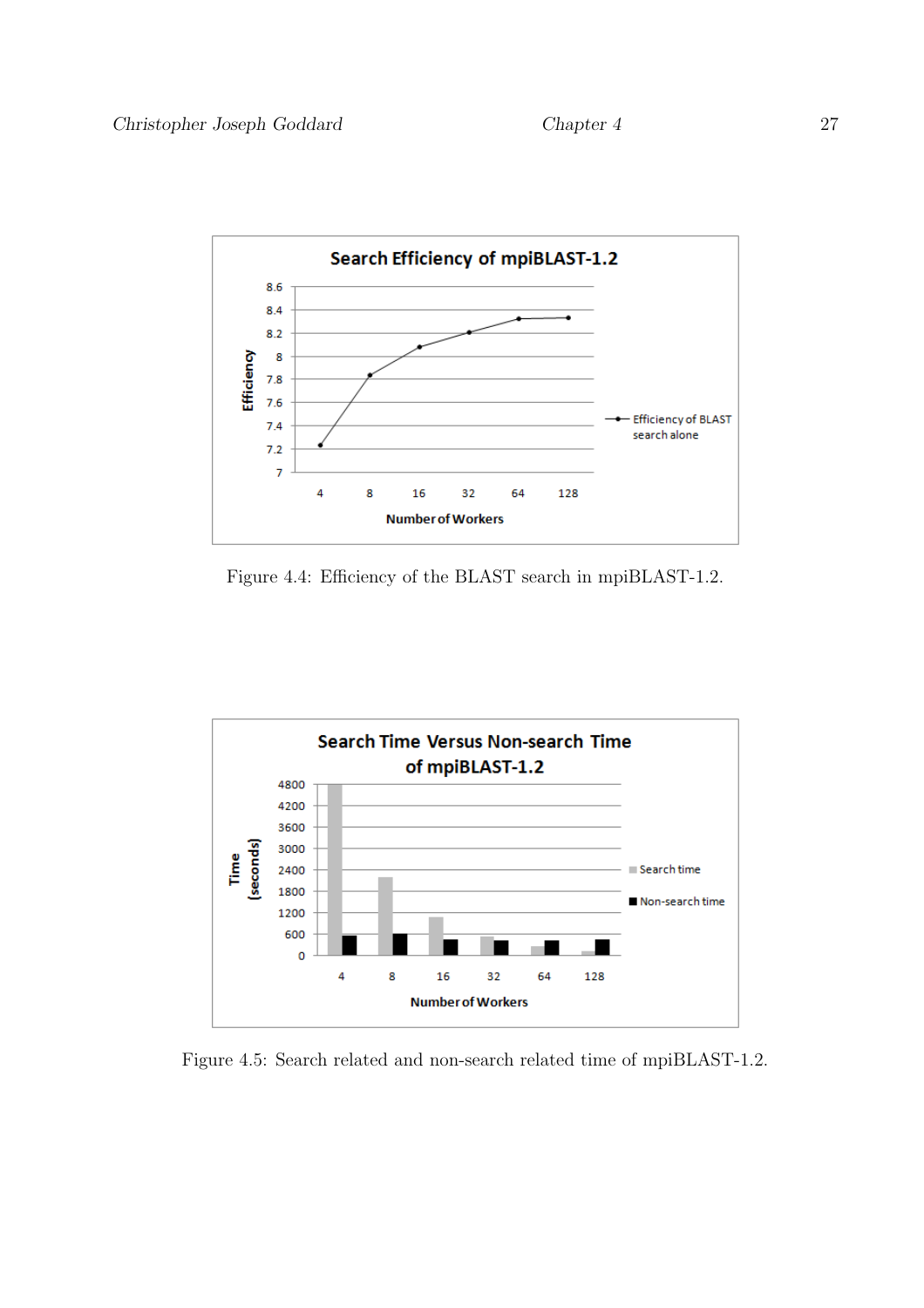Figure 4.4: Efficiency of the BLAST search in mpiBLAST-1.2.

Figure 4.5: Search related and non-search related time of mpiBLAST-1.2.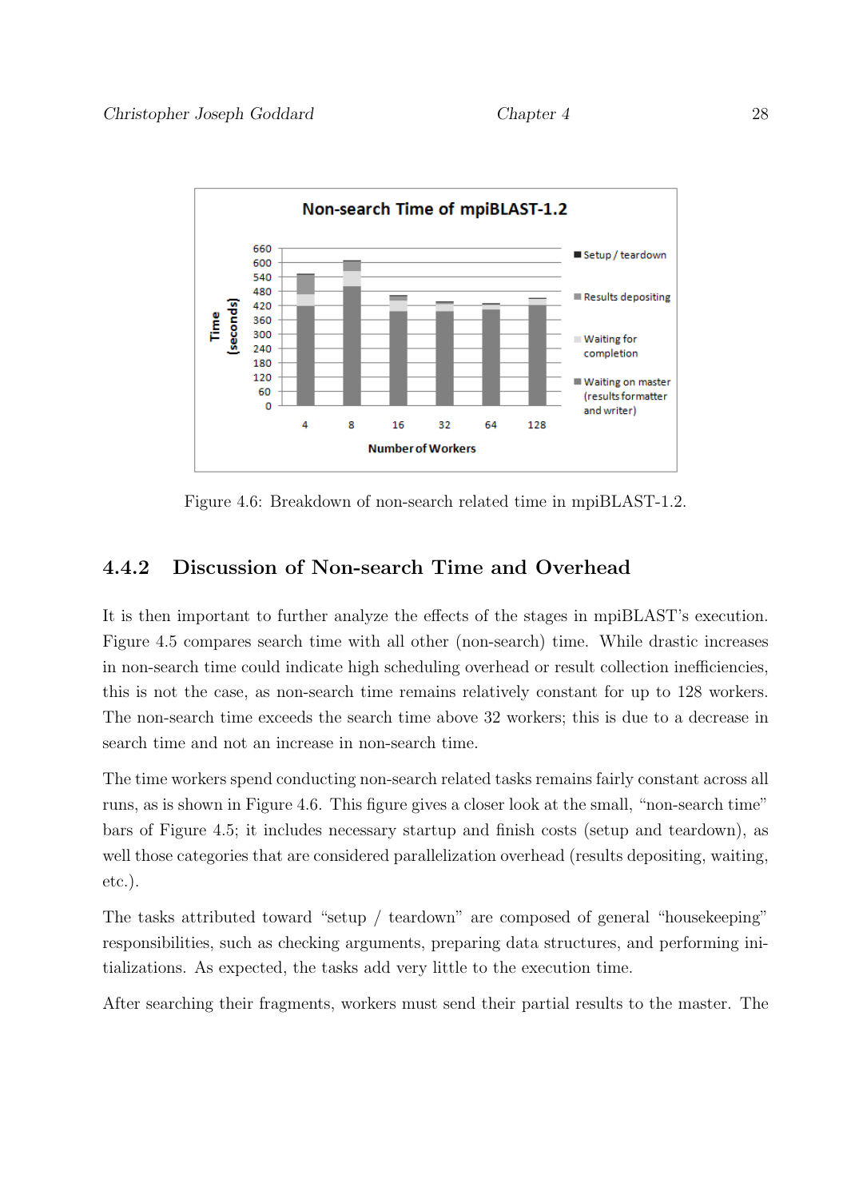Figure 4.6: Breakdown of non-search related time in mpiBLAST-1.2.

### 4.4.2 Discussion of Non-search Time and Overhead

It is then important to further analyze the effects of the stages in mpiBLAST's execution. Figure 4.5 compares search time with all other (non-search) time. While drastic increases in non-search time could indicate high scheduling overhead or result collection inefficiencies, this is not the case, as non-search time remains relatively constant for up to 128 workers. The non-search time exceeds the search time above 32 workers; this is due to a decrease in search time and not an increase in non-search time.

The time workers spend conducting non-search related tasks remains fairly constant across all runs, as is shown in Figure 4.6. This figure gives a closer look at the small, "non-search time" bars of Figure 4.5; it includes necessary startup and finish costs (setup and teardown), as well those categories that are considered parallelization overhead (results depositing, waiting, etc.).

The tasks attributed toward "setup / teardown" are composed of general "housekeeping" responsibilities, such as checking arguments, preparing data structures, and performing initializations. As expected, the tasks add very little to the execution time.

After searching their fragments, workers must send their partial results to the master. The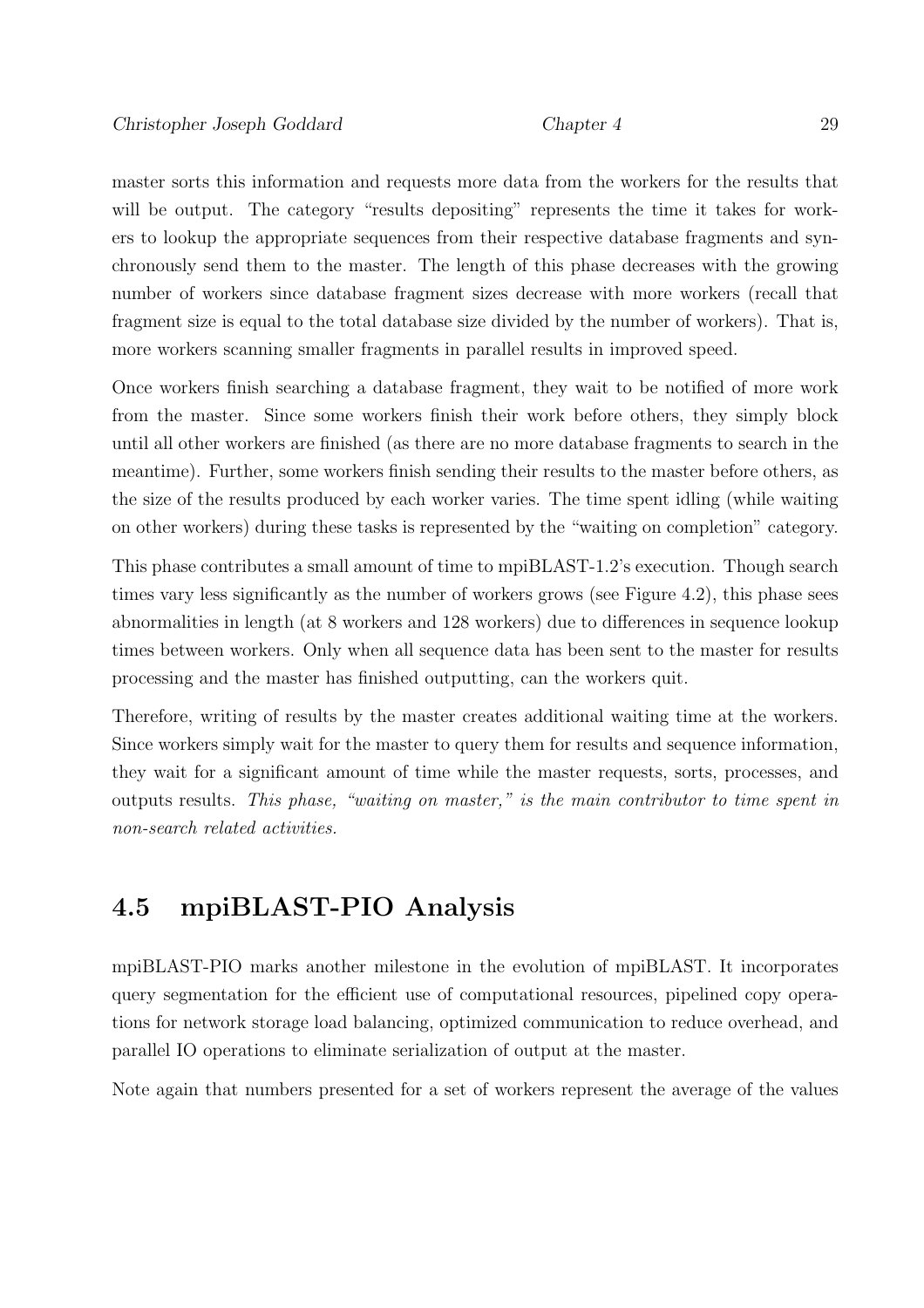master sorts this information and requests more data from the workers for the results that will be output. The category "results depositing" represents the time it takes for workers to lookup the appropriate sequences from their respective database fragments and synchronously send them to the master. The length of this phase decreases with the growing number of workers since database fragment sizes decrease with more workers (recall that fragment size is equal to the total database size divided by the number of workers). That is, more workers scanning smaller fragments in parallel results in improved speed.

Once workers finish searching a database fragment, they wait to be notified of more work from the master. Since some workers finish their work before others, they simply block until all other workers are finished (as there are no more database fragments to search in the meantime). Further, some workers finish sending their results to the master before others, as the size of the results produced by each worker varies. The time spent idling (while waiting on other workers) during these tasks is represented by the "waiting on completion" category.

This phase contributes a small amount of time to mpiBLAST-1.2's execution. Though search times vary less significantly as the number of workers grows (see Figure 4.2), this phase sees abnormalities in length (at 8 workers and 128 workers) due to differences in sequence lookup times between workers. Only when all sequence data has been sent to the master for results processing and the master has finished outputting, can the workers quit.

Therefore, writing of results by the master creates additional waiting time at the workers. Since workers simply wait for the master to query them for results and sequence information, they wait for a significant amount of time while the master requests, sorts, processes, and outputs results. *This phase, "waiting on master," is the main contributor to time spent in non-search related activities.*

## 4.5 mpiBLAST-PIO Analysis

mpiBLAST-PIO marks another milestone in the evolution of mpiBLAST. It incorporates query segmentation for the efficient use of computational resources, pipelined copy operations for network storage load balancing, optimized communication to reduce overhead, and parallel IO operations to eliminate serialization of output at the master.

Note again that numbers presented for a set of workers represent the average of the values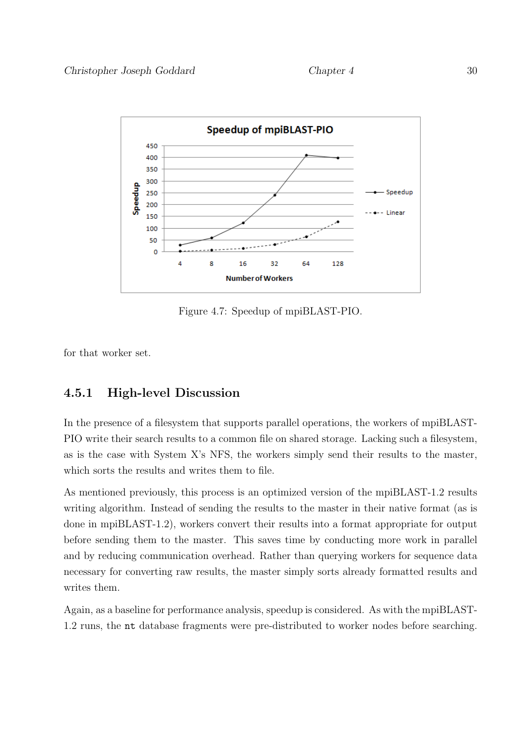Figure 4.7: Speedup of mpiBLAST-PIO.

for that worker set.

### 4.5.1 High-level Discussion

In the presence of a filesystem that supports parallel operations, the workers of mpiBLAST-PIO write their search results to a common file on shared storage. Lacking such a filesystem, as is the case with System X's NFS, the workers simply send their results to the master, which sorts the results and writes them to file.

As mentioned previously, this process is an optimized version of the mpiBLAST-1.2 results writing algorithm. Instead of sending the results to the master in their native format (as is done in mpiBLAST-1.2), workers convert their results into a format appropriate for output before sending them to the master. This saves time by conducting more work in parallel and by reducing communication overhead. Rather than querying workers for sequence data necessary for converting raw results, the master simply sorts already formatted results and writes them.

Again, as a baseline for performance analysis, speedup is considered. As with the mpiBLAST-1.2 runs, the `nt` database fragments were pre-distributed to worker nodes before searching.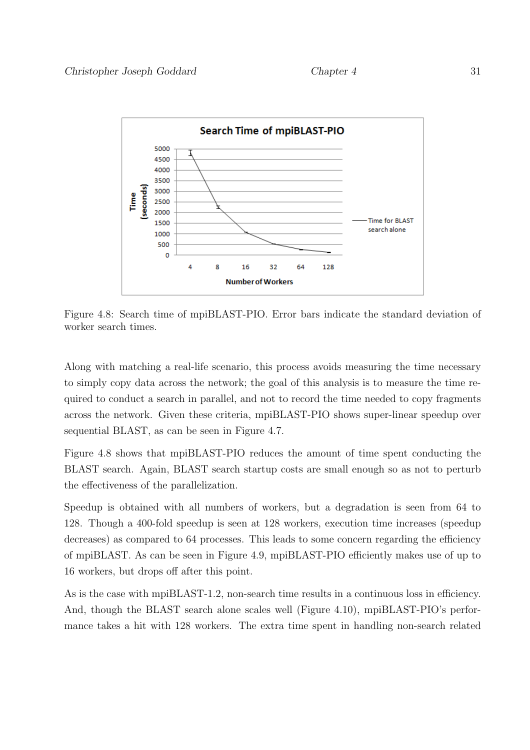Figure 4.8: Search time of mpiBLAST-PIO. Error bars indicate the standard deviation of worker search times.

Along with matching a real-life scenario, this process avoids measuring the time necessary to simply copy data across the network; the goal of this analysis is to measure the time required to conduct a search in parallel, and not to record the time needed to copy fragments across the network. Given these criteria, mpiBLAST-PIO shows super-linear speedup over sequential BLAST, as can be seen in Figure 4.7.

Figure 4.8 shows that mpiBLAST-PIO reduces the amount of time spent conducting the BLAST search. Again, BLAST search startup costs are small enough so as not to perturb the effectiveness of the parallelization.

Speedup is obtained with all numbers of workers, but a degradation is seen from 64 to 128. Though a 400-fold speedup is seen at 128 workers, execution time increases (speedup decreases) as compared to 64 processes. This leads to some concern regarding the efficiency of mpiBLAST. As can be seen in Figure 4.9, mpiBLAST-PIO efficiently makes use of up to 16 workers, but drops off after this point.

As is the case with mpiBLAST-1.2, non-search time results in a continuous loss in efficiency. And, though the BLAST search alone scales well (Figure 4.10), mpiBLAST-PIO's performance takes a hit with 128 workers. The extra time spent in handling non-search related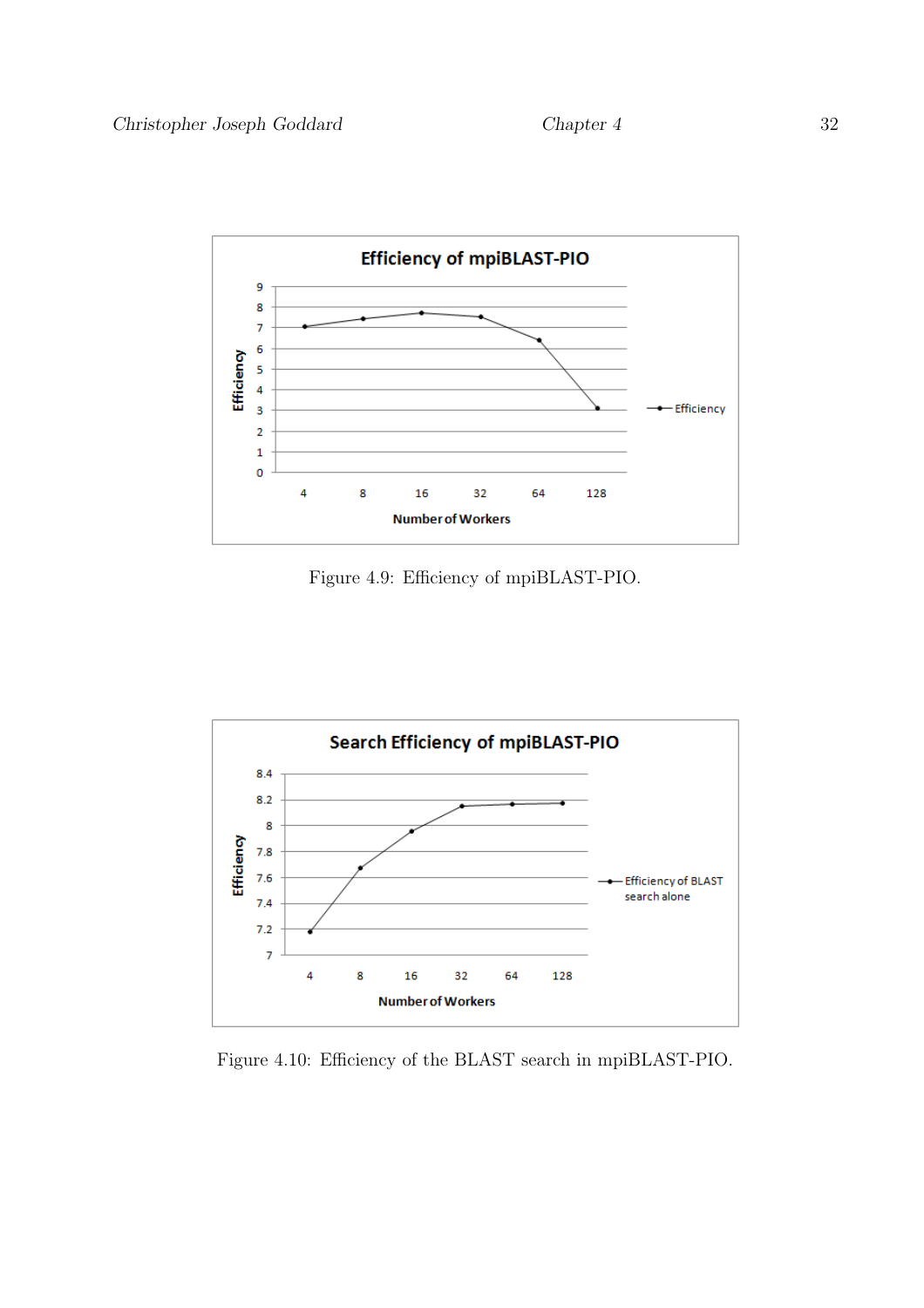Figure 4.9: Efficiency of mpiBLAST-PIO.

Figure 4.10: Efficiency of the BLAST search in mpiBLAST-PIO.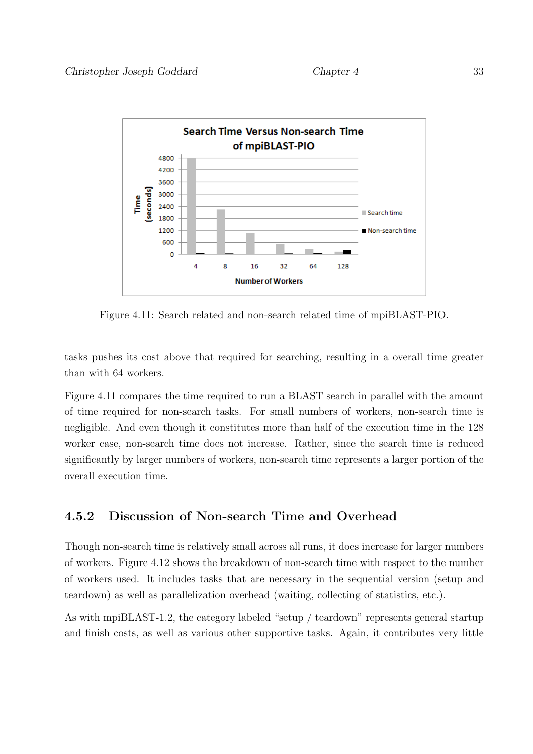Figure 4.11: Search related and non-search related time of mpiBLAST-PIO.

tasks pushes its cost above that required for searching, resulting in a overall time greater than with 64 workers.

Figure 4.11 compares the time required to run a BLAST search in parallel with the amount of time required for non-search tasks. For small numbers of workers, non-search time is negligible. And even though it constitutes more than half of the execution time in the 128 worker case, non-search time does not increase. Rather, since the search time is reduced significantly by larger numbers of workers, non-search time represents a larger portion of the overall execution time.

### 4.5.2 Discussion of Non-search Time and Overhead

Though non-search time is relatively small across all runs, it does increase for larger numbers of workers. Figure 4.12 shows the breakdown of non-search time with respect to the number of workers used. It includes tasks that are necessary in the sequential version (setup and teardown) as well as parallelization overhead (waiting, collecting of statistics, etc.).

As with mpiBLAST-1.2, the category labeled "setup / teardown" represents general startup and finish costs, as well as various other supportive tasks. Again, it contributes very little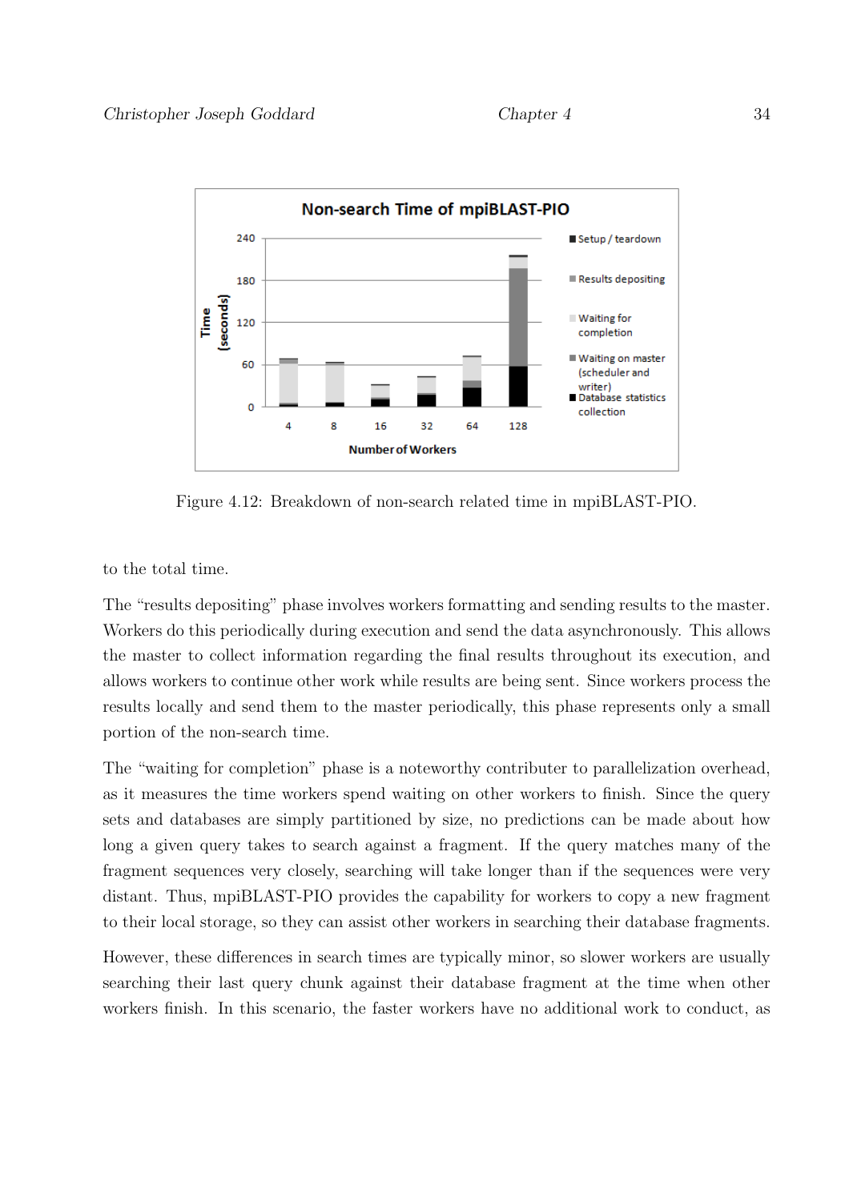Figure 4.12: Breakdown of non-search related time in mpiBLAST-PIO.

to the total time.

The "results depositing" phase involves workers formatting and sending results to the master. Workers do this periodically during execution and send the data asynchronously. This allows the master to collect information regarding the final results throughout its execution, and allows workers to continue other work while results are being sent. Since workers process the results locally and send them to the master periodically, this phase represents only a small portion of the non-search time.

The "waiting for completion" phase is a noteworthy contributer to parallelization overhead, as it measures the time workers spend waiting on other workers to finish. Since the query sets and databases are simply partitioned by size, no predictions can be made about how long a given query takes to search against a fragment. If the query matches many of the fragment sequences very closely, searching will take longer than if the sequences were very distant. Thus, mpiBLAST-PIO provides the capability for workers to copy a new fragment to their local storage, so they can assist other workers in searching their database fragments.

However, these differences in search times are typically minor, so slower workers are usually searching their last query chunk against their database fragment at the time when other workers finish. In this scenario, the faster workers have no additional work to conduct, as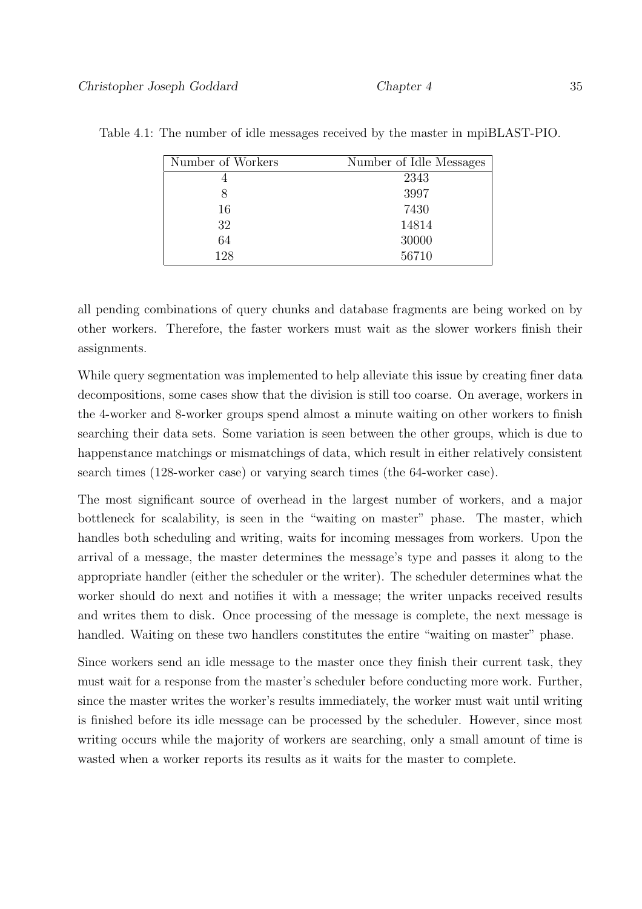Table 4.1: The number of idle messages received by the master in mpiBLAST-PIO.

| Number of Workers | Number of Idle Messages |
|---|---|
| 4 | 2343 |
| 8 | 3997 |
| 16 | 7430 |
| 32 | 14814 |
| 64 | 30000 |
| 128 | 56710 |

all pending combinations of query chunks and database fragments are being worked on by other workers. Therefore, the faster workers must wait as the slower workers finish their assignments.

While query segmentation was implemented to help alleviate this issue by creating finer data decompositions, some cases show that the division is still too coarse. On average, workers in the 4-worker and 8-worker groups spend almost a minute waiting on other workers to finish searching their data sets. Some variation is seen between the other groups, which is due to happenstance matchings or mismatchings of data, which result in either relatively consistent search times (128-worker case) or varying search times (the 64-worker case).

The most significant source of overhead in the largest number of workers, and a major bottleneck for scalability, is seen in the "waiting on master" phase. The master, which handles both scheduling and writing, waits for incoming messages from workers. Upon the arrival of a message, the master determines the message's type and passes it along to the appropriate handler (either the scheduler or the writer). The scheduler determines what the worker should do next and notifies it with a message; the writer unpacks received results and writes them to disk. Once processing of the message is complete, the next message is handled. Waiting on these two handlers constitutes the entire "waiting on master" phase.

Since workers send an idle message to the master once they finish their current task, they must wait for a response from the master's scheduler before conducting more work. Further, since the master writes the worker's results immediately, the worker must wait until writing is finished before its idle message can be processed by the scheduler. However, since most writing occurs while the majority of workers are searching, only a small amount of time is wasted when a worker reports its results as it waits for the master to complete.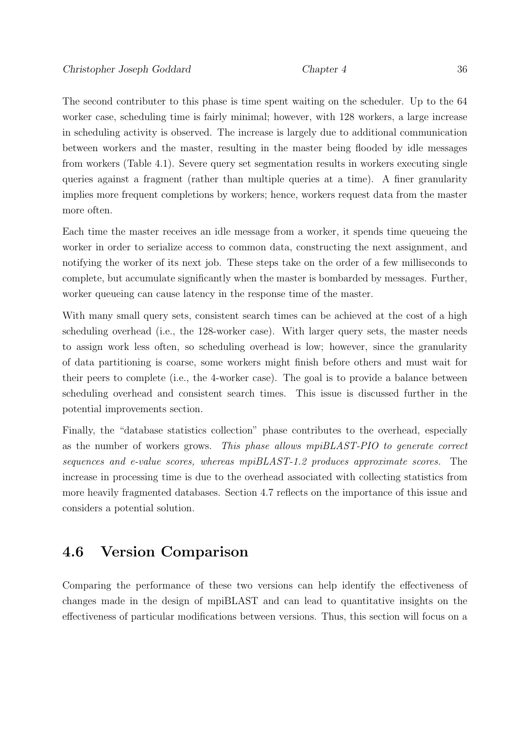The second contributer to this phase is time spent waiting on the scheduler. Up to the 64 worker case, scheduling time is fairly minimal; however, with 128 workers, a large increase in scheduling activity is observed. The increase is largely due to additional communication between workers and the master, resulting in the master being flooded by idle messages from workers (Table 4.1). Severe query set segmentation results in workers executing single queries against a fragment (rather than multiple queries at a time). A finer granularity implies more frequent completions by workers; hence, workers request data from the master more often.

Each time the master receives an idle message from a worker, it spends time queueing the worker in order to serialize access to common data, constructing the next assignment, and notifying the worker of its next job. These steps take on the order of a few milliseconds to complete, but accumulate significantly when the master is bombarded by messages. Further, worker queueing can cause latency in the response time of the master.

With many small query sets, consistent search times can be achieved at the cost of a high scheduling overhead (i.e., the 128-worker case). With larger query sets, the master needs to assign work less often, so scheduling overhead is low; however, since the granularity of data partitioning is coarse, some workers might finish before others and must wait for their peers to complete (i.e., the 4-worker case). The goal is to provide a balance between scheduling overhead and consistent search times. This issue is discussed further in the potential improvements section.

Finally, the "database statistics collection" phase contributes to the overhead, especially as the number of workers grows. *This phase allows mpiBLAST-PIO to generate correct sequences and e-value scores, whereas mpiBLAST-1.2 produces approximate scores.* The increase in processing time is due to the overhead associated with collecting statistics from more heavily fragmented databases. Section 4.7 reflects on the importance of this issue and considers a potential solution.

## 4.6 Version Comparison

Comparing the performance of these two versions can help identify the effectiveness of changes made in the design of mpiBLAST and can lead to quantitative insights on the effectiveness of particular modifications between versions. Thus, this section will focus on a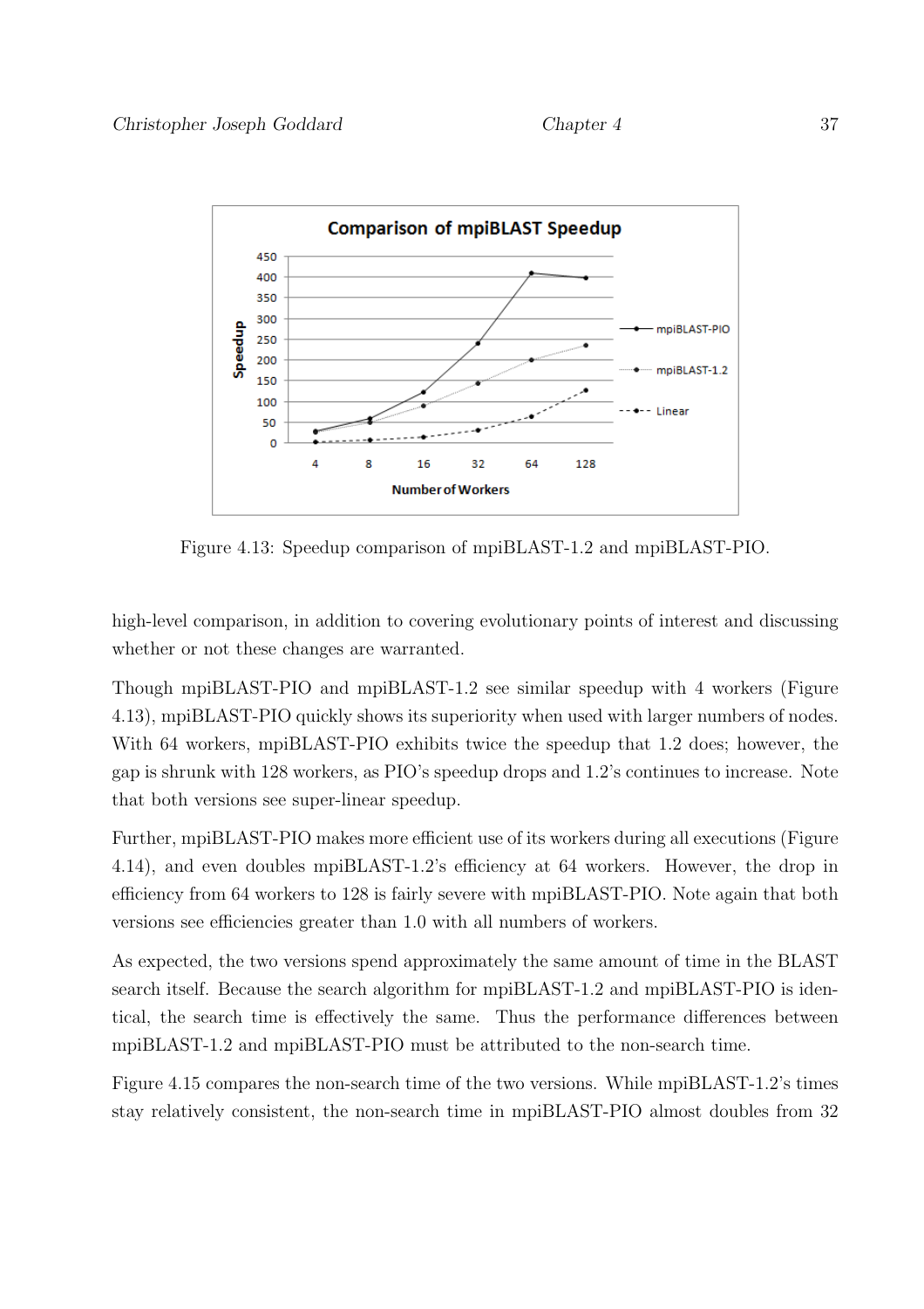Figure 4.13: Speedup comparison of mpiBLAST-1.2 and mpiBLAST-PIO.

high-level comparison, in addition to covering evolutionary points of interest and discussing whether or not these changes are warranted.

Though mpiBLAST-PIO and mpiBLAST-1.2 see similar speedup with 4 workers (Figure 4.13), mpiBLAST-PIO quickly shows its superiority when used with larger numbers of nodes. With 64 workers, mpiBLAST-PIO exhibits twice the speedup that 1.2 does; however, the gap is shrunk with 128 workers, as PIO's speedup drops and 1.2's continues to increase. Note that both versions see super-linear speedup.

Further, mpiBLAST-PIO makes more efficient use of its workers during all executions (Figure 4.14), and even doubles mpiBLAST-1.2's efficiency at 64 workers. However, the drop in efficiency from 64 workers to 128 is fairly severe with mpiBLAST-PIO. Note again that both versions see efficiencies greater than 1.0 with all numbers of workers.

As expected, the two versions spend approximately the same amount of time in the BLAST search itself. Because the search algorithm for mpiBLAST-1.2 and mpiBLAST-PIO is identical, the search time is effectively the same. Thus the performance differences between mpiBLAST-1.2 and mpiBLAST-PIO must be attributed to the non-search time.

Figure 4.15 compares the non-search time of the two versions. While mpiBLAST-1.2's times stay relatively consistent, the non-search time in mpiBLAST-PIO almost doubles from 32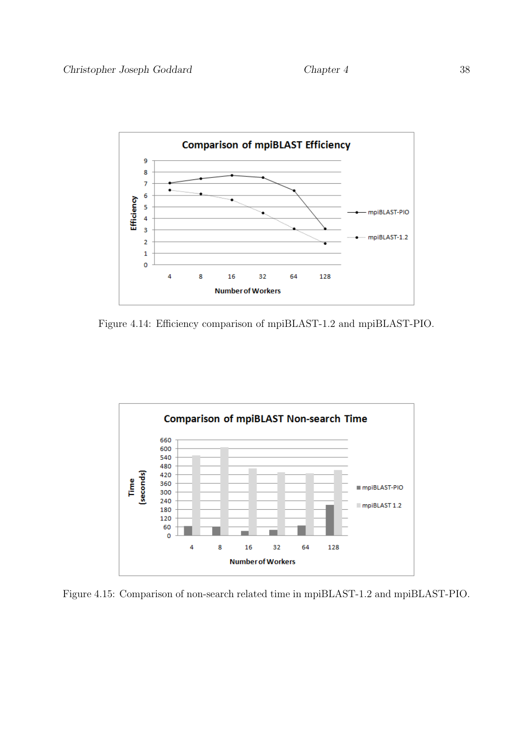Figure 4.14: Efficiency comparison of mpiBLAST-1.2 and mpiBLAST-PIO.

Figure 4.15: Comparison of non-search related time in mpiBLAST-1.2 and mpiBLAST-PIO.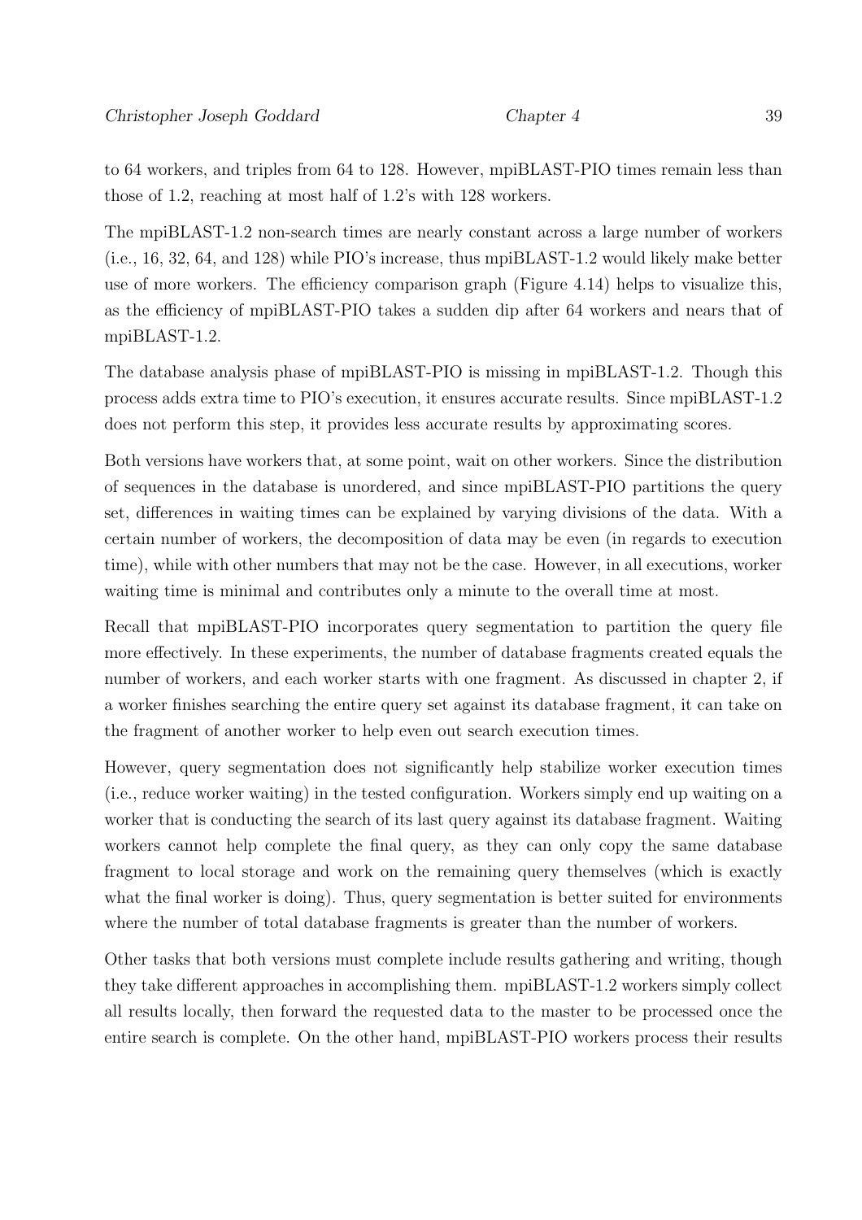to 64 workers, and triples from 64 to 128. However, mpiBLAST-PIO times remain less than those of 1.2, reaching at most half of 1.2's with 128 workers.

The mpiBLAST-1.2 non-search times are nearly constant across a large number of workers (i.e., 16, 32, 64, and 128) while PIO's increase, thus mpiBLAST-1.2 would likely make better use of more workers. The efficiency comparison graph (Figure 4.14) helps to visualize this, as the efficiency of mpiBLAST-PIO takes a sudden dip after 64 workers and nears that of mpiBLAST-1.2.

The database analysis phase of mpiBLAST-PIO is missing in mpiBLAST-1.2. Though this process adds extra time to PIO's execution, it ensures accurate results. Since mpiBLAST-1.2 does not perform this step, it provides less accurate results by approximating scores.

Both versions have workers that, at some point, wait on other workers. Since the distribution of sequences in the database is unordered, and since mpiBLAST-PIO partitions the query set, differences in waiting times can be explained by varying divisions of the data. With a certain number of workers, the decomposition of data may be even (in regards to execution time), while with other numbers that may not be the case. However, in all executions, worker waiting time is minimal and contributes only a minute to the overall time at most.

Recall that mpiBLAST-PIO incorporates query segmentation to partition the query file more effectively. In these experiments, the number of database fragments created equals the number of workers, and each worker starts with one fragment. As discussed in chapter 2, if a worker finishes searching the entire query set against its database fragment, it can take on the fragment of another worker to help even out search execution times.

However, query segmentation does not significantly help stabilize worker execution times (i.e., reduce worker waiting) in the tested configuration. Workers simply end up waiting on a worker that is conducting the search of its last query against its database fragment. Waiting workers cannot help complete the final query, as they can only copy the same database fragment to local storage and work on the remaining query themselves (which is exactly what the final worker is doing). Thus, query segmentation is better suited for environments where the number of total database fragments is greater than the number of workers.

Other tasks that both versions must complete include results gathering and writing, though they take different approaches in accomplishing them. mpiBLAST-1.2 workers simply collect all results locally, then forward the requested data to the master to be processed once the entire search is complete. On the other hand, mpiBLAST-PIO workers process their results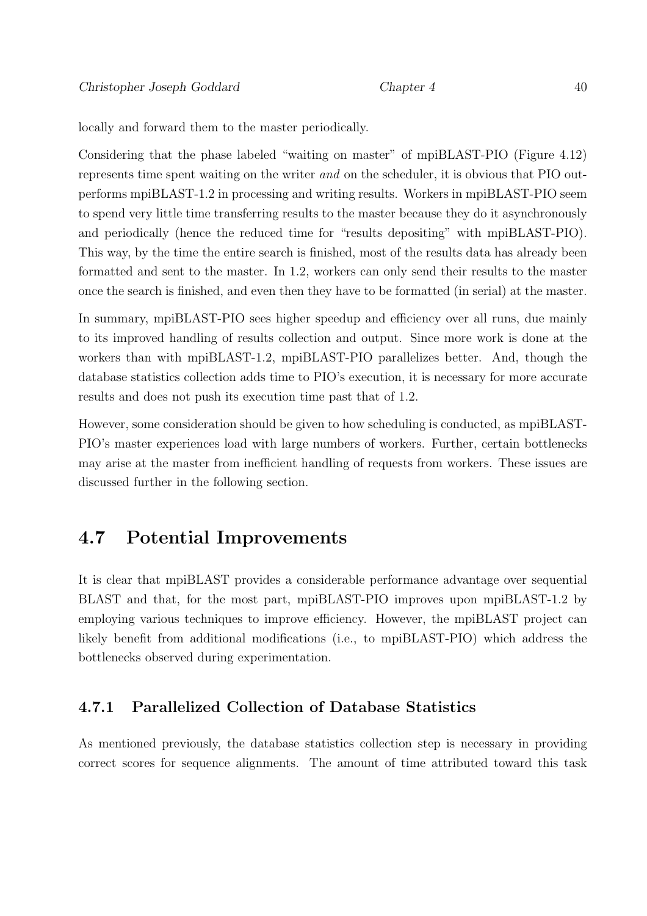locally and forward them to the master periodically.

Considering that the phase labeled "waiting on master" of mpiBLAST-PIO (Figure 4.12) represents time spent waiting on the writer *and* on the scheduler, it is obvious that PIO outperforms mpiBLAST-1.2 in processing and writing results. Workers in mpiBLAST-PIO seem to spend very little time transferring results to the master because they do it asynchronously and periodically (hence the reduced time for "results depositing" with mpiBLAST-PIO). This way, by the time the entire search is finished, most of the results data has already been formatted and sent to the master. In 1.2, workers can only send their results to the master once the search is finished, and even then they have to be formatted (in serial) at the master.

In summary, mpiBLAST-PIO sees higher speedup and efficiency over all runs, due mainly to its improved handling of results collection and output. Since more work is done at the workers than with mpiBLAST-1.2, mpiBLAST-PIO parallelizes better. And, though the database statistics collection adds time to PIO's execution, it is necessary for more accurate results and does not push its execution time past that of 1.2.

However, some consideration should be given to how scheduling is conducted, as mpiBLAST-PIO's master experiences load with large numbers of workers. Further, certain bottlenecks may arise at the master from inefficient handling of requests from workers. These issues are discussed further in the following section.

## 4.7 Potential Improvements

It is clear that mpiBLAST provides a considerable performance advantage over sequential BLAST and that, for the most part, mpiBLAST-PIO improves upon mpiBLAST-1.2 by employing various techniques to improve efficiency. However, the mpiBLAST project can likely benefit from additional modifications (i.e., to mpiBLAST-PIO) which address the bottlenecks observed during experimentation.

### 4.7.1 Parallelized Collection of Database Statistics

As mentioned previously, the database statistics collection step is necessary in providing correct scores for sequence alignments. The amount of time attributed toward this task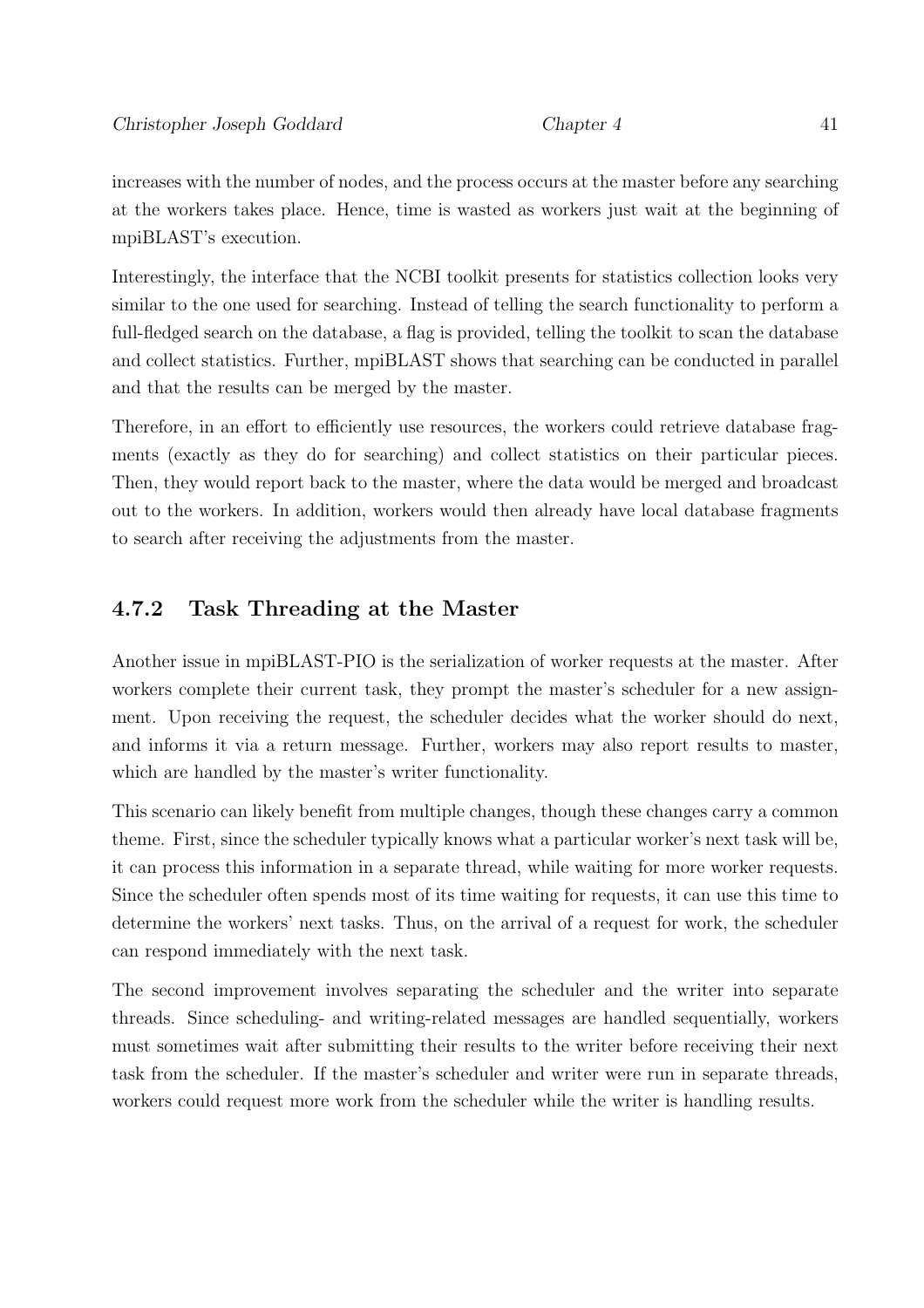increases with the number of nodes, and the process occurs at the master before any searching at the workers takes place. Hence, time is wasted as workers just wait at the beginning of mpiBLAST's execution.

Interestingly, the interface that the NCBI toolkit presents for statistics collection looks very similar to the one used for searching. Instead of telling the search functionality to perform a full-fledged search on the database, a flag is provided, telling the toolkit to scan the database and collect statistics. Further, mpiBLAST shows that searching can be conducted in parallel and that the results can be merged by the master.

Therefore, in an effort to efficiently use resources, the workers could retrieve database fragments (exactly as they do for searching) and collect statistics on their particular pieces. Then, they would report back to the master, where the data would be merged and broadcast out to the workers. In addition, workers would then already have local database fragments to search after receiving the adjustments from the master.

### 4.7.2 Task Threading at the Master

Another issue in mpiBLAST-PIO is the serialization of worker requests at the master. After workers complete their current task, they prompt the master's scheduler for a new assignment. Upon receiving the request, the scheduler decides what the worker should do next, and informs it via a return message. Further, workers may also report results to master, which are handled by the master's writer functionality.

This scenario can likely benefit from multiple changes, though these changes carry a common theme. First, since the scheduler typically knows what a particular worker's next task will be, it can process this information in a separate thread, while waiting for more worker requests. Since the scheduler often spends most of its time waiting for requests, it can use this time to determine the workers' next tasks. Thus, on the arrival of a request for work, the scheduler can respond immediately with the next task.

The second improvement involves separating the scheduler and the writer into separate threads. Since scheduling- and writing-related messages are handled sequentially, workers must sometimes wait after submitting their results to the writer before receiving their next task from the scheduler. If the master's scheduler and writer were run in separate threads, workers could request more work from the scheduler while the writer is handling results.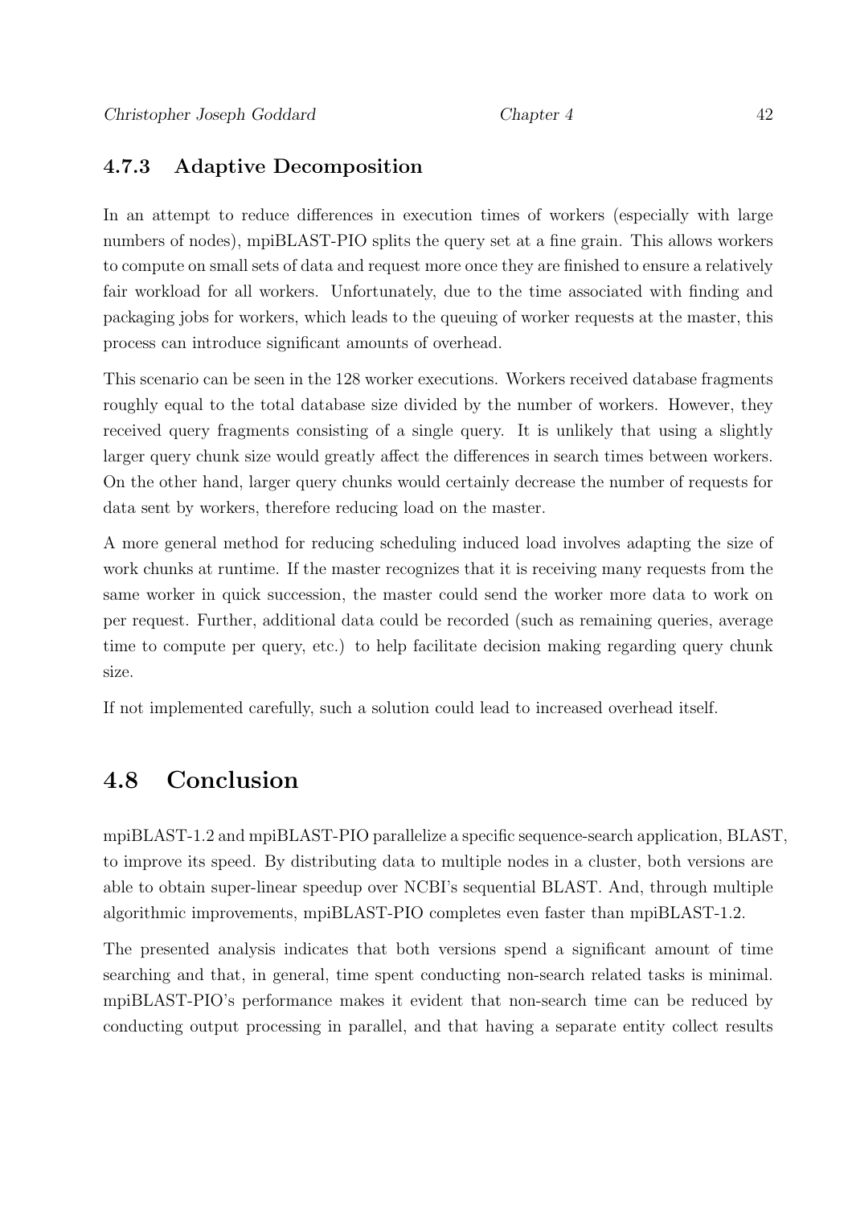### 4.7.3 Adaptive Decomposition

In an attempt to reduce differences in execution times of workers (especially with large numbers of nodes), mpiBLAST-PIO splits the query set at a fine grain. This allows workers to compute on small sets of data and request more once they are finished to ensure a relatively fair workload for all workers. Unfortunately, due to the time associated with finding and packaging jobs for workers, which leads to the queuing of worker requests at the master, this process can introduce significant amounts of overhead.

This scenario can be seen in the 128 worker executions. Workers received database fragments roughly equal to the total database size divided by the number of workers. However, they received query fragments consisting of a single query. It is unlikely that using a slightly larger query chunk size would greatly affect the differences in search times between workers. On the other hand, larger query chunks would certainly decrease the number of requests for data sent by workers, therefore reducing load on the master.

A more general method for reducing scheduling induced load involves adapting the size of work chunks at runtime. If the master recognizes that it is receiving many requests from the same worker in quick succession, the master could send the worker more data to work on per request. Further, additional data could be recorded (such as remaining queries, average time to compute per query, etc.) to help facilitate decision making regarding query chunk size.

If not implemented carefully, such a solution could lead to increased overhead itself.

## 4.8 Conclusion

mpiBLAST-1.2 and mpiBLAST-PIO parallelize a specific sequence-search application, BLAST, to improve its speed. By distributing data to multiple nodes in a cluster, both versions are able to obtain super-linear speedup over NCBI's sequential BLAST. And, through multiple algorithmic improvements, mpiBLAST-PIO completes even faster than mpiBLAST-1.2.

The presented analysis indicates that both versions spend a significant amount of time searching and that, in general, time spent conducting non-search related tasks is minimal. mpiBLAST-PIO's performance makes it evident that non-search time can be reduced by conducting output processing in parallel, and that having a separate entity collect results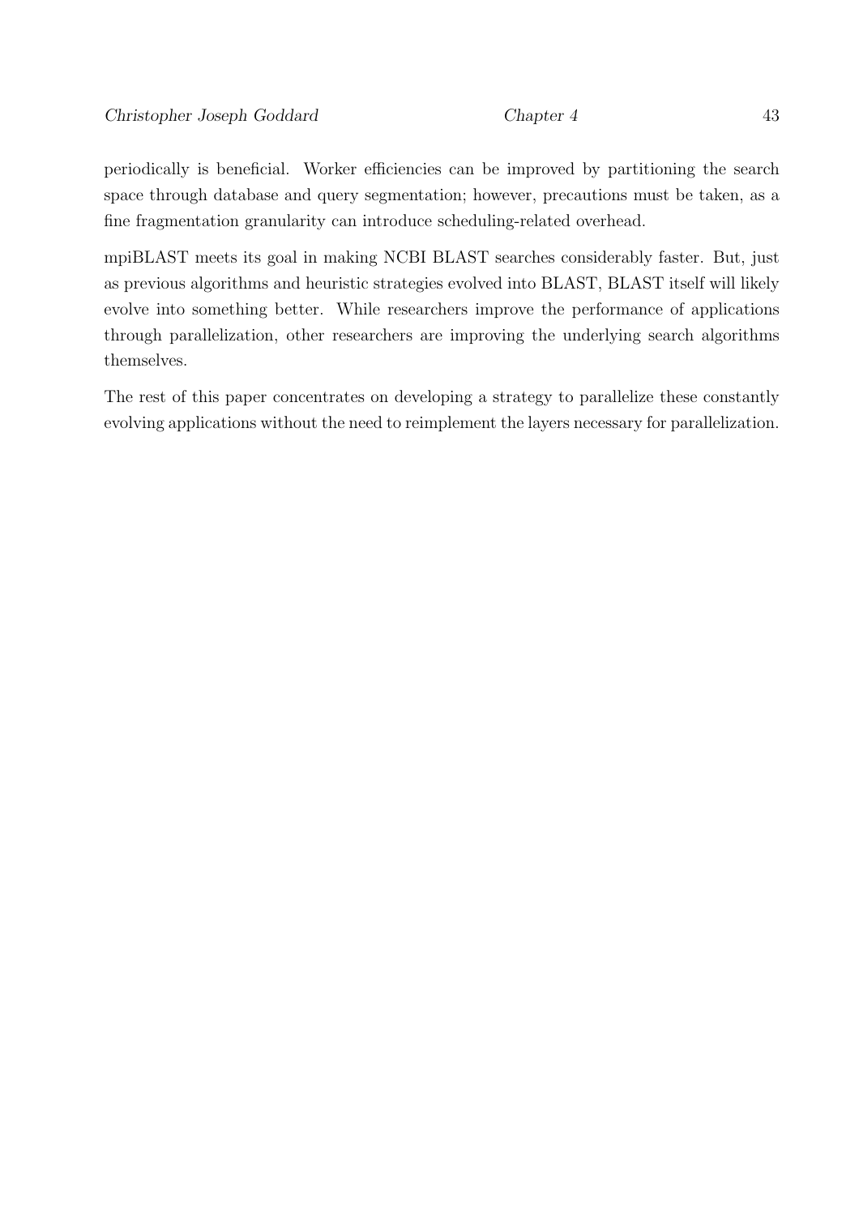periodically is beneficial. Worker efficiencies can be improved by partitioning the search space through database and query segmentation; however, precautions must be taken, as a fine fragmentation granularity can introduce scheduling-related overhead.

mpiBLAST meets its goal in making NCBI BLAST searches considerably faster. But, just as previous algorithms and heuristic strategies evolved into BLAST, BLAST itself will likely evolve into something better. While researchers improve the performance of applications through parallelization, other researchers are improving the underlying search algorithms themselves.

The rest of this paper concentrates on developing a strategy to parallelize these constantly evolving applications without the need to reimplement the layers necessary for parallelization.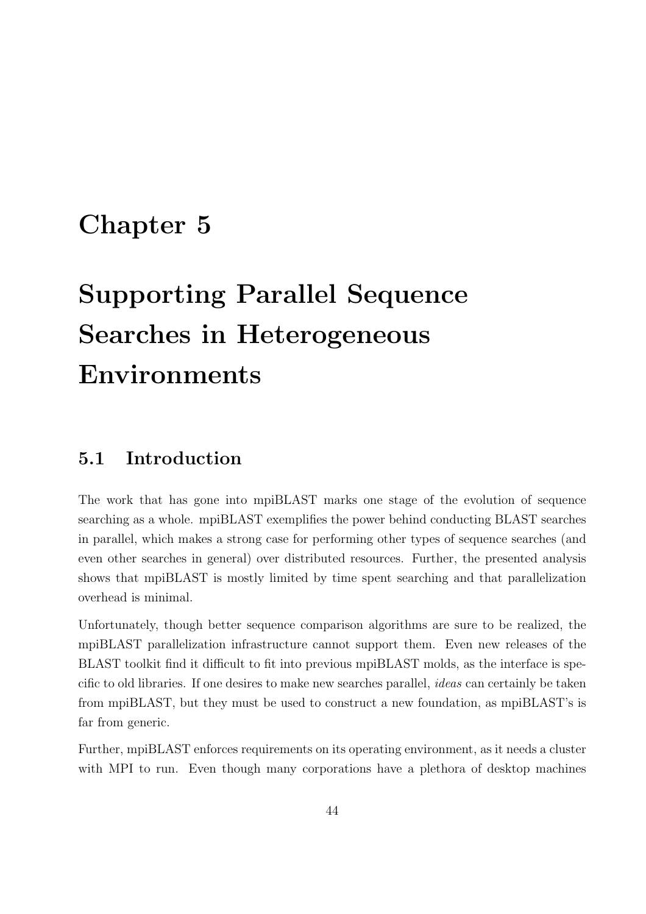# Chapter 5

# Supporting Parallel Sequence Searches in Heterogeneous Environments

## 5.1 Introduction

The work that has gone into mpiBLAST marks one stage of the evolution of sequence searching as a whole. mpiBLAST exemplifies the power behind conducting BLAST searches in parallel, which makes a strong case for performing other types of sequence searches (and even other searches in general) over distributed resources. Further, the presented analysis shows that mpiBLAST is mostly limited by time spent searching and that parallelization overhead is minimal.

Unfortunately, though better sequence comparison algorithms are sure to be realized, the mpiBLAST parallelization infrastructure cannot support them. Even new releases of the BLAST toolkit find it difficult to fit into previous mpiBLAST molds, as the interface is specific to old libraries. If one desires to make new searches parallel, *ideas* can certainly be taken from mpiBLAST, but they must be used to construct a new foundation, as mpiBLAST's is far from generic.

Further, mpiBLAST enforces requirements on its operating environment, as it needs a cluster with MPI to run. Even though many corporations have a plethora of desktop machines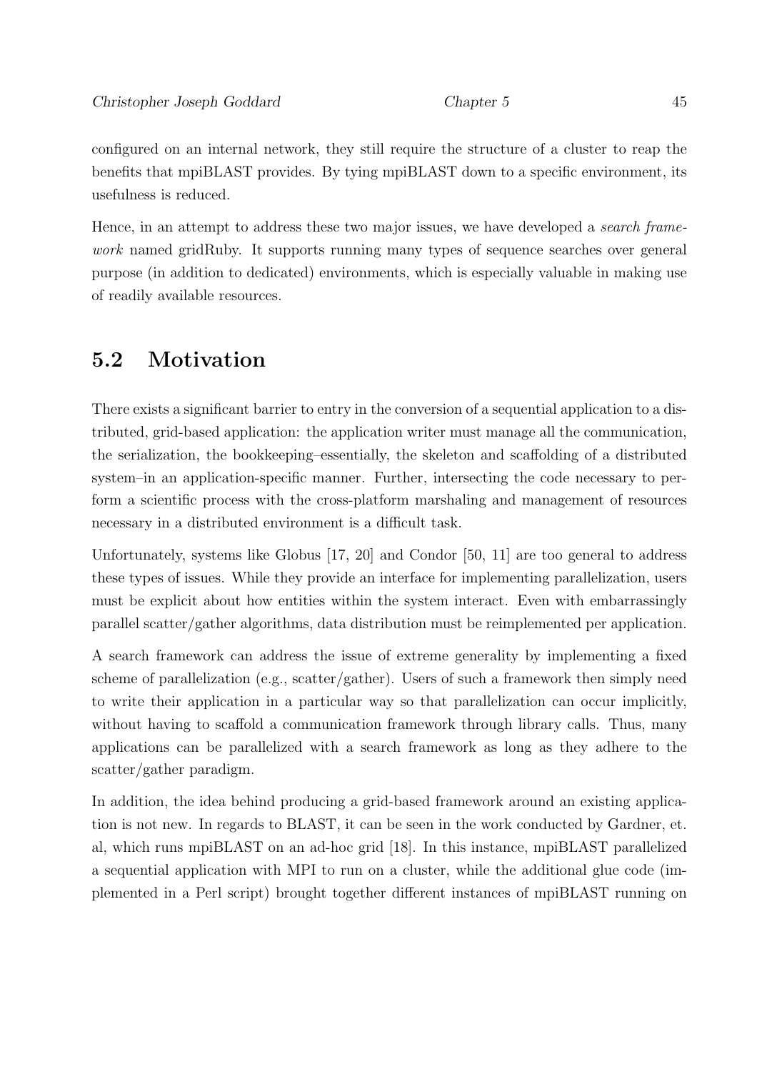configured on an internal network, they still require the structure of a cluster to reap the benefits that mpiBLAST provides. By tying mpiBLAST down to a specific environment, its usefulness is reduced.

Hence, in an attempt to address these two major issues, we have developed a *search framework* named gridRuby. It supports running many types of sequence searches over general purpose (in addition to dedicated) environments, which is especially valuable in making use of readily available resources.

## 5.2 Motivation

There exists a significant barrier to entry in the conversion of a sequential application to a distributed, grid-based application: the application writer must manage all the communication, the serialization, the bookkeeping–essentially, the skeleton and scaffolding of a distributed system–in an application-specific manner. Further, intersecting the code necessary to perform a scientific process with the cross-platform marshaling and management of resources necessary in a distributed environment is a difficult task.

Unfortunately, systems like Globus [17, 20] and Condor [50, 11] are too general to address these types of issues. While they provide an interface for implementing parallelization, users must be explicit about how entities within the system interact. Even with embarrassingly parallel scatter/gather algorithms, data distribution must be reimplemented per application.

A search framework can address the issue of extreme generality by implementing a fixed scheme of parallelization (e.g., scatter/gather). Users of such a framework then simply need to write their application in a particular way so that parallelization can occur implicitly, without having to scaffold a communication framework through library calls. Thus, many applications can be parallelized with a search framework as long as they adhere to the scatter/gather paradigm.

In addition, the idea behind producing a grid-based framework around an existing application is not new. In regards to BLAST, it can be seen in the work conducted by Gardner, et. al, which runs mpiBLAST on an ad-hoc grid [18]. In this instance, mpiBLAST parallelized a sequential application with MPI to run on a cluster, while the additional glue code (implemented in a Perl script) brought together different instances of mpiBLAST running on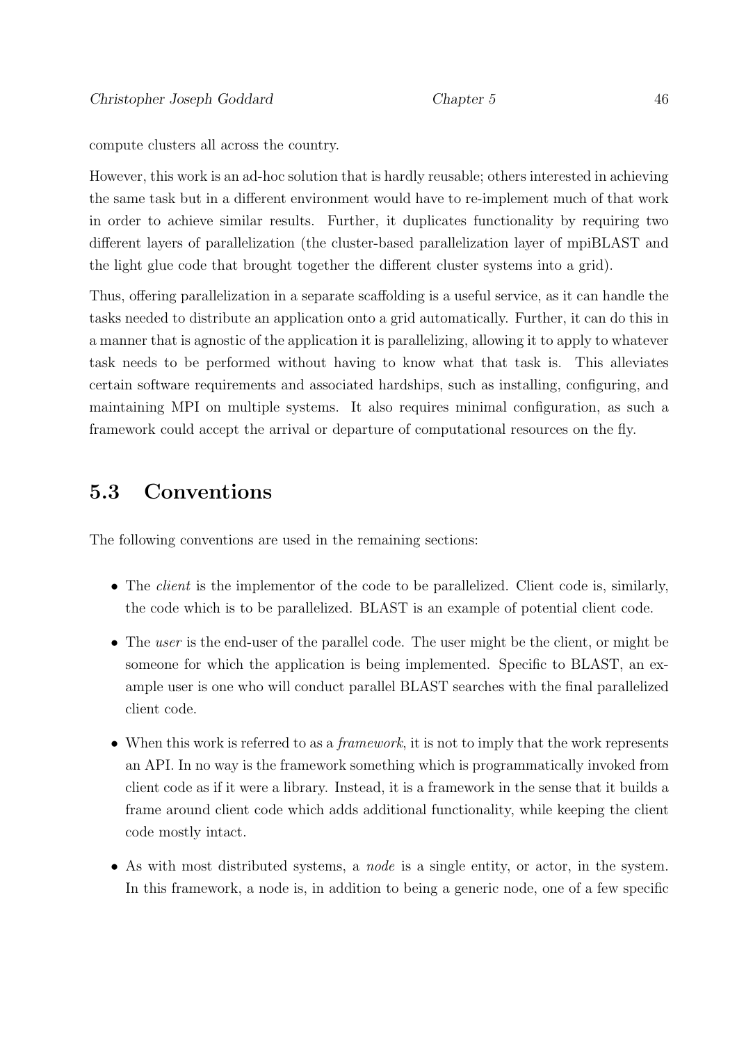compute clusters all across the country.

However, this work is an ad-hoc solution that is hardly reusable; others interested in achieving the same task but in a different environment would have to re-implement much of that work in order to achieve similar results. Further, it duplicates functionality by requiring two different layers of parallelization (the cluster-based parallelization layer of mpiBLAST and the light glue code that brought together the different cluster systems into a grid).

Thus, offering parallelization in a separate scaffolding is a useful service, as it can handle the tasks needed to distribute an application onto a grid automatically. Further, it can do this in a manner that is agnostic of the application it is parallelizing, allowing it to apply to whatever task needs to be performed without having to know what that task is. This alleviates certain software requirements and associated hardships, such as installing, configuring, and maintaining MPI on multiple systems. It also requires minimal configuration, as such a framework could accept the arrival or departure of computational resources on the fly.

## 5.3 Conventions

The following conventions are used in the remaining sections:

- The *client* is the implementor of the code to be parallelized. Client code is, similarly, the code which is to be parallelized. BLAST is an example of potential client code.
- The *user* is the end-user of the parallel code. The user might be the client, or might be someone for which the application is being implemented. Specific to BLAST, an example user is one who will conduct parallel BLAST searches with the final parallelized client code.
- When this work is referred to as a *framework*, it is not to imply that the work represents an API. In no way is the framework something which is programmatically invoked from client code as if it were a library. Instead, it is a framework in the sense that it builds a frame around client code which adds additional functionality, while keeping the client code mostly intact.
- As with most distributed systems, a *node* is a single entity, or actor, in the system. In this framework, a node is, in addition to being a generic node, one of a few specific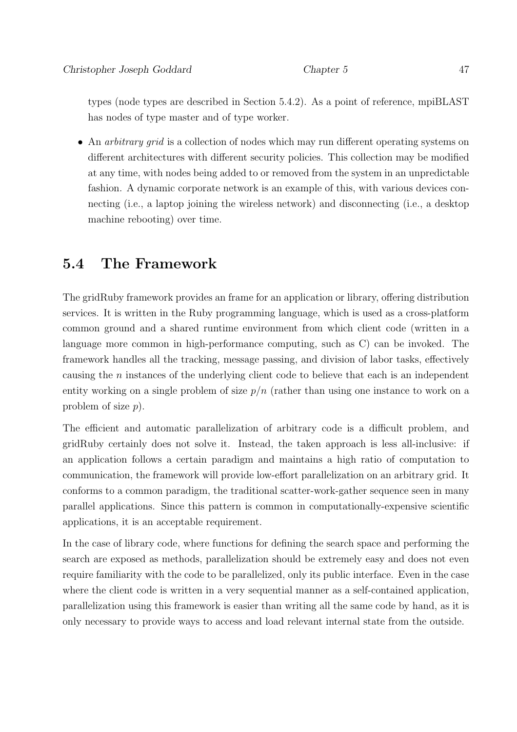types (node types are described in Section 5.4.2). As a point of reference, mpiBLAST has nodes of type master and of type worker.

- An *arbitrary grid* is a collection of nodes which may run different operating systems on different architectures with different security policies. This collection may be modified at any time, with nodes being added to or removed from the system in an unpredictable fashion. A dynamic corporate network is an example of this, with various devices connecting (i.e., a laptop joining the wireless network) and disconnecting (i.e., a desktop machine rebooting) over time.

## 5.4 The Framework

The gridRuby framework provides an frame for an application or library, offering distribution services. It is written in the Ruby programming language, which is used as a cross-platform common ground and a shared runtime environment from which client code (written in a language more common in high-performance computing, such as C) can be invoked. The framework handles all the tracking, message passing, and division of labor tasks, effectively causing the $n$ instances of the underlying client code to believe that each is an independent entity working on a single problem of size $p/n$ (rather than using one instance to work on a problem of size $p$).

The efficient and automatic parallelization of arbitrary code is a difficult problem, and gridRuby certainly does not solve it. Instead, the taken approach is less all-inclusive: if an application follows a certain paradigm and maintains a high ratio of computation to communication, the framework will provide low-effort parallelization on an arbitrary grid. It conforms to a common paradigm, the traditional scatter-work-gather sequence seen in many parallel applications. Since this pattern is common in computationally-expensive scientific applications, it is an acceptable requirement.

In the case of library code, where functions for defining the search space and performing the search are exposed as methods, parallelization should be extremely easy and does not even require familiarity with the code to be parallelized, only its public interface. Even in the case where the client code is written in a very sequential manner as a self-contained application, parallelization using this framework is easier than writing all the same code by hand, as it is only necessary to provide ways to access and load relevant internal state from the outside.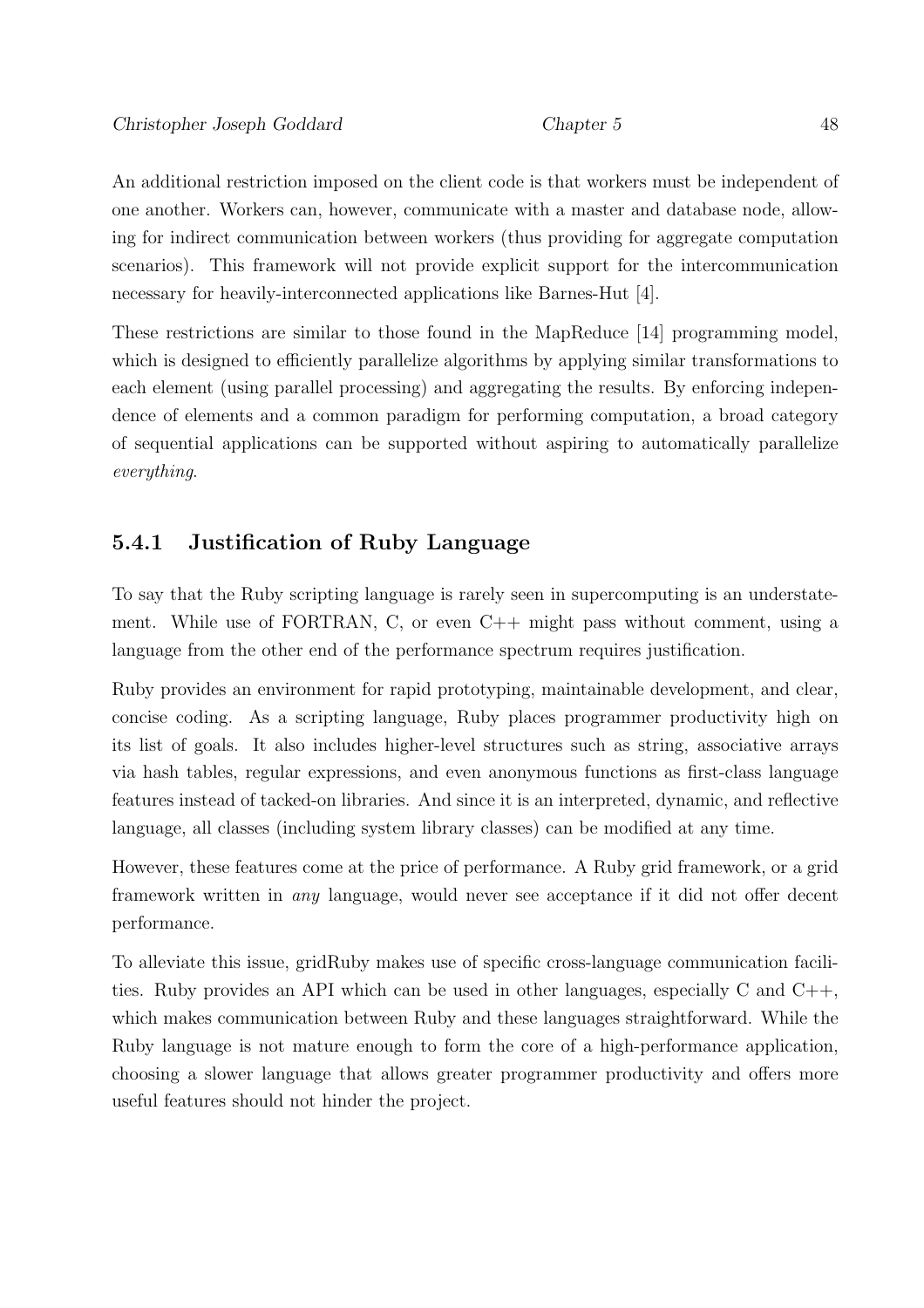An additional restriction imposed on the client code is that workers must be independent of one another. Workers can, however, communicate with a master and database node, allowing for indirect communication between workers (thus providing for aggregate computation scenarios). This framework will not provide explicit support for the intercommunication necessary for heavily-interconnected applications like Barnes-Hut [4].

These restrictions are similar to those found in the MapReduce [14] programming model, which is designed to efficiently parallelize algorithms by applying similar transformations to each element (using parallel processing) and aggregating the results. By enforcing independence of elements and a common paradigm for performing computation, a broad category of sequential applications can be supported without aspiring to automatically parallelize *everything*.

### 5.4.1 Justification of Ruby Language

To say that the Ruby scripting language is rarely seen in supercomputing is an understatement. While use of FORTRAN, C, or even C++ might pass without comment, using a language from the other end of the performance spectrum requires justification.

Ruby provides an environment for rapid prototyping, maintainable development, and clear, concise coding. As a scripting language, Ruby places programmer productivity high on its list of goals. It also includes higher-level structures such as string, associative arrays via hash tables, regular expressions, and even anonymous functions as first-class language features instead of tacked-on libraries. And since it is an interpreted, dynamic, and reflective language, all classes (including system library classes) can be modified at any time.

However, these features come at the price of performance. A Ruby grid framework, or a grid framework written in *any* language, would never see acceptance if it did not offer decent performance.

To alleviate this issue, gridRuby makes use of specific cross-language communication facilities. Ruby provides an API which can be used in other languages, especially C and C++, which makes communication between Ruby and these languages straightforward. While the Ruby language is not mature enough to form the core of a high-performance application, choosing a slower language that allows greater programmer productivity and offers more useful features should not hinder the project.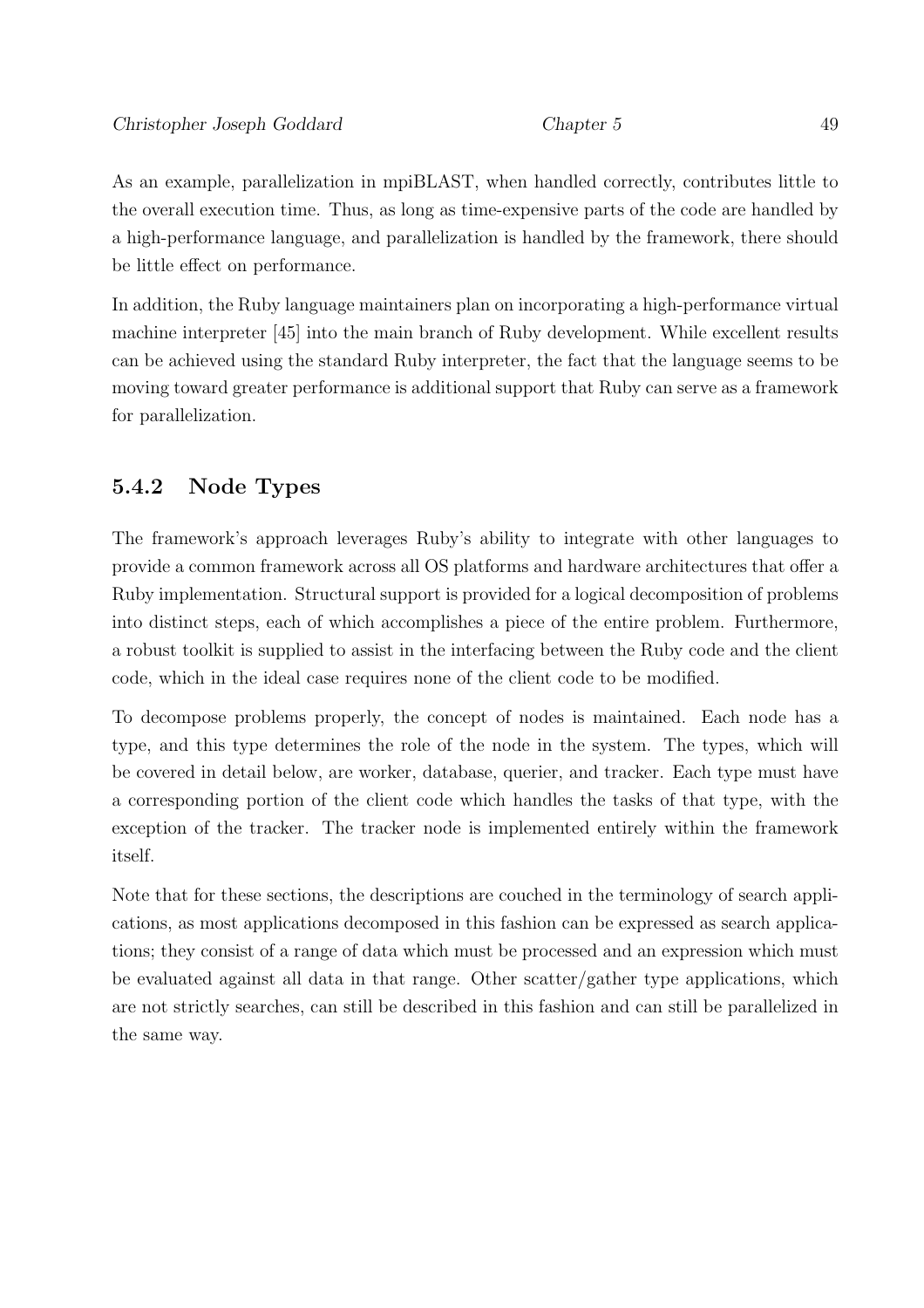As an example, parallelization in mpiBLAST, when handled correctly, contributes little to the overall execution time. Thus, as long as time-expensive parts of the code are handled by a high-performance language, and parallelization is handled by the framework, there should be little effect on performance.

In addition, the Ruby language maintainers plan on incorporating a high-performance virtual machine interpreter [45] into the main branch of Ruby development. While excellent results can be achieved using the standard Ruby interpreter, the fact that the language seems to be moving toward greater performance is additional support that Ruby can serve as a framework for parallelization.

### 5.4.2 Node Types

The framework's approach leverages Ruby's ability to integrate with other languages to provide a common framework across all OS platforms and hardware architectures that offer a Ruby implementation. Structural support is provided for a logical decomposition of problems into distinct steps, each of which accomplishes a piece of the entire problem. Furthermore, a robust toolkit is supplied to assist in the interfacing between the Ruby code and the client code, which in the ideal case requires none of the client code to be modified.

To decompose problems properly, the concept of nodes is maintained. Each node has a type, and this type determines the role of the node in the system. The types, which will be covered in detail below, are worker, database, querier, and tracker. Each type must have a corresponding portion of the client code which handles the tasks of that type, with the exception of the tracker. The tracker node is implemented entirely within the framework itself.

Note that for these sections, the descriptions are couched in the terminology of search applications, as most applications decomposed in this fashion can be expressed as search applications; they consist of a range of data which must be processed and an expression which must be evaluated against all data in that range. Other scatter/gather type applications, which are not strictly searches, can still be described in this fashion and can still be parallelized in the same way.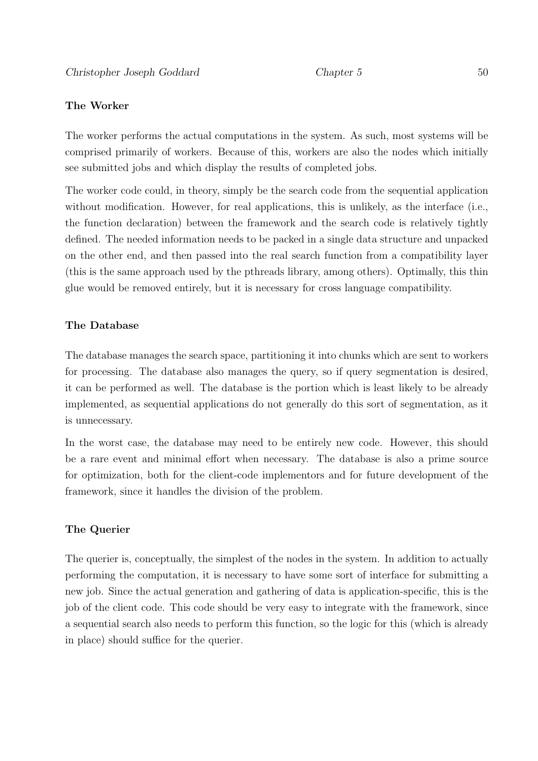### The Worker

The worker performs the actual computations in the system. As such, most systems will be comprised primarily of workers. Because of this, workers are also the nodes which initially see submitted jobs and which display the results of completed jobs.

The worker code could, in theory, simply be the search code from the sequential application without modification. However, for real applications, this is unlikely, as the interface (i.e., the function declaration) between the framework and the search code is relatively tightly defined. The needed information needs to be packed in a single data structure and unpacked on the other end, and then passed into the real search function from a compatibility layer (this is the same approach used by the pthreads library, among others). Optimally, this thin glue would be removed entirely, but it is necessary for cross language compatibility.

### The Database

The database manages the search space, partitioning it into chunks which are sent to workers for processing. The database also manages the query, so if query segmentation is desired, it can be performed as well. The database is the portion which is least likely to be already implemented, as sequential applications do not generally do this sort of segmentation, as it is unnecessary.

In the worst case, the database may need to be entirely new code. However, this should be a rare event and minimal effort when necessary. The database is also a prime source for optimization, both for the client-code implementors and for future development of the framework, since it handles the division of the problem.

### The Querier

The querier is, conceptually, the simplest of the nodes in the system. In addition to actually performing the computation, it is necessary to have some sort of interface for submitting a new job. Since the actual generation and gathering of data is application-specific, this is the job of the client code. This code should be very easy to integrate with the framework, since a sequential search also needs to perform this function, so the logic for this (which is already in place) should suffice for the querier.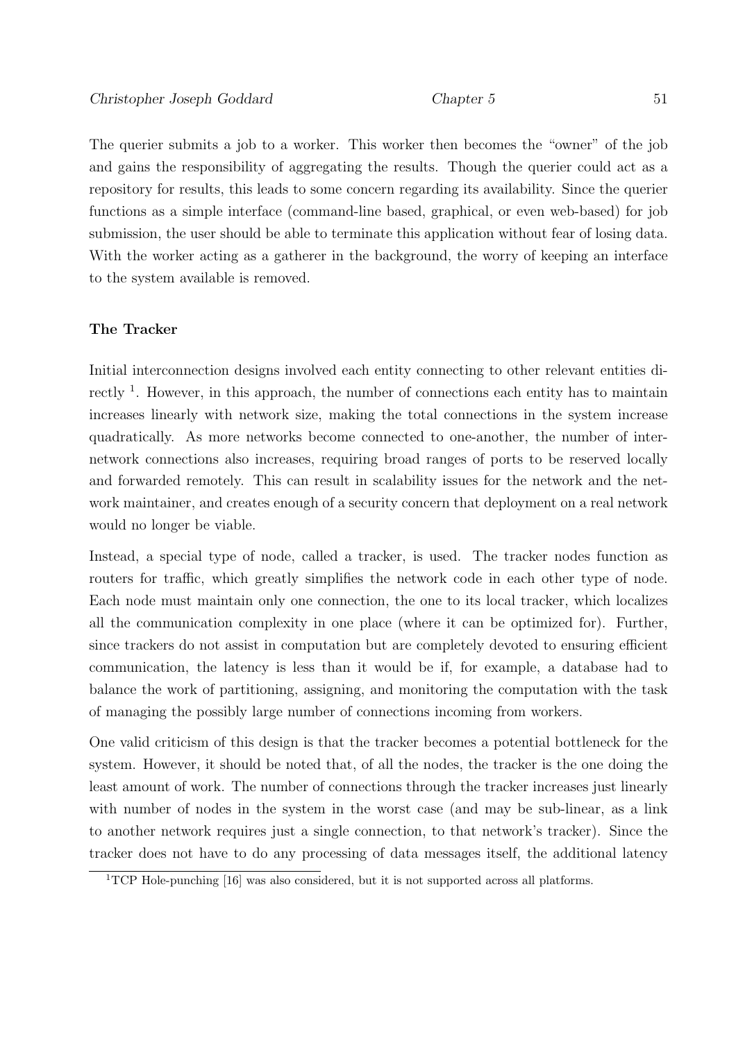The querier submits a job to a worker. This worker then becomes the "owner" of the job and gains the responsibility of aggregating the results. Though the querier could act as a repository for results, this leads to some concern regarding its availability. Since the querier functions as a simple interface (command-line based, graphical, or even web-based) for job submission, the user should be able to terminate this application without fear of losing data. With the worker acting as a gatherer in the background, the worry of keeping an interface to the system available is removed.

**The Tracker**

Initial interconnection designs involved each entity connecting to other relevant entities directly [1]. However, in this approach, the number of connections each entity has to maintain increases linearly with network size, making the total connections in the system increase quadratically. As more networks become connected to one-another, the number of inter-network connections also increases, requiring broad ranges of ports to be reserved locally and forwarded remotely. This can result in scalability issues for the network and the network maintainer, and creates enough of a security concern that deployment on a real network would no longer be viable.

Instead, a special type of node, called a tracker, is used. The tracker nodes function as routers for traffic, which greatly simplifies the network code in each other type of node. Each node must maintain only one connection, the one to its local tracker, which localizes all the communication complexity in one place (where it can be optimized for). Further, since trackers do not assist in computation but are completely devoted to ensuring efficient communication, the latency is less than it would be if, for example, a database had to balance the work of partitioning, assigning, and monitoring the computation with the task of managing the possibly large number of connections incoming from workers.

One valid criticism of this design is that the tracker becomes a potential bottleneck for the system. However, it should be noted that, of all the nodes, the tracker is the one doing the least amount of work. The number of connections through the tracker increases just linearly with number of nodes in the system in the worst case (and may be sub-linear, as a link to another network requires just a single connection, to that network's tracker). Since the tracker does not have to do any processing of data messages itself, the additional latency

[1] TCP Hole-punching [16] was also considered, but it is not supported across all platforms.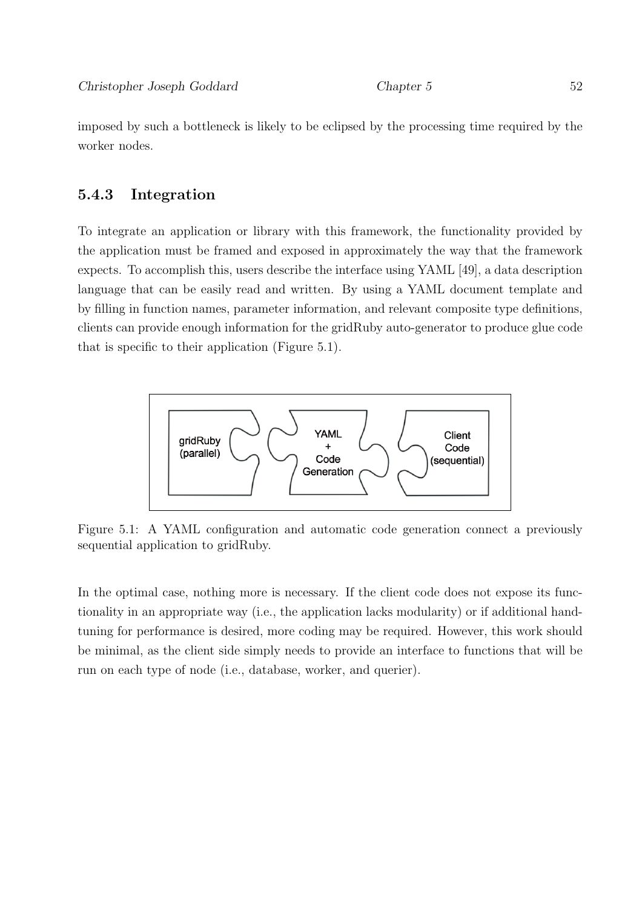imposed by such a bottleneck is likely to be eclipsed by the processing time required by the worker nodes.

### 5.4.3 Integration

To integrate an application or library with this framework, the functionality provided by the application must be framed and exposed in approximately the way that the framework expects. To accomplish this, users describe the interface using YAML [49], a data description language that can be easily read and written. By using a YAML document template and by filling in function names, parameter information, and relevant composite type definitions, clients can provide enough information for the gridRuby auto-generator to produce glue code that is specific to their application (Figure 5.1).

Figure 5.1: A YAML configuration and automatic code generation connect a previously sequential application to gridRuby.

In the optimal case, nothing more is necessary. If the client code does not expose its functionality in an appropriate way (i.e., the application lacks modularity) or if additional hand-tuning for performance is desired, more coding may be required. However, this work should be minimal, as the client side simply needs to provide an interface to functions that will be run on each type of node (i.e., database, worker, and querier).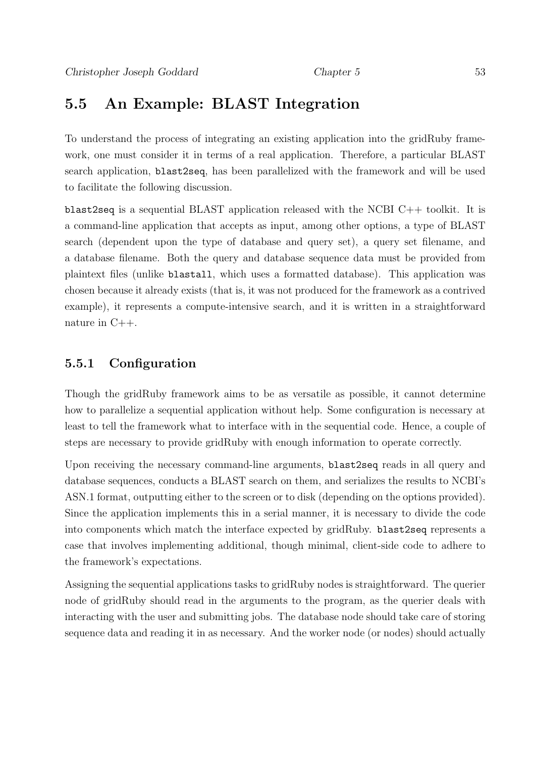## 5.5 An Example: BLAST Integration

To understand the process of integrating an existing application into the gridRuby framework, one must consider it in terms of a real application. Therefore, a particular BLAST search application, `blast2seq`, has been parallelized with the framework and will be used to facilitate the following discussion.

`blast2seq` is a sequential BLAST application released with the NCBI C++ toolkit. It is a command-line application that accepts as input, among other options, a type of BLAST search (dependent upon the type of database and query set), a query set filename, and a database filename. Both the query and database sequence data must be provided from plaintext files (unlike `blastall`, which uses a formatted database). This application was chosen because it already exists (that is, it was not produced for the framework as a contrived example), it represents a compute-intensive search, and it is written in a straightforward nature in C++.

### 5.5.1 Configuration

Though the gridRuby framework aims to be as versatile as possible, it cannot determine how to parallelize a sequential application without help. Some configuration is necessary at least to tell the framework what to interface with in the sequential code. Hence, a couple of steps are necessary to provide gridRuby with enough information to operate correctly.

Upon receiving the necessary command-line arguments, `blast2seq` reads in all query and database sequences, conducts a BLAST search on them, and serializes the results to NCBI's ASN.1 format, outputting either to the screen or to disk (depending on the options provided). Since the application implements this in a serial manner, it is necessary to divide the code into components which match the interface expected by gridRuby. `blast2seq` represents a case that involves implementing additional, though minimal, client-side code to adhere to the framework's expectations.

Assigning the sequential applications tasks to gridRuby nodes is straightforward. The querier node of gridRuby should read in the arguments to the program, as the querier deals with interacting with the user and submitting jobs. The database node should take care of storing sequence data and reading it in as necessary. And the worker node (or nodes) should actually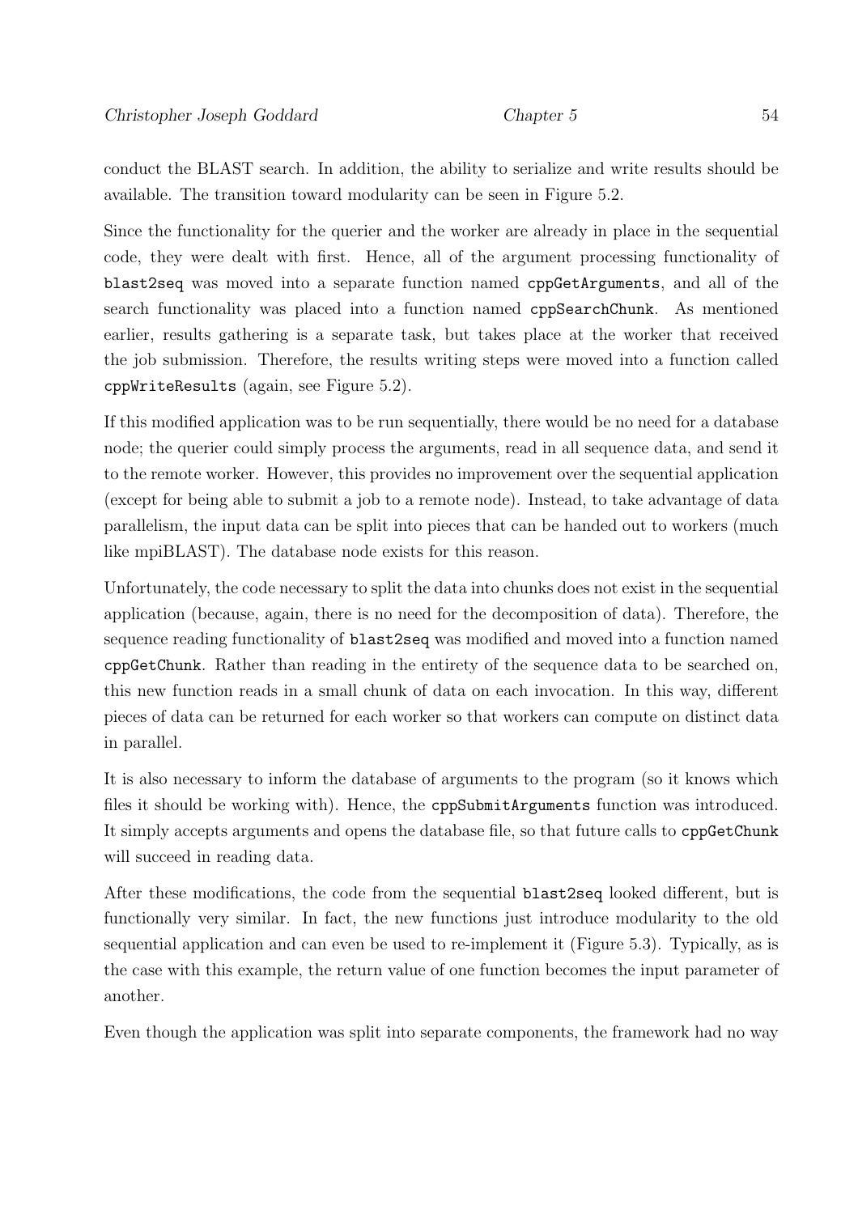conduct the BLAST search. In addition, the ability to serialize and write results should be available. The transition toward modularity can be seen in Figure 5.2.

Since the functionality for the querier and the worker are already in place in the sequential code, they were dealt with first. Hence, all of the argument processing functionality of `blast2seq` was moved into a separate function named `cppGetArguments`, and all of the search functionality was placed into a function named `cppSearchChunk`. As mentioned earlier, results gathering is a separate task, but takes place at the worker that received the job submission. Therefore, the results writing steps were moved into a function called `cppWriteResults` (again, see Figure 5.2).

If this modified application was to be run sequentially, there would be no need for a database node; the querier could simply process the arguments, read in all sequence data, and send it to the remote worker. However, this provides no improvement over the sequential application (except for being able to submit a job to a remote node). Instead, to take advantage of data parallelism, the input data can be split into pieces that can be handed out to workers (much like mpiBLAST). The database node exists for this reason.

Unfortunately, the code necessary to split the data into chunks does not exist in the sequential application (because, again, there is no need for the decomposition of data). Therefore, the sequence reading functionality of `blast2seq` was modified and moved into a function named `cppGetChunk`. Rather than reading in the entirety of the sequence data to be searched on, this new function reads in a small chunk of data on each invocation. In this way, different pieces of data can be returned for each worker so that workers can compute on distinct data in parallel.

It is also necessary to inform the database of arguments to the program (so it knows which files it should be working with). Hence, the `cppSubmitArguments` function was introduced. It simply accepts arguments and opens the database file, so that future calls to `cppGetChunk` will succeed in reading data.

After these modifications, the code from the sequential `blast2seq` looked different, but is functionally very similar. In fact, the new functions just introduce modularity to the old sequential application and can even be used to re-implement it (Figure 5.3). Typically, as is the case with this example, the return value of one function becomes the input parameter of another.

Even though the application was split into separate components, the framework had no way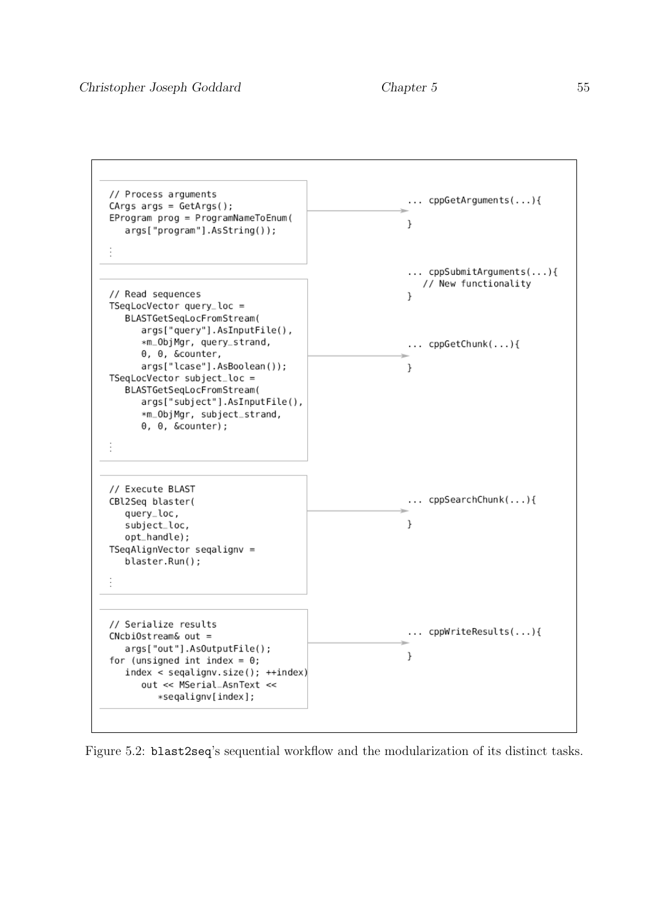```
// Process arguments
CArgs args = GetArgs();
EProgram prog = ProgramNameToEnum(
   args["program"].AsString());

⋮
```

```
... cppGetArguments(...){

}
```

```
... cppSubmitArguments(...){
   // New functionality
}
```

```
// Read sequences
TSeqLocVector query_loc =
   BLASTGetSeqLocFromStream(
      args["query"].AsInputFile(),
      *m_ObjMgr, query_strand,
      0, 0, &counter,
      args["lcase"].AsBoolean());
TSeqLocVector subject_loc =
   BLASTGetSeqLocFromStream(
      args["subject"].AsInputFile(),
      *m_ObjMgr, subject_strand,
      0, 0, &counter);

⋮
```

```
... cppGetChunk(...){

}
```

```
// Execute BLAST
CBl2Seq blaster(
   query_loc,
   subject_loc,
   opt_handle);
TSeqAlignVector seqalignv =
   blaster.Run();

⋮
```

```
... cppSearchChunk(...){

}
```

```
// Serialize results
CNcbiOstream& out =
   args["out"].AsOutputFile();
for (unsigned int index = 0;
   index < seqalignv.size(); ++index)
      out << MSerial_AsnText <<
         *seqalignv[index];
```

```
... cppWriteResults(...){

}
```

Figure 5.2: blast2seq's sequential workflow and the modularization of its distinct tasks.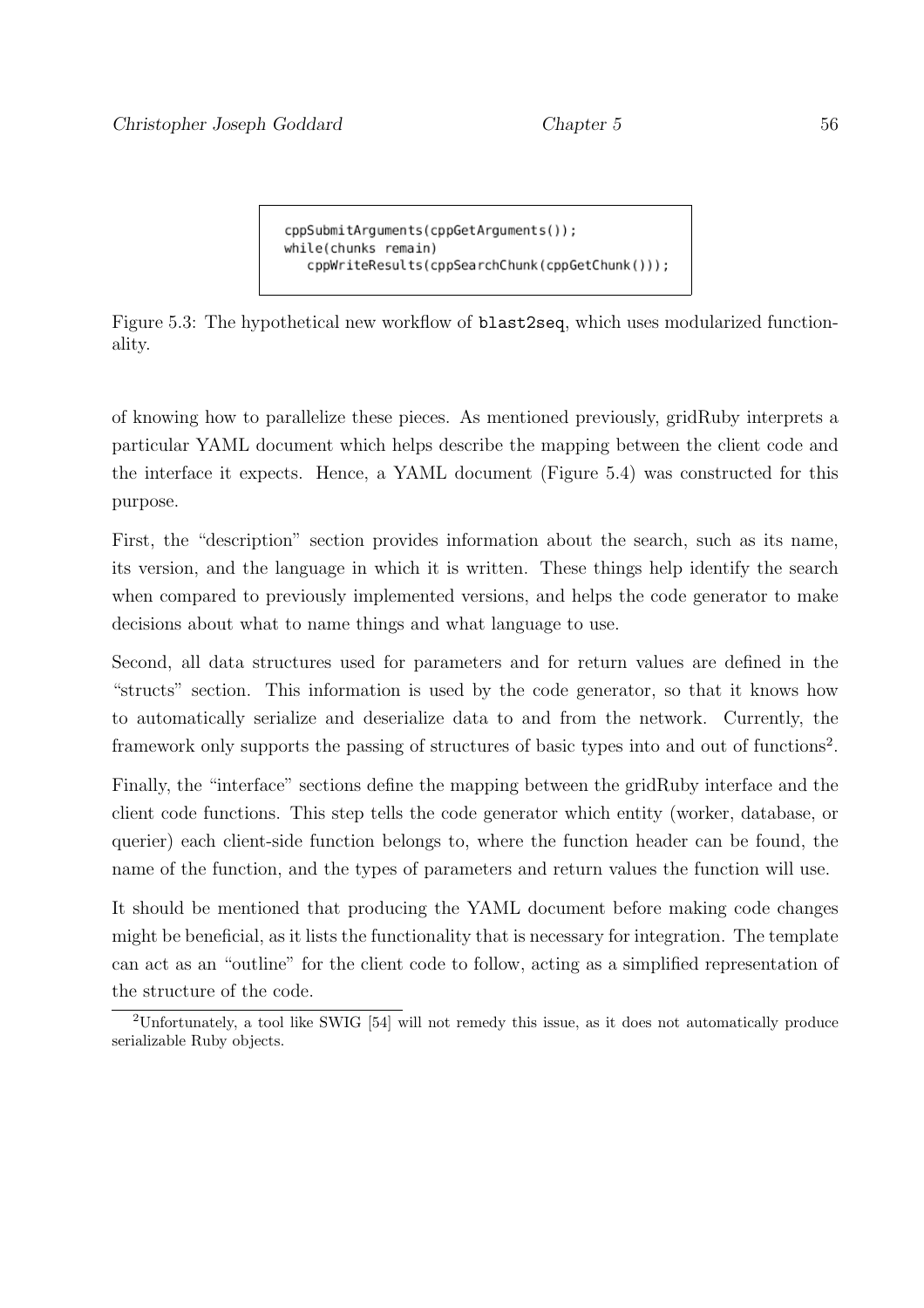```
cppSubmitArguments(cppGetArguments());
while(chunks remain)
   cppWriteResults(cppSearchChunk(cppGetChunk()));
```

Figure 5.3: The hypothetical new workflow of `blast2seq`, which uses modularized functionality.

of knowing how to parallelize these pieces. As mentioned previously, gridRuby interprets a particular YAML document which helps describe the mapping between the client code and the interface it expects. Hence, a YAML document (Figure 5.4) was constructed for this purpose.

First, the "description" section provides information about the search, such as its name, its version, and the language in which it is written. These things help identify the search when compared to previously implemented versions, and helps the code generator to make decisions about what to name things and what language to use.

Second, all data structures used for parameters and for return values are defined in the "structs" section. This information is used by the code generator, so that it knows how to automatically serialize and deserialize data to and from the network. Currently, the framework only supports the passing of structures of basic types into and out of functions[2].

Finally, the "interface" sections define the mapping between the gridRuby interface and the client code functions. This step tells the code generator which entity (worker, database, or querier) each client-side function belongs to, where the function header can be found, the name of the function, and the types of parameters and return values the function will use.

It should be mentioned that producing the YAML document before making code changes might be beneficial, as it lists the functionality that is necessary for integration. The template can act as an "outline" for the client code to follow, acting as a simplified representation of the structure of the code.

[2]Unfortunately, a tool like SWIG [54] will not remedy this issue, as it does not automatically produce serializable Ruby objects.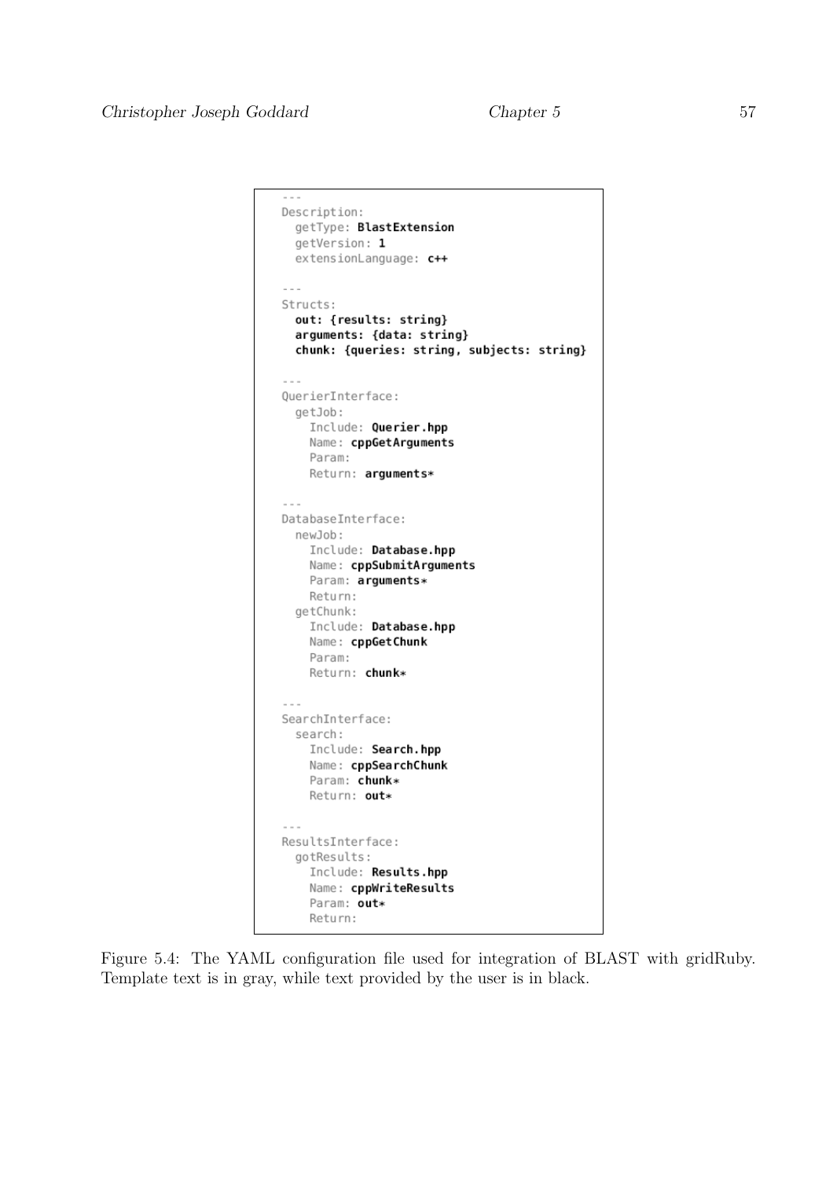```yaml
---
Description:
  getType: BlastExtension
  getVersion: 1
  extensionLanguage: c++

---
Structs:
  out: {results: string}
  arguments: {data: string}
  chunk: {queries: string, subjects: string}

---
QuerierInterface:
  getJob:
    Include: Querier.hpp
    Name: cppGetArguments
    Param:
    Return: arguments*

---
DatabaseInterface:
  newJob:
    Include: Database.hpp
    Name: cppSubmitArguments
    Param: arguments*
    Return:
  getChunk:
    Include: Database.hpp
    Name: cppGetChunk
    Param:
    Return: chunk*

---
SearchInterface:
  search:
    Include: Search.hpp
    Name: cppSearchChunk
    Param: chunk*
    Return: out*

---
ResultsInterface:
  gotResults:
    Include: Results.hpp
    Name: cppWriteResults
    Param: out*
    Return:
```

Figure 5.4: The YAML configuration file used for integration of BLAST with gridRuby. Template text is in gray, while text provided by the user is in black.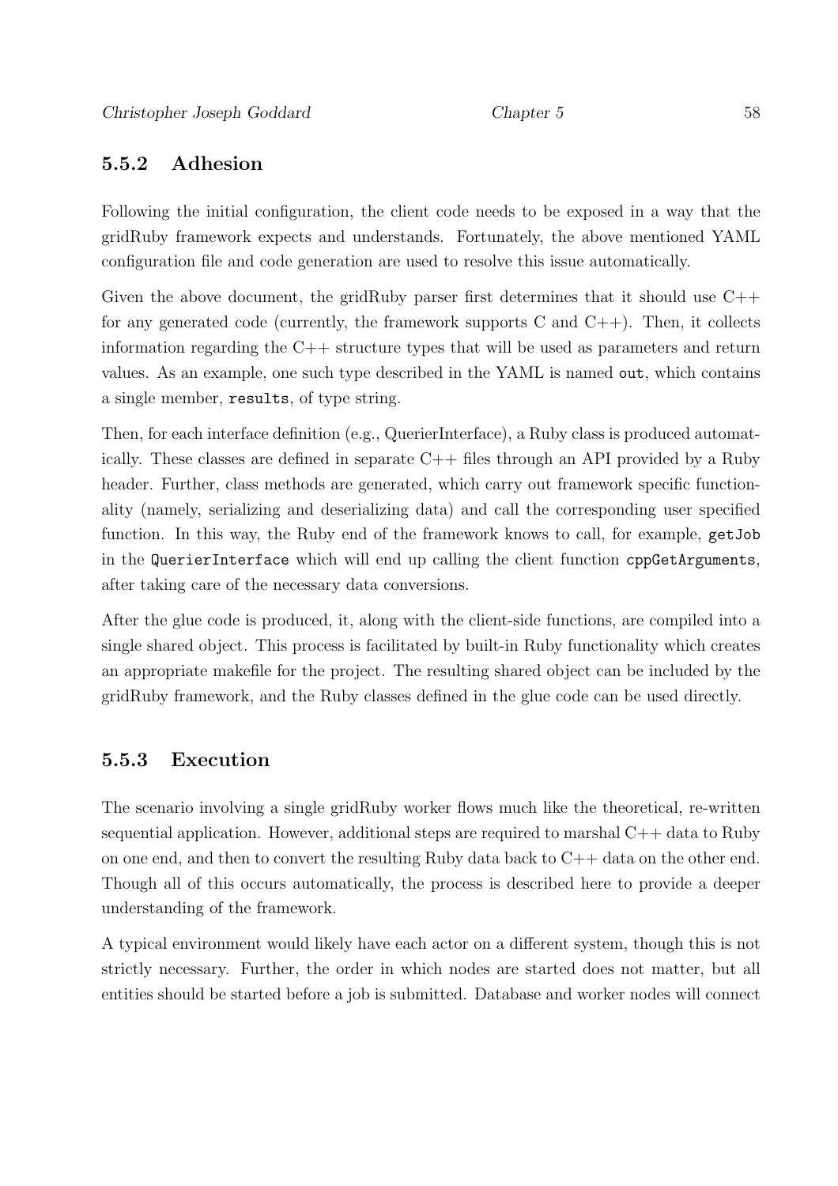### 5.5.2 Adhesion

Following the initial configuration, the client code needs to be exposed in a way that the gridRuby framework expects and understands. Fortunately, the above mentioned YAML configuration file and code generation are used to resolve this issue automatically.

Given the above document, the gridRuby parser first determines that it should use C++ for any generated code (currently, the framework supports C and C++). Then, it collects information regarding the C++ structure types that will be used as parameters and return values. As an example, one such type described in the YAML is named `out`, which contains a single member, `results`, of type string.

Then, for each interface definition (e.g., QuerierInterface), a Ruby class is produced automatically. These classes are defined in separate C++ files through an API provided by a Ruby header. Further, class methods are generated, which carry out framework specific functionality (namely, serializing and deserializing data) and call the corresponding user specified function. In this way, the Ruby end of the framework knows to call, for example, `getJob` in the `QuerierInterface` which will end up calling the client function `cppGetArguments`, after taking care of the necessary data conversions.

After the glue code is produced, it, along with the client-side functions, are compiled into a single shared object. This process is facilitated by built-in Ruby functionality which creates an appropriate makefile for the project. The resulting shared object can be included by the gridRuby framework, and the Ruby classes defined in the glue code can be used directly.

### 5.5.3 Execution

The scenario involving a single gridRuby worker flows much like the theoretical, re-written sequential application. However, additional steps are required to marshal C++ data to Ruby on one end, and then to convert the resulting Ruby data back to C++ data on the other end. Though all of this occurs automatically, the process is described here to provide a deeper understanding of the framework.

A typical environment would likely have each actor on a different system, though this is not strictly necessary. Further, the order in which nodes are started does not matter, but all entities should be started before a job is submitted. Database and worker nodes will connect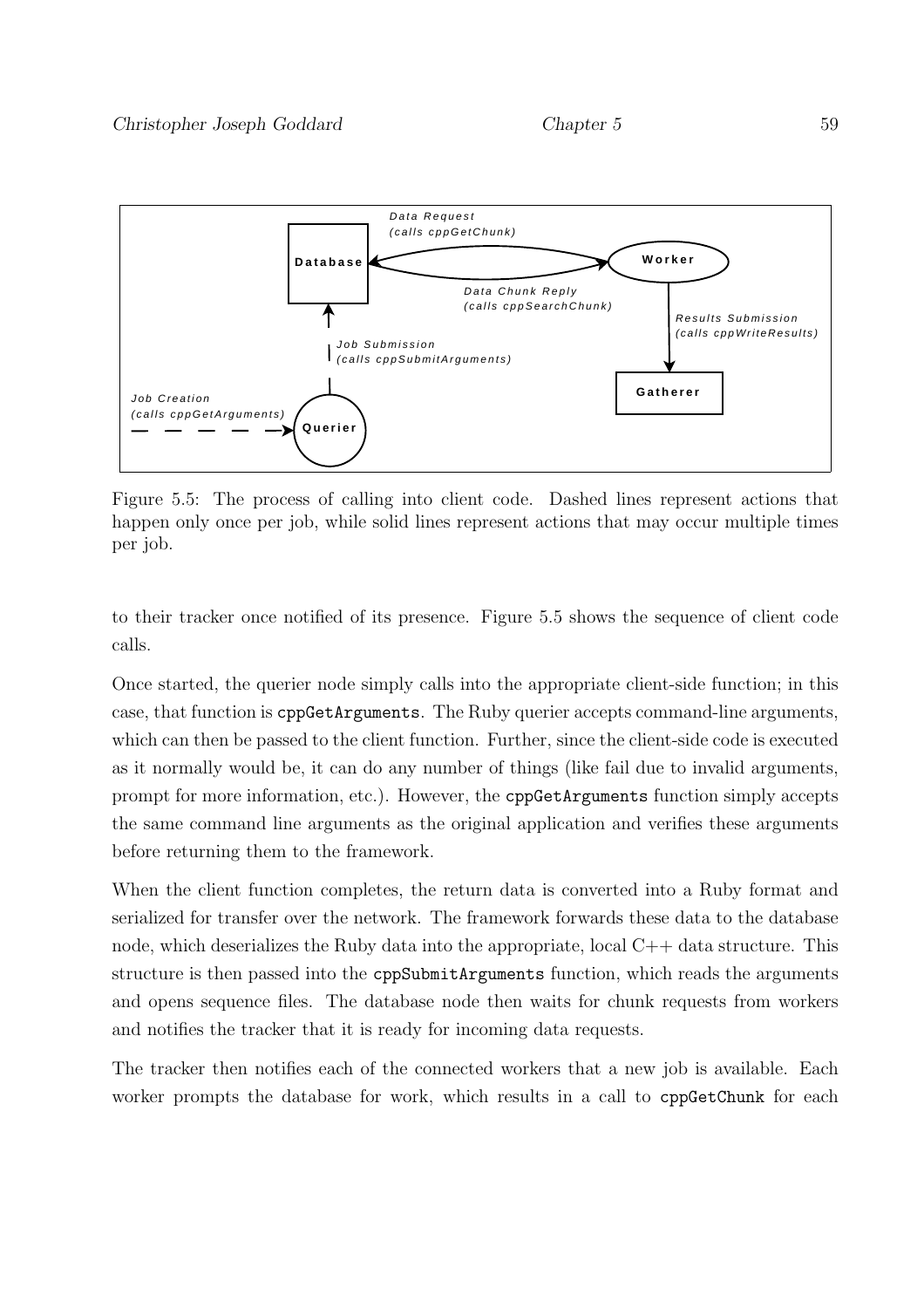Figure 5.5: The process of calling into client code. Dashed lines represent actions that happen only once per job, while solid lines represent actions that may occur multiple times per job.

to their tracker once notified of its presence. Figure 5.5 shows the sequence of client code calls.

Once started, the querier node simply calls into the appropriate client-side function; in this case, that function is `cppGetArguments`. The Ruby querier accepts command-line arguments, which can then be passed to the client function. Further, since the client-side code is executed as it normally would be, it can do any number of things (like fail due to invalid arguments, prompt for more information, etc.). However, the `cppGetArguments` function simply accepts the same command line arguments as the original application and verifies these arguments before returning them to the framework.

When the client function completes, the return data is converted into a Ruby format and serialized for transfer over the network. The framework forwards these data to the database node, which deserializes the Ruby data into the appropriate, local C++ data structure. This structure is then passed into the `cppSubmitArguments` function, which reads the arguments and opens sequence files. The database node then waits for chunk requests from workers and notifies the tracker that it is ready for incoming data requests.

The tracker then notifies each of the connected workers that a new job is available. Each worker prompts the database for work, which results in a call to `cppGetChunk` for each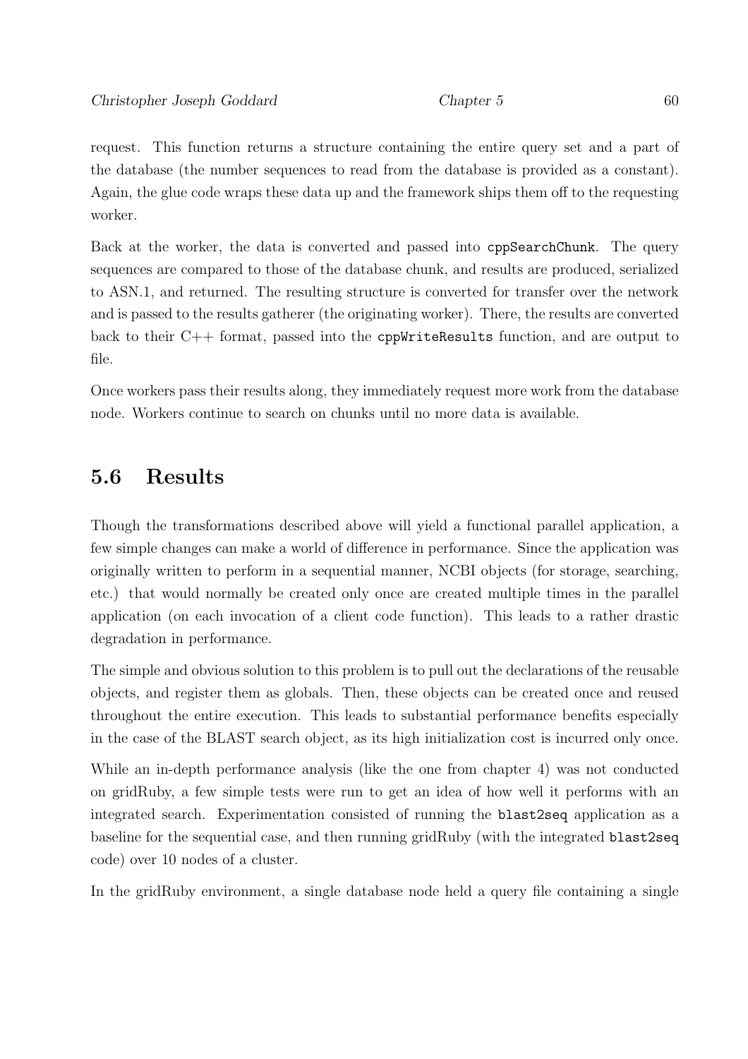request. This function returns a structure containing the entire query set and a part of the database (the number sequences to read from the database is provided as a constant). Again, the glue code wraps these data up and the framework ships them off to the requesting worker.

Back at the worker, the data is converted and passed into `cppSearchChunk`. The query sequences are compared to those of the database chunk, and results are produced, serialized to ASN.1, and returned. The resulting structure is converted for transfer over the network and is passed to the results gatherer (the originating worker). There, the results are converted back to their C++ format, passed into the `cppWriteResults` function, and are output to file.

Once workers pass their results along, they immediately request more work from the database node. Workers continue to search on chunks until no more data is available.

## 5.6 Results

Though the transformations described above will yield a functional parallel application, a few simple changes can make a world of difference in performance. Since the application was originally written to perform in a sequential manner, NCBI objects (for storage, searching, etc.) that would normally be created only once are created multiple times in the parallel application (on each invocation of a client code function). This leads to a rather drastic degradation in performance.

The simple and obvious solution to this problem is to pull out the declarations of the reusable objects, and register them as globals. Then, these objects can be created once and reused throughout the entire execution. This leads to substantial performance benefits especially in the case of the BLAST search object, as its high initialization cost is incurred only once.

While an in-depth performance analysis (like the one from chapter 4) was not conducted on gridRuby, a few simple tests were run to get an idea of how well it performs with an integrated search. Experimentation consisted of running the `blast2seq` application as a baseline for the sequential case, and then running gridRuby (with the integrated `blast2seq` code) over 10 nodes of a cluster.

In the gridRuby environment, a single database node held a query file containing a single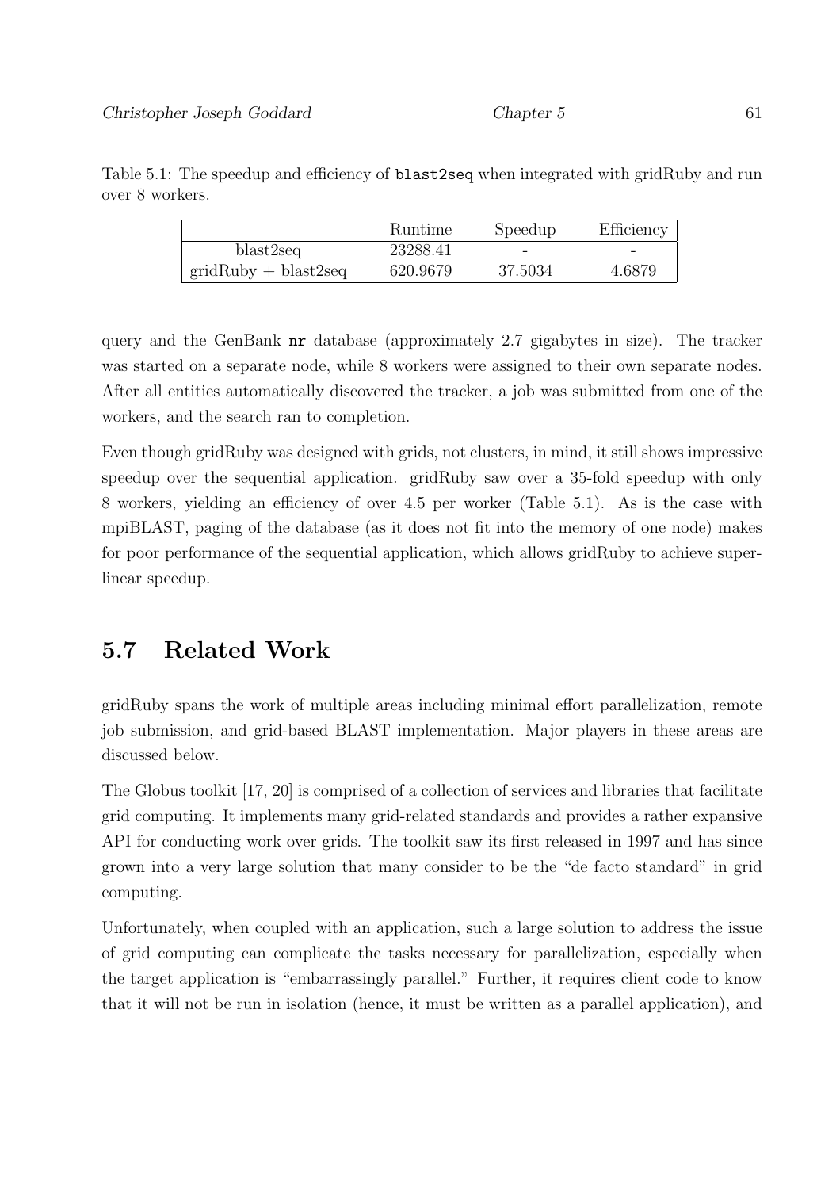Table 5.1: The speedup and efficiency of `blast2seq` when integrated with gridRuby and run over 8 workers.

| | Runtime | Speedup | Efficiency |
|---|---|---|---|
| blast2seq | 23288.41 | - | - |
| gridRuby + blast2seq | 620.9679 | 37.5034 | 4.6879 |

query and the GenBank `nr` database (approximately 2.7 gigabytes in size). The tracker was started on a separate node, while 8 workers were assigned to their own separate nodes. After all entities automatically discovered the tracker, a job was submitted from one of the workers, and the search ran to completion.

Even though gridRuby was designed with grids, not clusters, in mind, it still shows impressive speedup over the sequential application. gridRuby saw over a 35-fold speedup with only 8 workers, yielding an efficiency of over 4.5 per worker (Table 5.1). As is the case with mpiBLAST, paging of the database (as it does not fit into the memory of one node) makes for poor performance of the sequential application, which allows gridRuby to achieve super-linear speedup.

## 5.7 Related Work

gridRuby spans the work of multiple areas including minimal effort parallelization, remote job submission, and grid-based BLAST implementation. Major players in these areas are discussed below.

The Globus toolkit [17, 20] is comprised of a collection of services and libraries that facilitate grid computing. It implements many grid-related standards and provides a rather expansive API for conducting work over grids. The toolkit saw its first released in 1997 and has since grown into a very large solution that many consider to be the "de facto standard" in grid computing.

Unfortunately, when coupled with an application, such a large solution to address the issue of grid computing can complicate the tasks necessary for parallelization, especially when the target application is "embarrassingly parallel." Further, it requires client code to know that it will not be run in isolation (hence, it must be written as a parallel application), and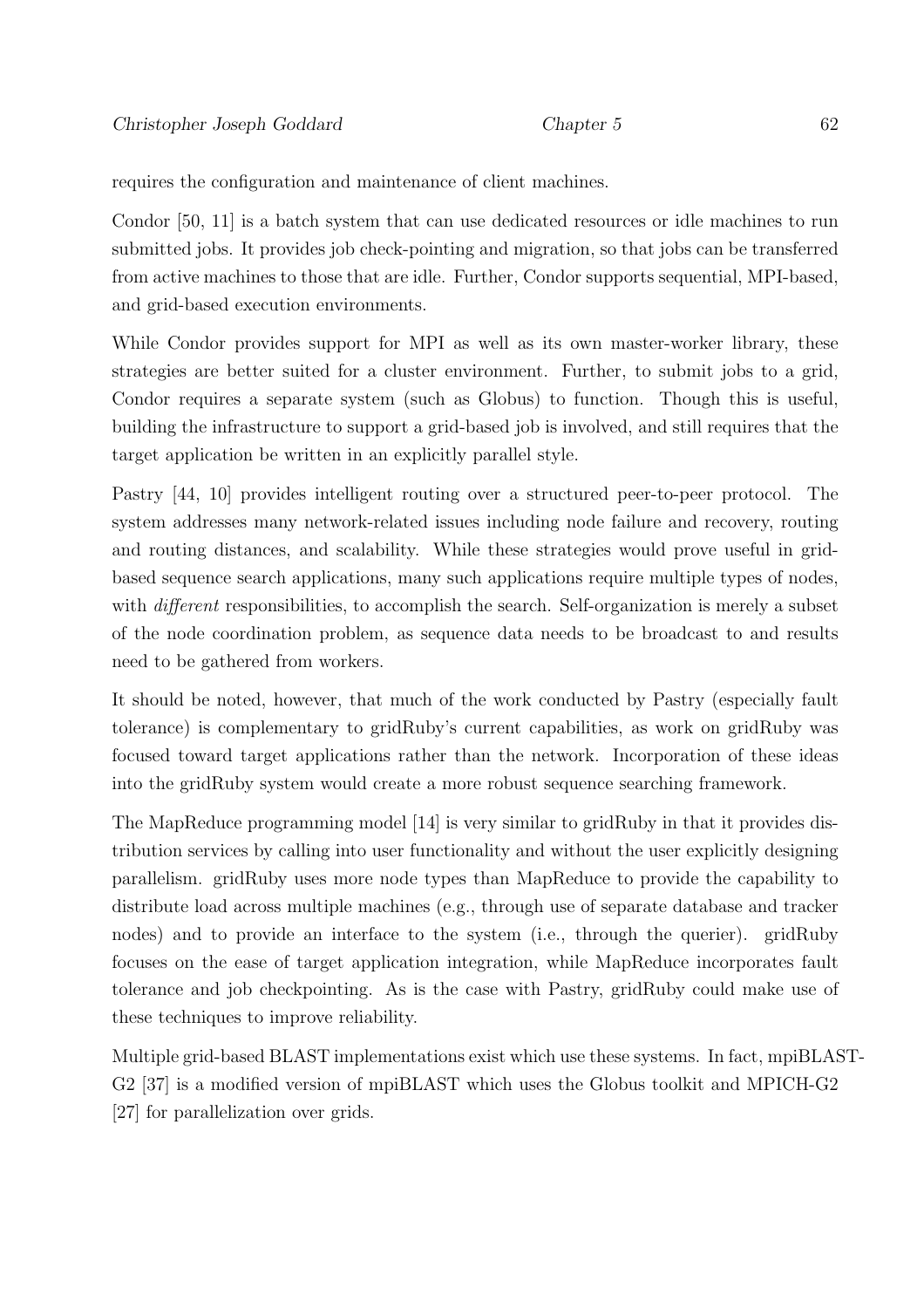requires the configuration and maintenance of client machines.

Condor [50, 11] is a batch system that can use dedicated resources or idle machines to run submitted jobs. It provides job check-pointing and migration, so that jobs can be transferred from active machines to those that are idle. Further, Condor supports sequential, MPI-based, and grid-based execution environments.

While Condor provides support for MPI as well as its own master-worker library, these strategies are better suited for a cluster environment. Further, to submit jobs to a grid, Condor requires a separate system (such as Globus) to function. Though this is useful, building the infrastructure to support a grid-based job is involved, and still requires that the target application be written in an explicitly parallel style.

Pastry [44, 10] provides intelligent routing over a structured peer-to-peer protocol. The system addresses many network-related issues including node failure and recovery, routing and routing distances, and scalability. While these strategies would prove useful in grid-based sequence search applications, many such applications require multiple types of nodes, with *different* responsibilities, to accomplish the search. Self-organization is merely a subset of the node coordination problem, as sequence data needs to be broadcast to and results need to be gathered from workers.

It should be noted, however, that much of the work conducted by Pastry (especially fault tolerance) is complementary to gridRuby's current capabilities, as work on gridRuby was focused toward target applications rather than the network. Incorporation of these ideas into the gridRuby system would create a more robust sequence searching framework.

The MapReduce programming model [14] is very similar to gridRuby in that it provides distribution services by calling into user functionality and without the user explicitly designing parallelism. gridRuby uses more node types than MapReduce to provide the capability to distribute load across multiple machines (e.g., through use of separate database and tracker nodes) and to provide an interface to the system (i.e., through the querier). gridRuby focuses on the ease of target application integration, while MapReduce incorporates fault tolerance and job checkpointing. As is the case with Pastry, gridRuby could make use of these techniques to improve reliability.

Multiple grid-based BLAST implementations exist which use these systems. In fact, mpiBLAST-G2 [37] is a modified version of mpiBLAST which uses the Globus toolkit and MPICH-G2 [27] for parallelization over grids.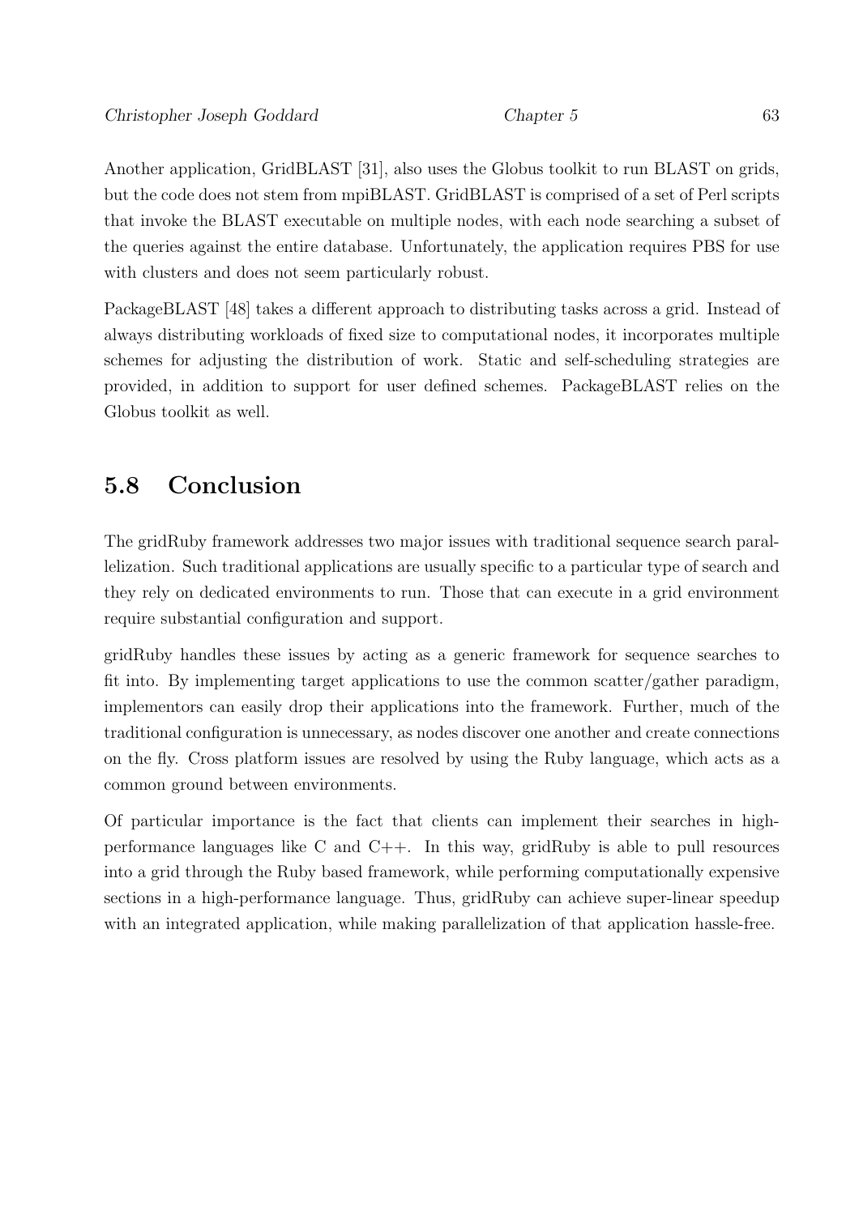Another application, GridBLAST [31], also uses the Globus toolkit to run BLAST on grids, but the code does not stem from mpiBLAST. GridBLAST is comprised of a set of Perl scripts that invoke the BLAST executable on multiple nodes, with each node searching a subset of the queries against the entire database. Unfortunately, the application requires PBS for use with clusters and does not seem particularly robust.

PackageBLAST [48] takes a different approach to distributing tasks across a grid. Instead of always distributing workloads of fixed size to computational nodes, it incorporates multiple schemes for adjusting the distribution of work. Static and self-scheduling strategies are provided, in addition to support for user defined schemes. PackageBLAST relies on the Globus toolkit as well.

## 5.8 Conclusion

The gridRuby framework addresses two major issues with traditional sequence search parallelization. Such traditional applications are usually specific to a particular type of search and they rely on dedicated environments to run. Those that can execute in a grid environment require substantial configuration and support.

gridRuby handles these issues by acting as a generic framework for sequence searches to fit into. By implementing target applications to use the common scatter/gather paradigm, implementors can easily drop their applications into the framework. Further, much of the traditional configuration is unnecessary, as nodes discover one another and create connections on the fly. Cross platform issues are resolved by using the Ruby language, which acts as a common ground between environments.

Of particular importance is the fact that clients can implement their searches in high-performance languages like C and C++. In this way, gridRuby is able to pull resources into a grid through the Ruby based framework, while performing computationally expensive sections in a high-performance language. Thus, gridRuby can achieve super-linear speedup with an integrated application, while making parallelization of that application hassle-free.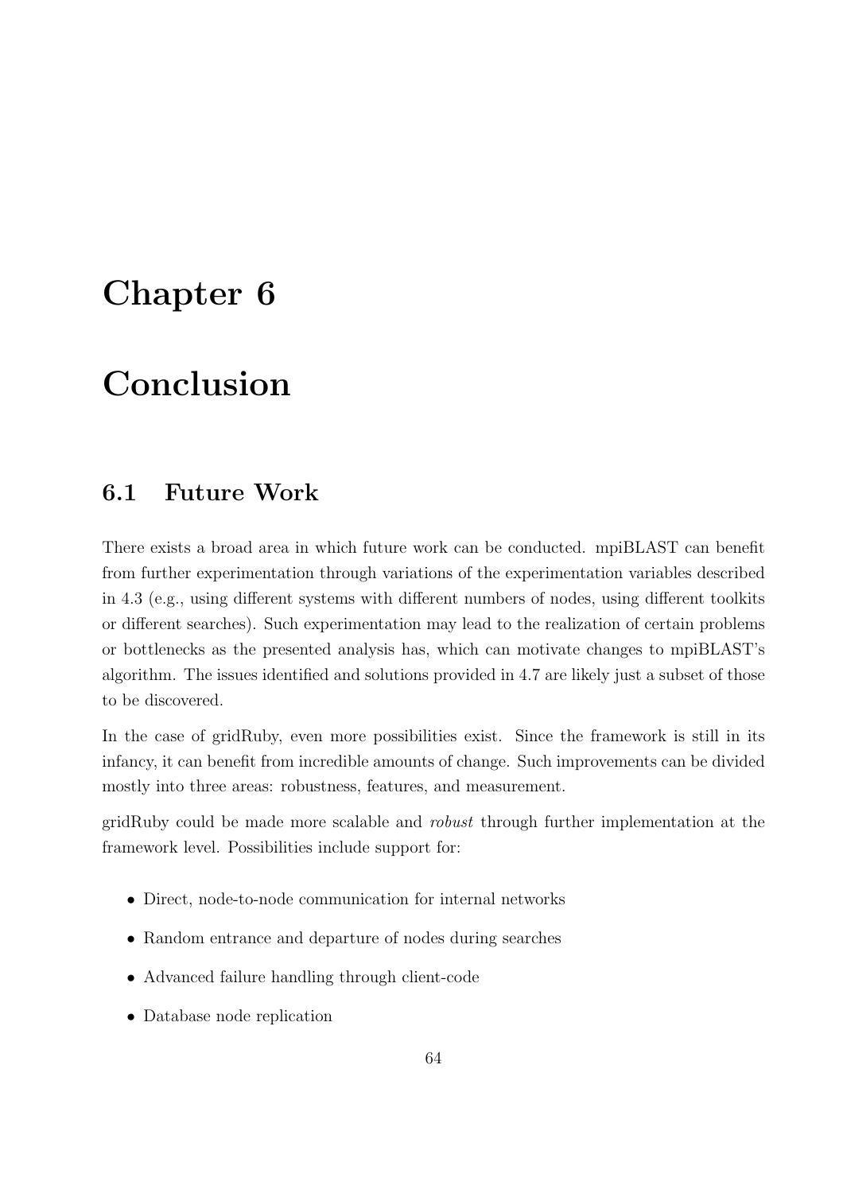# Chapter 6

# Conclusion

## 6.1 Future Work

There exists a broad area in which future work can be conducted. mpiBLAST can benefit from further experimentation through variations of the experimentation variables described in 4.3 (e.g., using different systems with different numbers of nodes, using different toolkits or different searches). Such experimentation may lead to the realization of certain problems or bottlenecks as the presented analysis has, which can motivate changes to mpiBLAST's algorithm. The issues identified and solutions provided in 4.7 are likely just a subset of those to be discovered.

In the case of gridRuby, even more possibilities exist. Since the framework is still in its infancy, it can benefit from incredible amounts of change. Such improvements can be divided mostly into three areas: robustness, features, and measurement.

gridRuby could be made more scalable and *robust* through further implementation at the framework level. Possibilities include support for:

- Direct, node-to-node communication for internal networks
- Random entrance and departure of nodes during searches
- Advanced failure handling through client-code
- Database node replication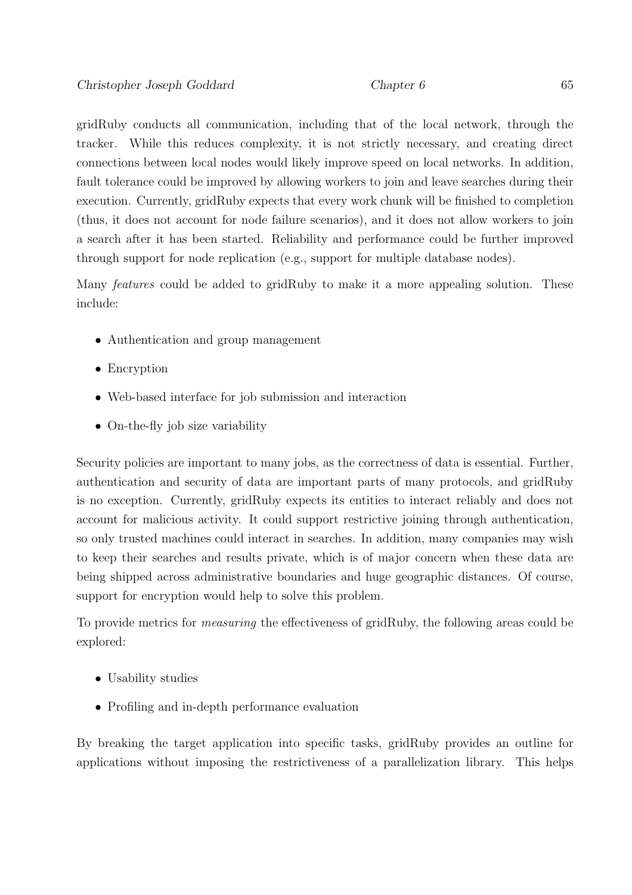gridRuby conducts all communication, including that of the local network, through the tracker. While this reduces complexity, it is not strictly necessary, and creating direct connections between local nodes would likely improve speed on local networks. In addition, fault tolerance could be improved by allowing workers to join and leave searches during their execution. Currently, gridRuby expects that every work chunk will be finished to completion (thus, it does not account for node failure scenarios), and it does not allow workers to join a search after it has been started. Reliability and performance could be further improved through support for node replication (e.g., support for multiple database nodes).

Many *features* could be added to gridRuby to make it a more appealing solution. These include:

- Authentication and group management
- Encryption
- Web-based interface for job submission and interaction
- On-the-fly job size variability

Security policies are important to many jobs, as the correctness of data is essential. Further, authentication and security of data are important parts of many protocols, and gridRuby is no exception. Currently, gridRuby expects its entities to interact reliably and does not account for malicious activity. It could support restrictive joining through authentication, so only trusted machines could interact in searches. In addition, many companies may wish to keep their searches and results private, which is of major concern when these data are being shipped across administrative boundaries and huge geographic distances. Of course, support for encryption would help to solve this problem.

To provide metrics for *measuring* the effectiveness of gridRuby, the following areas could be explored:

- Usability studies
- Profiling and in-depth performance evaluation

By breaking the target application into specific tasks, gridRuby provides an outline for applications without imposing the restrictiveness of a parallelization library. This helps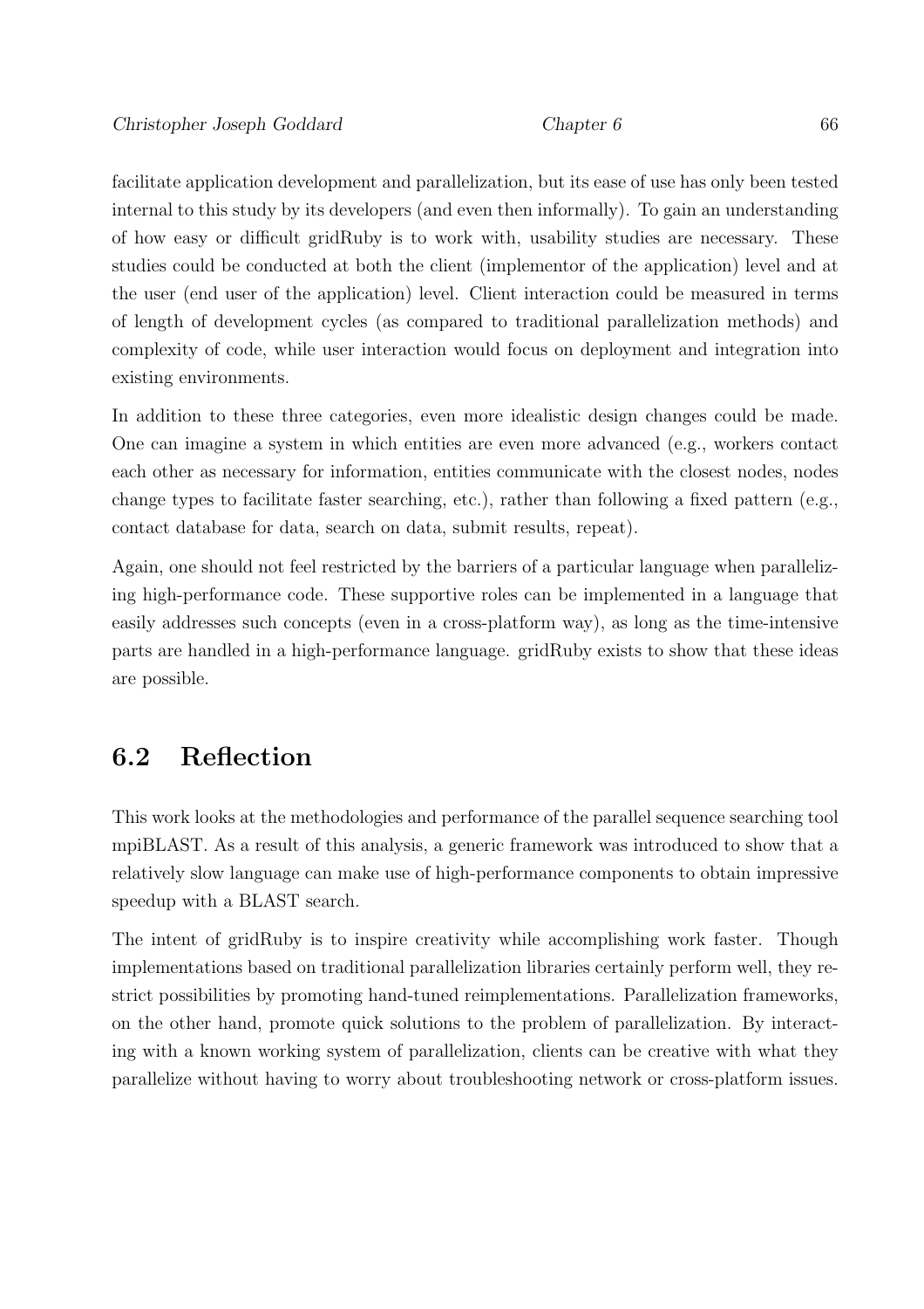facilitate application development and parallelization, but its ease of use has only been tested internal to this study by its developers (and even then informally). To gain an understanding of how easy or difficult gridRuby is to work with, usability studies are necessary. These studies could be conducted at both the client (implementor of the application) level and at the user (end user of the application) level. Client interaction could be measured in terms of length of development cycles (as compared to traditional parallelization methods) and complexity of code, while user interaction would focus on deployment and integration into existing environments.

In addition to these three categories, even more idealistic design changes could be made. One can imagine a system in which entities are even more advanced (e.g., workers contact each other as necessary for information, entities communicate with the closest nodes, nodes change types to facilitate faster searching, etc.), rather than following a fixed pattern (e.g., contact database for data, search on data, submit results, repeat).

Again, one should not feel restricted by the barriers of a particular language when parallelizing high-performance code. These supportive roles can be implemented in a language that easily addresses such concepts (even in a cross-platform way), as long as the time-intensive parts are handled in a high-performance language. gridRuby exists to show that these ideas are possible.

## 6.2 Reflection

This work looks at the methodologies and performance of the parallel sequence searching tool mpiBLAST. As a result of this analysis, a generic framework was introduced to show that a relatively slow language can make use of high-performance components to obtain impressive speedup with a BLAST search.

The intent of gridRuby is to inspire creativity while accomplishing work faster. Though implementations based on traditional parallelization libraries certainly perform well, they restrict possibilities by promoting hand-tuned reimplementations. Parallelization frameworks, on the other hand, promote quick solutions to the problem of parallelization. By interacting with a known working system of parallelization, clients can be creative with what they parallelize without having to worry about troubleshooting network or cross-platform issues.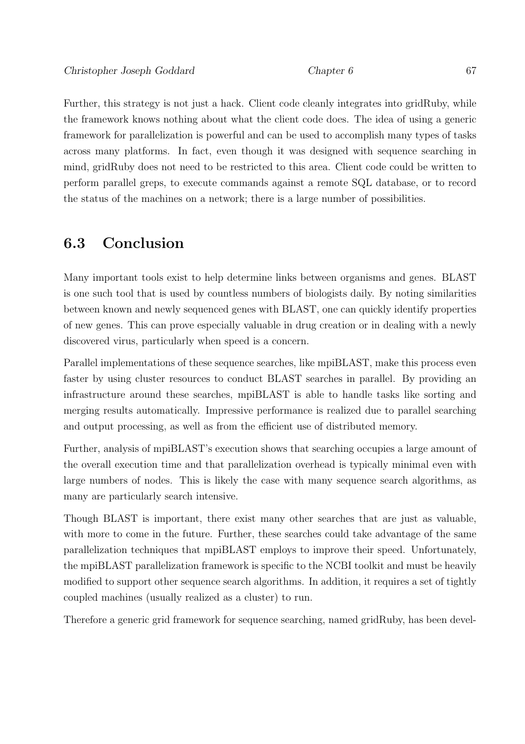Further, this strategy is not just a hack. Client code cleanly integrates into gridRuby, while the framework knows nothing about what the client code does. The idea of using a generic framework for parallelization is powerful and can be used to accomplish many types of tasks across many platforms. In fact, even though it was designed with sequence searching in mind, gridRuby does not need to be restricted to this area. Client code could be written to perform parallel greps, to execute commands against a remote SQL database, or to record the status of the machines on a network; there is a large number of possibilities.

## 6.3 Conclusion

Many important tools exist to help determine links between organisms and genes. BLAST is one such tool that is used by countless numbers of biologists daily. By noting similarities between known and newly sequenced genes with BLAST, one can quickly identify properties of new genes. This can prove especially valuable in drug creation or in dealing with a newly discovered virus, particularly when speed is a concern.

Parallel implementations of these sequence searches, like mpiBLAST, make this process even faster by using cluster resources to conduct BLAST searches in parallel. By providing an infrastructure around these searches, mpiBLAST is able to handle tasks like sorting and merging results automatically. Impressive performance is realized due to parallel searching and output processing, as well as from the efficient use of distributed memory.

Further, analysis of mpiBLAST's execution shows that searching occupies a large amount of the overall execution time and that parallelization overhead is typically minimal even with large numbers of nodes. This is likely the case with many sequence search algorithms, as many are particularly search intensive.

Though BLAST is important, there exist many other searches that are just as valuable, with more to come in the future. Further, these searches could take advantage of the same parallelization techniques that mpiBLAST employs to improve their speed. Unfortunately, the mpiBLAST parallelization framework is specific to the NCBI toolkit and must be heavily modified to support other sequence search algorithms. In addition, it requires a set of tightly coupled machines (usually realized as a cluster) to run.

Therefore a generic grid framework for sequence searching, named gridRuby, has been devel-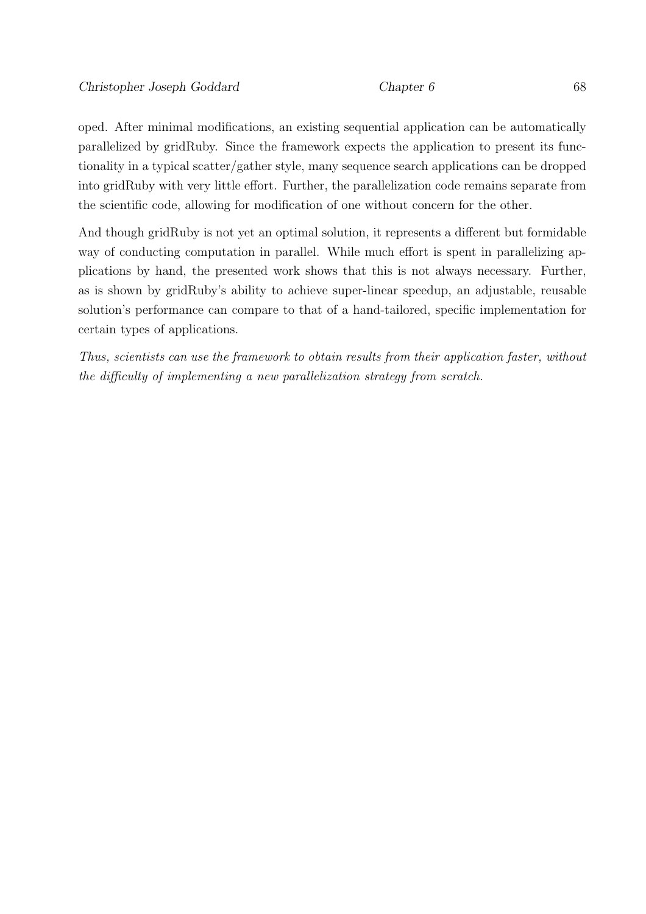oped. After minimal modifications, an existing sequential application can be automatically parallelized by gridRuby. Since the framework expects the application to present its functionality in a typical scatter/gather style, many sequence search applications can be dropped into gridRuby with very little effort. Further, the parallelization code remains separate from the scientific code, allowing for modification of one without concern for the other.

And though gridRuby is not yet an optimal solution, it represents a different but formidable way of conducting computation in parallel. While much effort is spent in parallelizing applications by hand, the presented work shows that this is not always necessary. Further, as is shown by gridRuby's ability to achieve super-linear speedup, an adjustable, reusable solution's performance can compare to that of a hand-tailored, specific implementation for certain types of applications.

*Thus, scientists can use the framework to obtain results from their application faster, without the difficulty of implementing a new parallelization strategy from scratch.*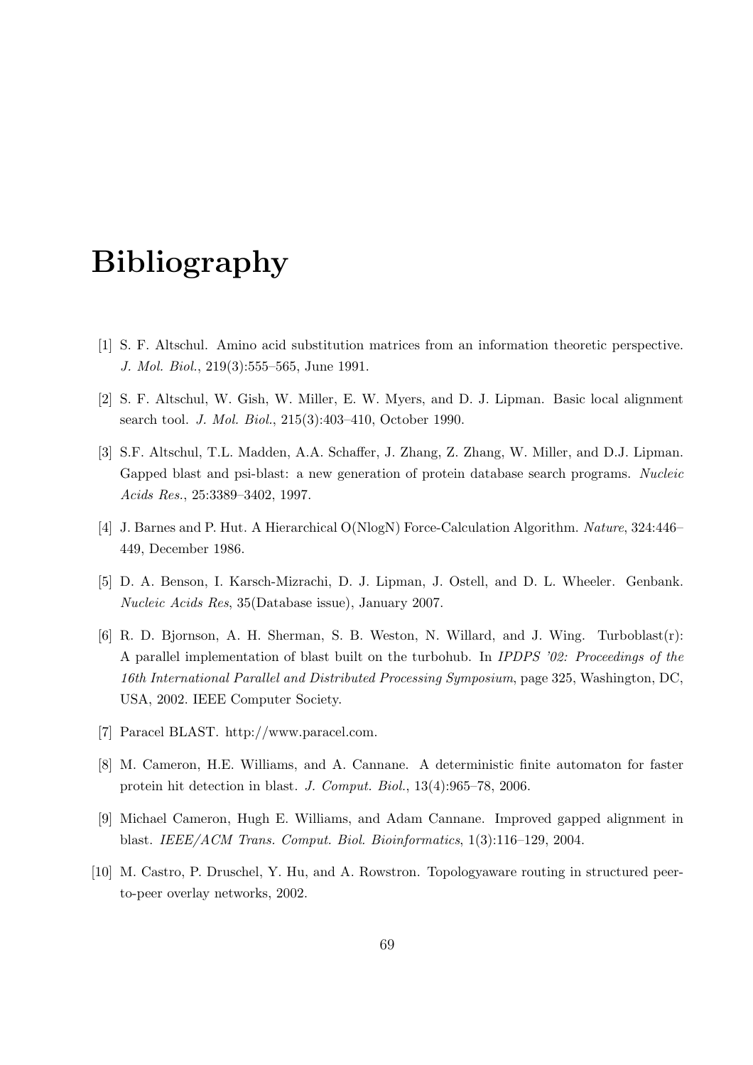# Bibliography

[1] S. F. Altschul. Amino acid substitution matrices from an information theoretic perspective. *J. Mol. Biol.*, 219(3):555–565, June 1991.

[2] S. F. Altschul, W. Gish, W. Miller, E. W. Myers, and D. J. Lipman. Basic local alignment search tool. *J. Mol. Biol.*, 215(3):403–410, October 1990.

[3] S.F. Altschul, T.L. Madden, A.A. Schaffer, J. Zhang, Z. Zhang, W. Miller, and D.J. Lipman. Gapped blast and psi-blast: a new generation of protein database search programs. *Nucleic Acids Res.*, 25:3389–3402, 1997.

[4] J. Barnes and P. Hut. A Hierarchical O(NlogN) Force-Calculation Algorithm. *Nature*, 324:446–449, December 1986.

[5] D. A. Benson, I. Karsch-Mizrachi, D. J. Lipman, J. Ostell, and D. L. Wheeler. Genbank. *Nucleic Acids Res*, 35(Database issue), January 2007.

[6] R. D. Bjornson, A. H. Sherman, S. B. Weston, N. Willard, and J. Wing. Turboblast(r): A parallel implementation of blast built on the turbohub. In *IPDPS '02: Proceedings of the 16th International Parallel and Distributed Processing Symposium*, page 325, Washington, DC, USA, 2002. IEEE Computer Society.

[7] Paracel BLAST. http://www.paracel.com.

[8] M. Cameron, H.E. Williams, and A. Cannane. A deterministic finite automaton for faster protein hit detection in blast. *J. Comput. Biol.*, 13(4):965–78, 2006.

[9] Michael Cameron, Hugh E. Williams, and Adam Cannane. Improved gapped alignment in blast. *IEEE/ACM Trans. Comput. Biol. Bioinformatics*, 1(3):116–129, 2004.

[10] M. Castro, P. Druschel, Y. Hu, and A. Rowstron. Topologyaware routing in structured peer-to-peer overlay networks, 2002.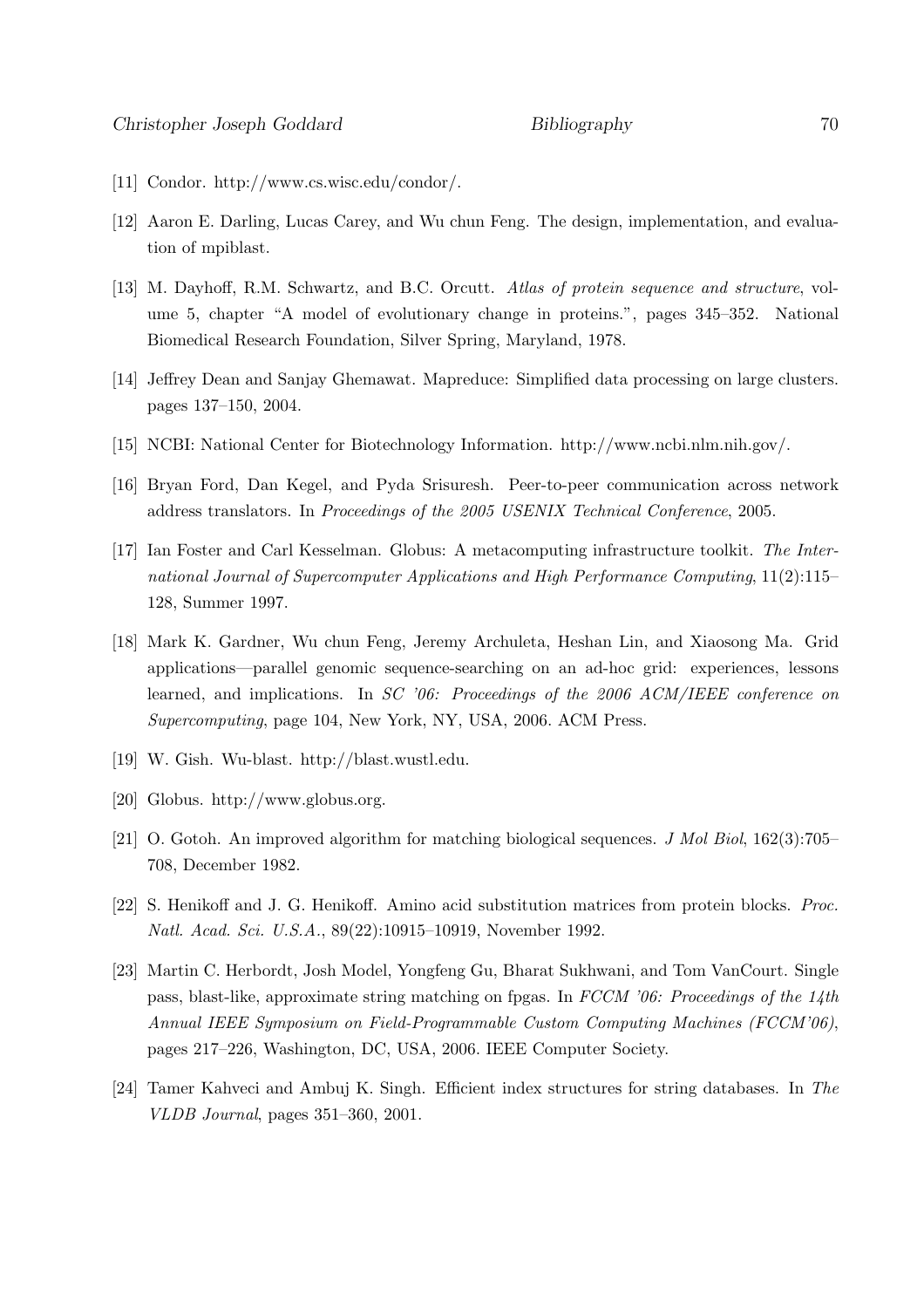[11] Condor. http://www.cs.wisc.edu/condor/.

[12] Aaron E. Darling, Lucas Carey, and Wu chun Feng. The design, implementation, and evaluation of mpiblast.

[13] M. Dayhoff, R.M. Schwartz, and B.C. Orcutt. *Atlas of protein sequence and structure*, volume 5, chapter "A model of evolutionary change in proteins.", pages 345–352. National Biomedical Research Foundation, Silver Spring, Maryland, 1978.

[14] Jeffrey Dean and Sanjay Ghemawat. Mapreduce: Simplified data processing on large clusters. pages 137–150, 2004.

[15] NCBI: National Center for Biotechnology Information. http://www.ncbi.nlm.nih.gov/.

[16] Bryan Ford, Dan Kegel, and Pyda Srisuresh. Peer-to-peer communication across network address translators. In *Proceedings of the 2005 USENIX Technical Conference*, 2005.

[17] Ian Foster and Carl Kesselman. Globus: A metacomputing infrastructure toolkit. *The International Journal of Supercomputer Applications and High Performance Computing*, 11(2):115–128, Summer 1997.

[18] Mark K. Gardner, Wu chun Feng, Jeremy Archuleta, Heshan Lin, and Xiaosong Ma. Grid applications—parallel genomic sequence-searching on an ad-hoc grid: experiences, lessons learned, and implications. In *SC '06: Proceedings of the 2006 ACM/IEEE conference on Supercomputing*, page 104, New York, NY, USA, 2006. ACM Press.

[19] W. Gish. Wu-blast. http://blast.wustl.edu.

[20] Globus. http://www.globus.org.

[21] O. Gotoh. An improved algorithm for matching biological sequences. *J Mol Biol*, 162(3):705–708, December 1982.

[22] S. Henikoff and J. G. Henikoff. Amino acid substitution matrices from protein blocks. *Proc. Natl. Acad. Sci. U.S.A.*, 89(22):10915–10919, November 1992.

[23] Martin C. Herbordt, Josh Model, Yongfeng Gu, Bharat Sukhwani, and Tom VanCourt. Single pass, blast-like, approximate string matching on fpgas. In *FCCM '06: Proceedings of the 14th Annual IEEE Symposium on Field-Programmable Custom Computing Machines (FCCM'06)*, pages 217–226, Washington, DC, USA, 2006. IEEE Computer Society.

[24] Tamer Kahveci and Ambuj K. Singh. Efficient index structures for string databases. In *The VLDB Journal*, pages 351–360, 2001.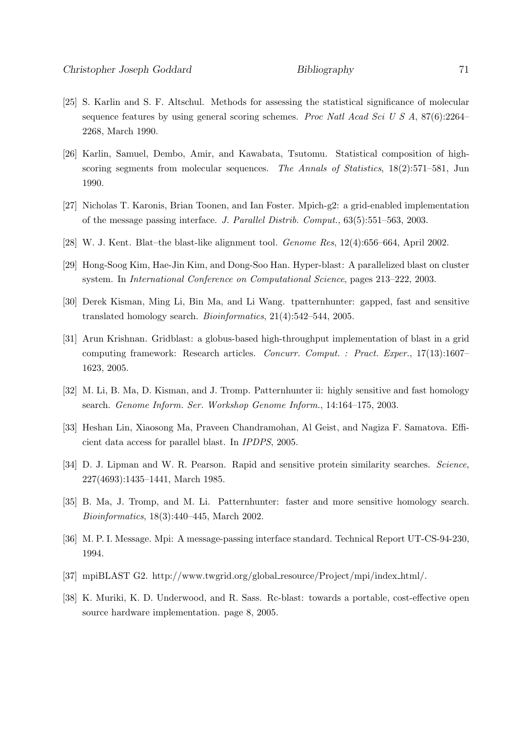[25] S. Karlin and S. F. Altschul. Methods for assessing the statistical significance of molecular sequence features by using general scoring schemes. *Proc Natl Acad Sci U S A*, 87(6):2264–2268, March 1990.

[26] Karlin, Samuel, Dembo, Amir, and Kawabata, Tsutomu. Statistical composition of high-scoring segments from molecular sequences. *The Annals of Statistics*, 18(2):571–581, Jun 1990.

[27] Nicholas T. Karonis, Brian Toonen, and Ian Foster. Mpich-g2: a grid-enabled implementation of the message passing interface. *J. Parallel Distrib. Comput.*, 63(5):551–563, 2003.

[28] W. J. Kent. Blat–the blast-like alignment tool. *Genome Res*, 12(4):656–664, April 2002.

[29] Hong-Soog Kim, Hae-Jin Kim, and Dong-Soo Han. Hyper-blast: A parallelized blast on cluster system. In *International Conference on Computational Science*, pages 213–222, 2003.

[30] Derek Kisman, Ming Li, Bin Ma, and Li Wang. tpatternhunter: gapped, fast and sensitive translated homology search. *Bioinformatics*, 21(4):542–544, 2005.

[31] Arun Krishnan. Gridblast: a globus-based high-throughput implementation of blast in a grid computing framework: Research articles. *Concurr. Comput. : Pract. Exper.*, 17(13):1607–1623, 2005.

[32] M. Li, B. Ma, D. Kisman, and J. Tromp. Patternhunter ii: highly sensitive and fast homology search. *Genome Inform. Ser. Workshop Genome Inform.*, 14:164–175, 2003.

[33] Heshan Lin, Xiaosong Ma, Praveen Chandramohan, Al Geist, and Nagiza F. Samatova. Efficient data access for parallel blast. In *IPDPS*, 2005.

[34] D. J. Lipman and W. R. Pearson. Rapid and sensitive protein similarity searches. *Science*, 227(4693):1435–1441, March 1985.

[35] B. Ma, J. Tromp, and M. Li. Patternhunter: faster and more sensitive homology search. *Bioinformatics*, 18(3):440–445, March 2002.

[36] M. P. I. Message. Mpi: A message-passing interface standard. Technical Report UT-CS-94-230, 1994.

[37] mpiBLAST G2. http://www.twgrid.org/global_resource/Project/mpi/index_html/.

[38] K. Muriki, K. D. Underwood, and R. Sass. Rc-blast: towards a portable, cost-effective open source hardware implementation. page 8, 2005.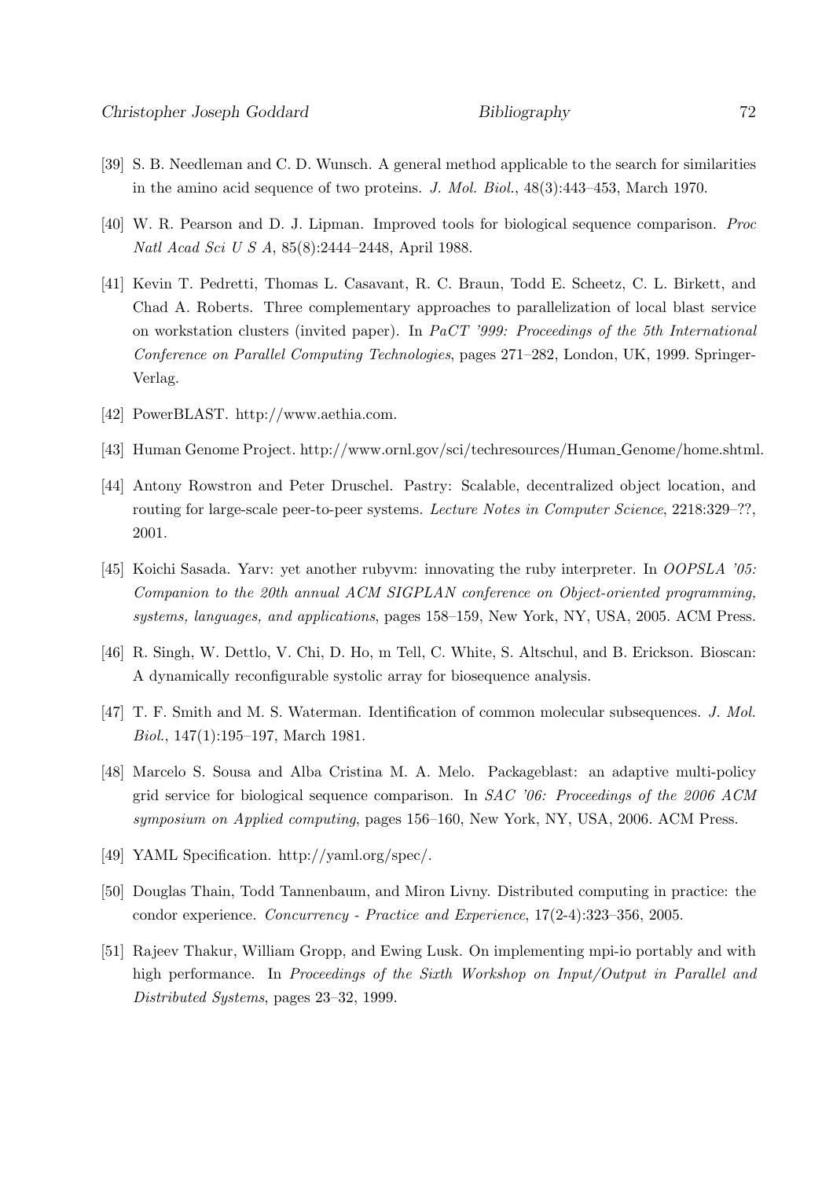[39] S. B. Needleman and C. D. Wunsch. A general method applicable to the search for similarities in the amino acid sequence of two proteins. *J. Mol. Biol.*, 48(3):443–453, March 1970.

[40] W. R. Pearson and D. J. Lipman. Improved tools for biological sequence comparison. *Proc Natl Acad Sci U S A*, 85(8):2444–2448, April 1988.

[41] Kevin T. Pedretti, Thomas L. Casavant, R. C. Braun, Todd E. Scheetz, C. L. Birkett, and Chad A. Roberts. Three complementary approaches to parallelization of local blast service on workstation clusters (invited paper). In *PaCT '999: Proceedings of the 5th International Conference on Parallel Computing Technologies*, pages 271–282, London, UK, 1999. Springer-Verlag.

[42] PowerBLAST. http://www.aethia.com.

[43] Human Genome Project. http://www.ornl.gov/sci/techresources/Human_Genome/home.shtml.

[44] Antony Rowstron and Peter Druschel. Pastry: Scalable, decentralized object location, and routing for large-scale peer-to-peer systems. *Lecture Notes in Computer Science*, 2218:329–??, 2001.

[45] Koichi Sasada. Yarv: yet another rubyvm: innovating the ruby interpreter. In *OOPSLA '05: Companion to the 20th annual ACM SIGPLAN conference on Object-oriented programming, systems, languages, and applications*, pages 158–159, New York, NY, USA, 2005. ACM Press.

[46] R. Singh, W. Dettlo, V. Chi, D. Ho, m Tell, C. White, S. Altschul, and B. Erickson. Bioscan: A dynamically reconfigurable systolic array for biosequence analysis.

[47] T. F. Smith and M. S. Waterman. Identification of common molecular subsequences. *J. Mol. Biol.*, 147(1):195–197, March 1981.

[48] Marcelo S. Sousa and Alba Cristina M. A. Melo. Packageblast: an adaptive multi-policy grid service for biological sequence comparison. In *SAC '06: Proceedings of the 2006 ACM symposium on Applied computing*, pages 156–160, New York, NY, USA, 2006. ACM Press.

[49] YAML Specification. http://yaml.org/spec/.

[50] Douglas Thain, Todd Tannenbaum, and Miron Livny. Distributed computing in practice: the condor experience. *Concurrency - Practice and Experience*, 17(2-4):323–356, 2005.

[51] Rajeev Thakur, William Gropp, and Ewing Lusk. On implementing mpi-io portably and with high performance. In *Proceedings of the Sixth Workshop on Input/Output in Parallel and Distributed Systems*, pages 23–32, 1999.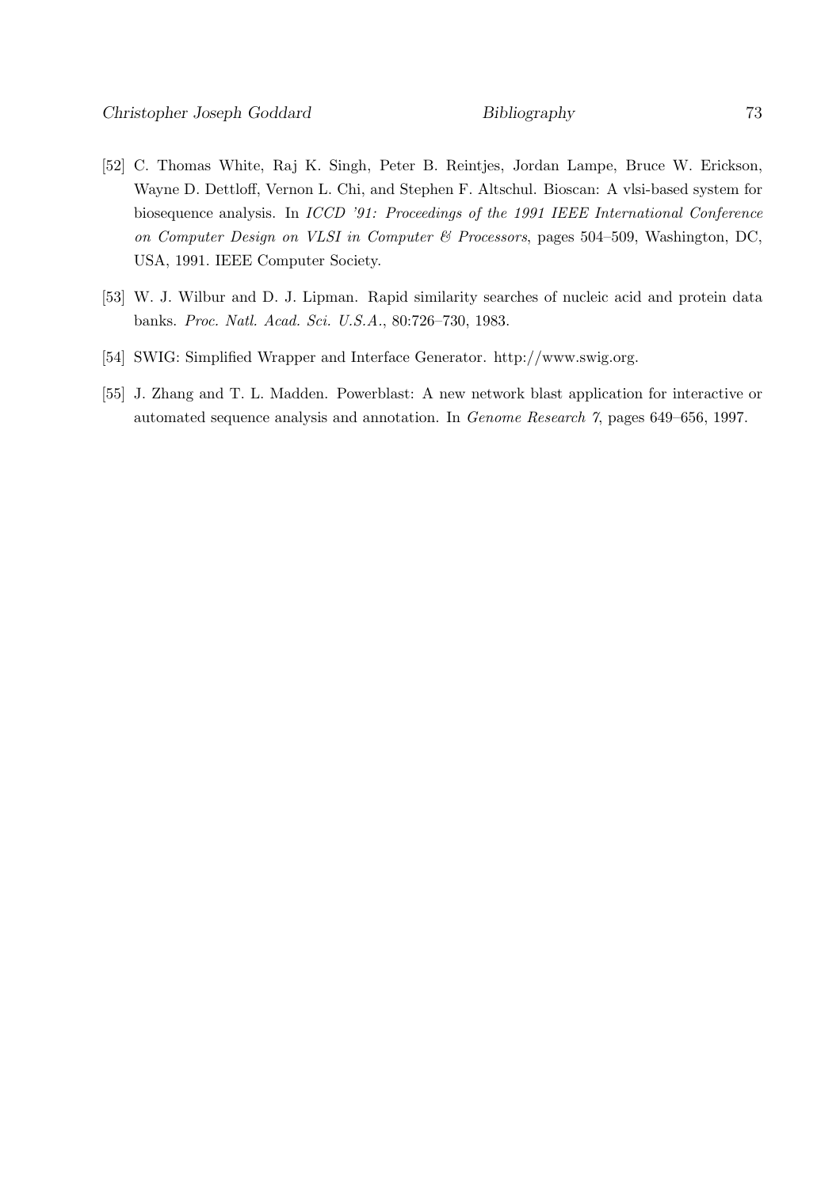[52] C. Thomas White, Raj K. Singh, Peter B. Reintjes, Jordan Lampe, Bruce W. Erickson, Wayne D. Dettloff, Vernon L. Chi, and Stephen F. Altschul. Bioscan: A vlsi-based system for biosequence analysis. In *ICCD '91: Proceedings of the 1991 IEEE International Conference on Computer Design on VLSI in Computer & Processors*, pages 504–509, Washington, DC, USA, 1991. IEEE Computer Society.

[53] W. J. Wilbur and D. J. Lipman. Rapid similarity searches of nucleic acid and protein data banks. *Proc. Natl. Acad. Sci. U.S.A.*, 80:726–730, 1983.

[54] SWIG: Simplified Wrapper and Interface Generator. http://www.swig.org.

[55] J. Zhang and T. L. Madden. Powerblast: A new network blast application for interactive or automated sequence analysis and annotation. In *Genome Research 7*, pages 649–656, 1997.